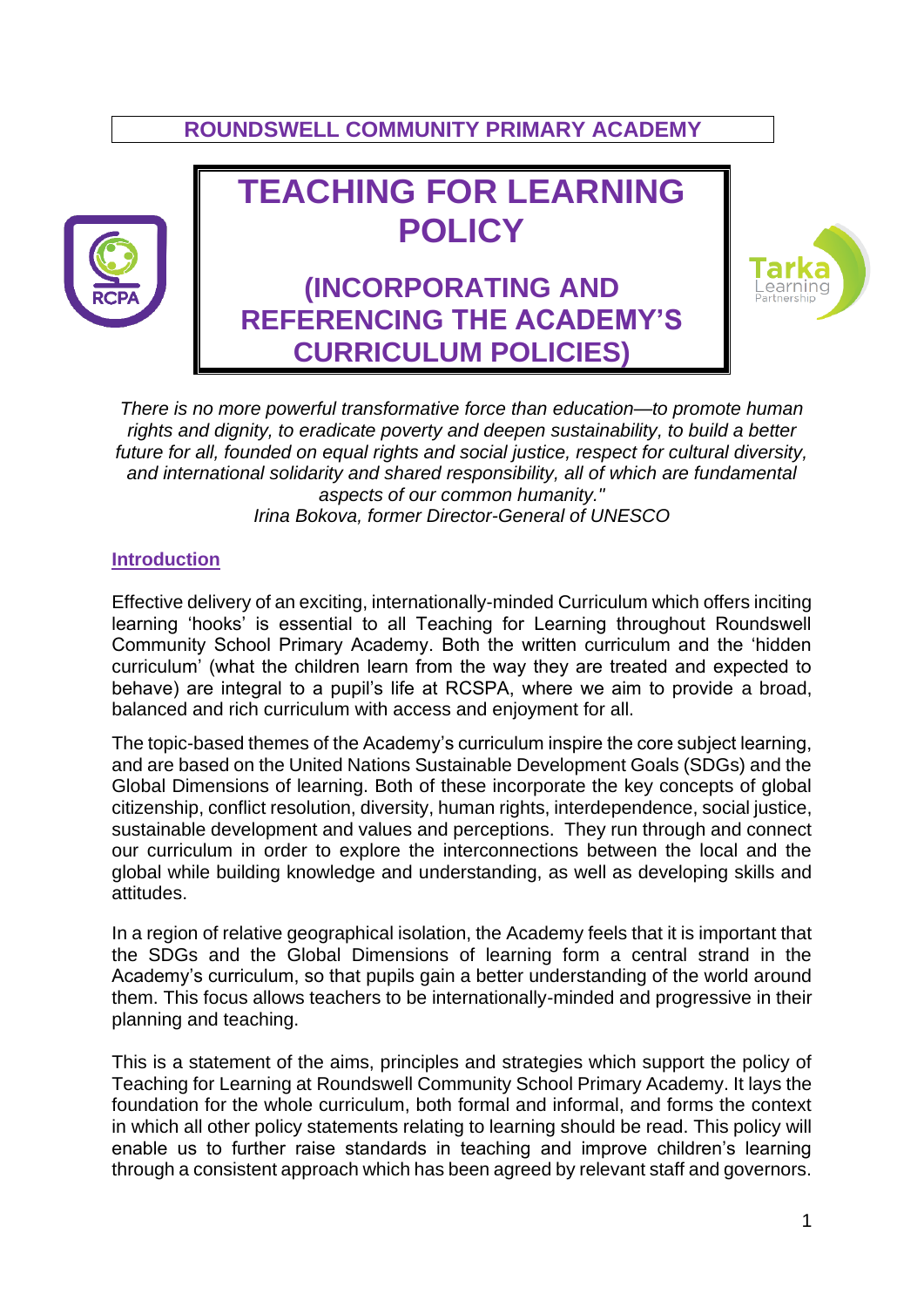**ROUNDSWELL COMMUNITY PRIMARY ACADEMY**

# TEACHING FOR LEARNING POLICY

## (INCORPORATING AND REFERENCING THE ACADEMY'S CURRICULUM POLICIES)

*There is no more powerful transformative force than education—to promote human rights and dignity, to eradicate poverty and deepen sustainability, to build a better future for all, founded on equal rights and social justice, respect for cultural diversity, and international solidarity and shared responsibility, all of which are fundamental aspects of our common humanity."*
*Irina Bokova, former Director-General of UNESCO*

### Introduction

Effective delivery of an exciting, internationally-minded Curriculum which offers inciting learning 'hooks' is essential to all Teaching for Learning throughout Roundswell Community School Primary Academy. Both the written curriculum and the 'hidden curriculum' (what the children learn from the way they are treated and expected to behave) are integral to a pupil's life at RCSPA, where we aim to provide a broad, balanced and rich curriculum with access and enjoyment for all.

The topic-based themes of the Academy's curriculum inspire the core subject learning, and are based on the United Nations Sustainable Development Goals (SDGs) and the Global Dimensions of learning. Both of these incorporate the key concepts of global citizenship, conflict resolution, diversity, human rights, interdependence, social justice, sustainable development and values and perceptions. They run through and connect our curriculum in order to explore the interconnections between the local and the global while building knowledge and understanding, as well as developing skills and attitudes.

In a region of relative geographical isolation, the Academy feels that it is important that the SDGs and the Global Dimensions of learning form a central strand in the Academy's curriculum, so that pupils gain a better understanding of the world around them. This focus allows teachers to be internationally-minded and progressive in their planning and teaching.

This is a statement of the aims, principles and strategies which support the policy of Teaching for Learning at Roundswell Community School Primary Academy. It lays the foundation for the whole curriculum, both formal and informal, and forms the context in which all other policy statements relating to learning should be read. This policy will enable us to further raise standards in teaching and improve children's learning through a consistent approach which has been agreed by relevant staff and governors.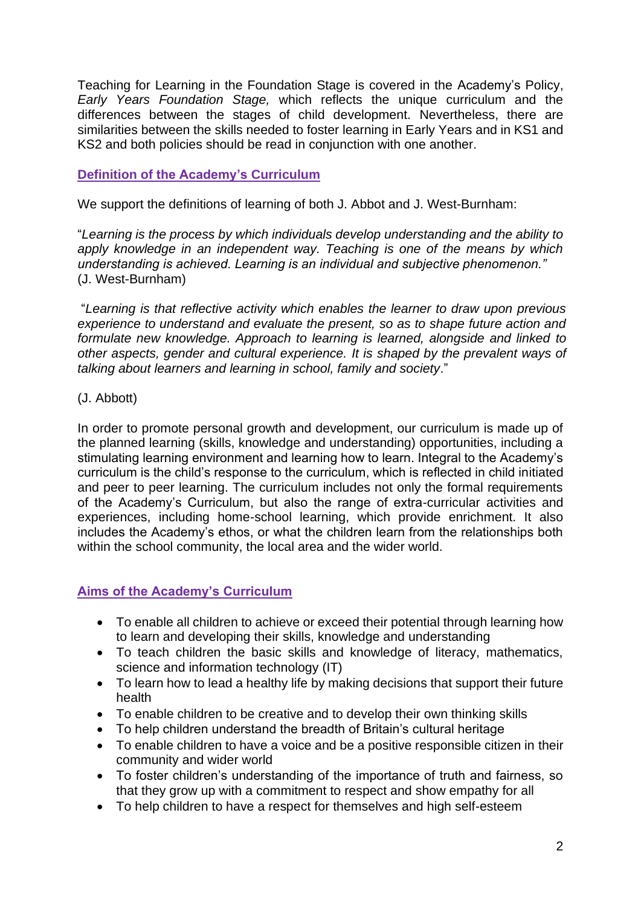Teaching for Learning in the Foundation Stage is covered in the Academy's Policy, *Early Years Foundation Stage,* which reflects the unique curriculum and the differences between the stages of child development. Nevertheless, there are similarities between the skills needed to foster learning in Early Years and in KS1 and KS2 and both policies should be read in conjunction with one another.

## Definition of the Academy's Curriculum

We support the definitions of learning of both J. Abbot and J. West-Burnham:

"*Learning is the process by which individuals develop understanding and the ability to apply knowledge in an independent way. Teaching is one of the means by which understanding is achieved. Learning is an individual and subjective phenomenon."* (J. West-Burnham)

"*Learning is that reflective activity which enables the learner to draw upon previous experience to understand and evaluate the present, so as to shape future action and formulate new knowledge. Approach to learning is learned, alongside and linked to other aspects, gender and cultural experience. It is shaped by the prevalent ways of talking about learners and learning in school, family and society*."

(J. Abbott)

In order to promote personal growth and development, our curriculum is made up of the planned learning (skills, knowledge and understanding) opportunities, including a stimulating learning environment and learning how to learn. Integral to the Academy's curriculum is the child's response to the curriculum, which is reflected in child initiated and peer to peer learning. The curriculum includes not only the formal requirements of the Academy's Curriculum, but also the range of extra-curricular activities and experiences, including home-school learning, which provide enrichment. It also includes the Academy's ethos, or what the children learn from the relationships both within the school community, the local area and the wider world.

## Aims of the Academy's Curriculum

- To enable all children to achieve or exceed their potential through learning how to learn and developing their skills, knowledge and understanding
- To teach children the basic skills and knowledge of literacy, mathematics, science and information technology (IT)
- To learn how to lead a healthy life by making decisions that support their future health
- To enable children to be creative and to develop their own thinking skills
- To help children understand the breadth of Britain's cultural heritage
- To enable children to have a voice and be a positive responsible citizen in their community and wider world
- To foster children's understanding of the importance of truth and fairness, so that they grow up with a commitment to respect and show empathy for all
- To help children to have a respect for themselves and high self-esteem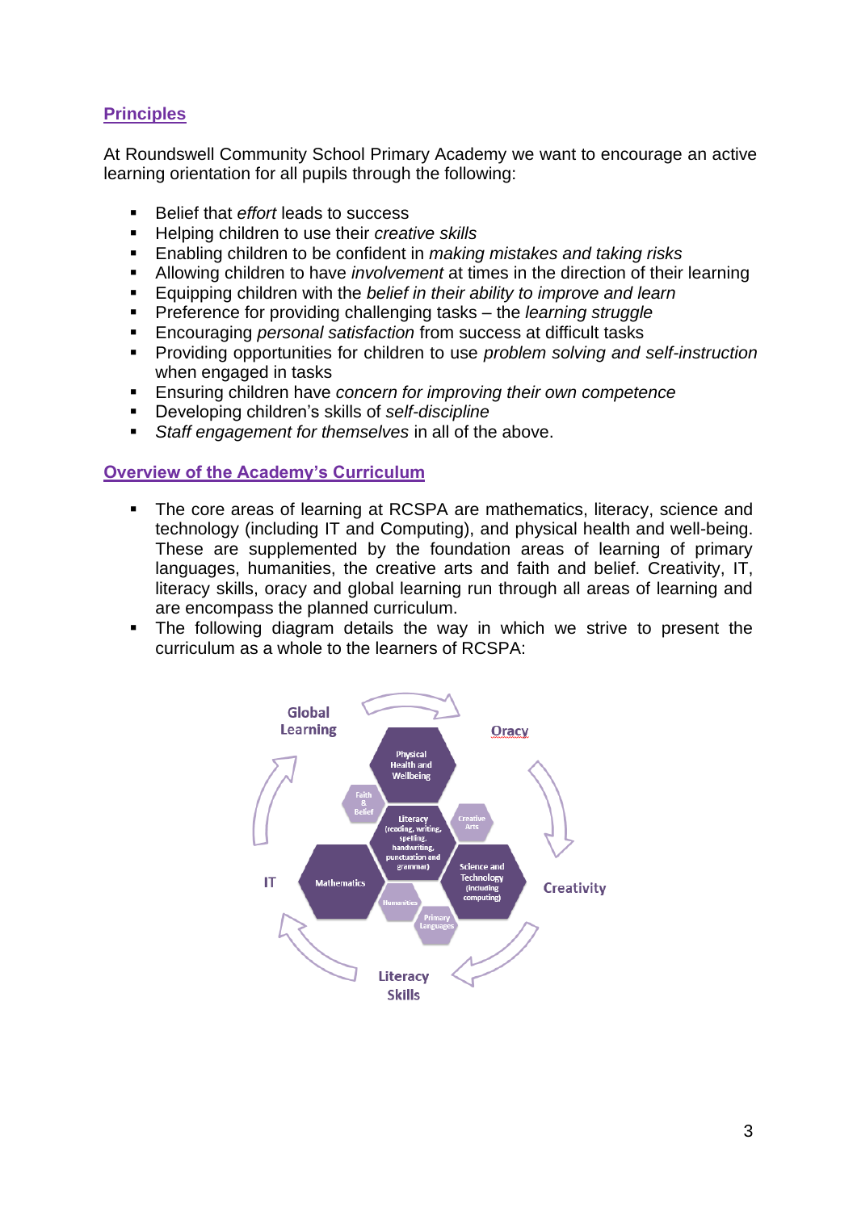## Principles

At Roundswell Community School Primary Academy we want to encourage an active learning orientation for all pupils through the following:

- Belief that *effort* leads to success
- Helping children to use their *creative skills*
- Enabling children to be confident in *making mistakes and taking risks*
- Allowing children to have *involvement* at times in the direction of their learning
- Equipping children with the *belief in their ability to improve and learn*
- Preference for providing challenging tasks – the *learning struggle*
- Encouraging *personal satisfaction* from success at difficult tasks
- Providing opportunities for children to use *problem solving and self-instruction* when engaged in tasks
- Ensuring children have *concern for improving their own competence*
- Developing children's skills of *self-discipline*
- *Staff engagement for themselves* in all of the above.

## Overview of the Academy's Curriculum

- The core areas of learning at RCSPA are mathematics, literacy, science and technology (including IT and Computing), and physical health and well-being. These are supplemented by the foundation areas of learning of primary languages, humanities, the creative arts and faith and belief. Creativity, IT, literacy skills, oracy and global learning run through all areas of learning and are encompass the planned curriculum.
- The following diagram details the way in which we strive to present the curriculum as a whole to the learners of RCSPA:

Global Learning
Oracy
Creativity
Literacy Skills
IT

Physical Health and Wellbeing
Faith & Belief
Literacy (reading, writing, spelling, handwriting, punctuation and grammar)
Creative Arts
Mathematics
Science and Technology (including computing)
Humanities
Primary Languages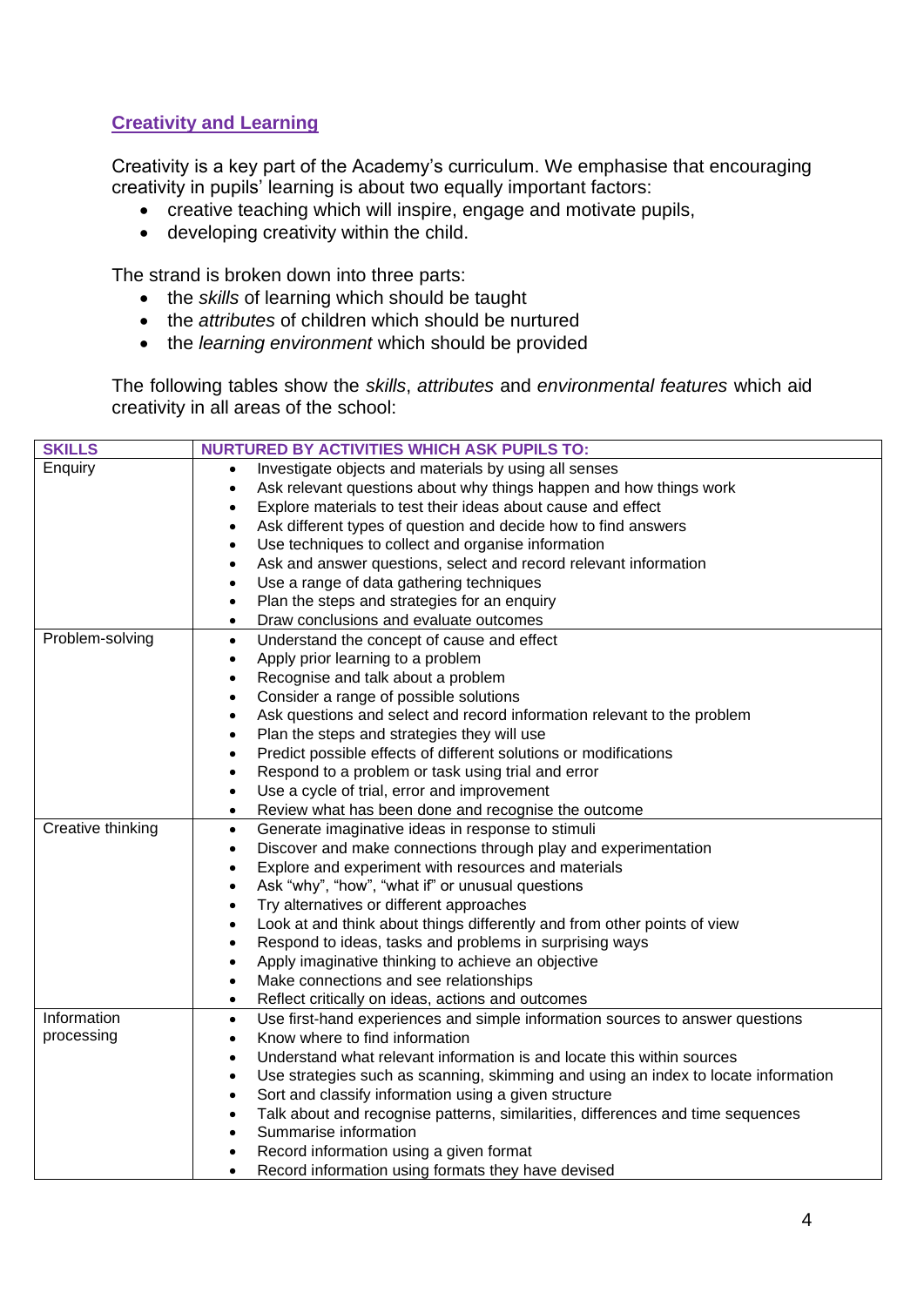## Creativity and Learning

Creativity is a key part of the Academy's curriculum. We emphasise that encouraging creativity in pupils' learning is about two equally important factors:

- creative teaching which will inspire, engage and motivate pupils,
- developing creativity within the child.

The strand is broken down into three parts:

- the *skills* of learning which should be taught
- the *attributes* of children which should be nurtured
- the *learning environment* which should be provided

The following tables show the *skills*, *attributes* and *environmental features* which aid creativity in all areas of the school:

| SKILLS | NURTURED BY ACTIVITIES WHICH ASK PUPILS TO: |
|---|---|
| Enquiry | • Investigate objects and materials by using all senses<br>• Ask relevant questions about why things happen and how things work<br>• Explore materials to test their ideas about cause and effect<br>• Ask different types of question and decide how to find answers<br>• Use techniques to collect and organise information<br>• Ask and answer questions, select and record relevant information<br>• Use a range of data gathering techniques<br>• Plan the steps and strategies for an enquiry<br>• Draw conclusions and evaluate outcomes |
| Problem-solving | • Understand the concept of cause and effect<br>• Apply prior learning to a problem<br>• Recognise and talk about a problem<br>• Consider a range of possible solutions<br>• Ask questions and select and record information relevant to the problem<br>• Plan the steps and strategies they will use<br>• Predict possible effects of different solutions or modifications<br>• Respond to a problem or task using trial and error<br>• Use a cycle of trial, error and improvement<br>• Review what has been done and recognise the outcome |
| Creative thinking | • Generate imaginative ideas in response to stimuli<br>• Discover and make connections through play and experimentation<br>• Explore and experiment with resources and materials<br>• Ask "why", "how", "what if" or unusual questions<br>• Try alternatives or different approaches<br>• Look at and think about things differently and from other points of view<br>• Respond to ideas, tasks and problems in surprising ways<br>• Apply imaginative thinking to achieve an objective<br>• Make connections and see relationships<br>• Reflect critically on ideas, actions and outcomes |
| Information processing | • Use first-hand experiences and simple information sources to answer questions<br>• Know where to find information<br>• Understand what relevant information is and locate this within sources<br>• Use strategies such as scanning, skimming and using an index to locate information<br>• Sort and classify information using a given structure<br>• Talk about and recognise patterns, similarities, differences and time sequences<br>• Summarise information<br>• Record information using a given format<br>• Record information using formats they have devised |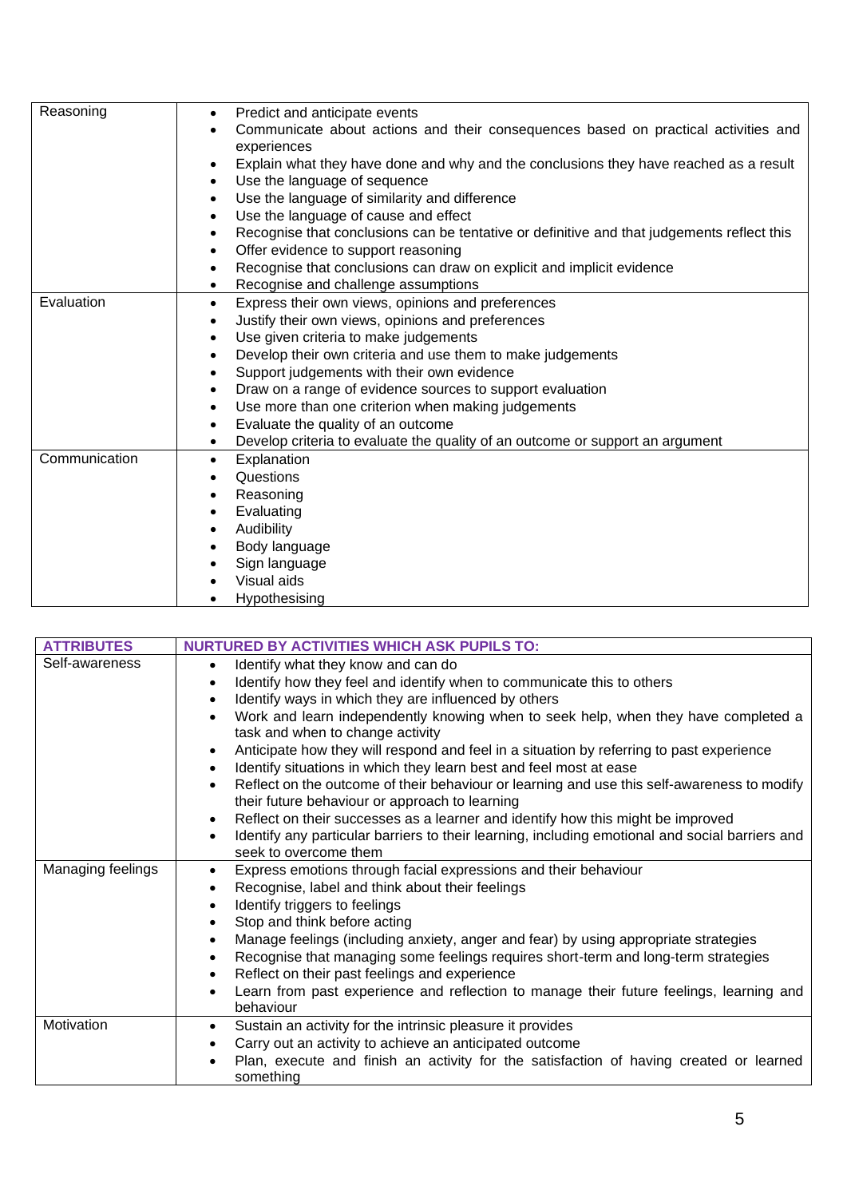| | |
|---|---|
| Reasoning | • Predict and anticipate events<br>• Communicate about actions and their consequences based on practical activities and experiences<br>• Explain what they have done and why and the conclusions they have reached as a result<br>• Use the language of sequence<br>• Use the language of similarity and difference<br>• Use the language of cause and effect<br>• Recognise that conclusions can be tentative or definitive and that judgements reflect this<br>• Offer evidence to support reasoning<br>• Recognise that conclusions can draw on explicit and implicit evidence<br>• Recognise and challenge assumptions |
| Evaluation | • Express their own views, opinions and preferences<br>• Justify their own views, opinions and preferences<br>• Use given criteria to make judgements<br>• Develop their own criteria and use them to make judgements<br>• Support judgements with their own evidence<br>• Draw on a range of evidence sources to support evaluation<br>• Use more than one criterion when making judgements<br>• Evaluate the quality of an outcome<br>• Develop criteria to evaluate the quality of an outcome or support an argument |
| Communication | • Explanation<br>• Questions<br>• Reasoning<br>• Evaluating<br>• Audibility<br>• Body language<br>• Sign language<br>• Visual aids<br>• Hypothesising |

| ATTRIBUTES | NURTURED BY ACTIVITIES WHICH ASK PUPILS TO: |
|---|---|
| Self-awareness | • Identify what they know and can do<br>• Identify how they feel and identify when to communicate this to others<br>• Identify ways in which they are influenced by others<br>• Work and learn independently knowing when to seek help, when they have completed a task and when to change activity<br>• Anticipate how they will respond and feel in a situation by referring to past experience<br>• Identify situations in which they learn best and feel most at ease<br>• Reflect on the outcome of their behaviour or learning and use this self-awareness to modify their future behaviour or approach to learning<br>• Reflect on their successes as a learner and identify how this might be improved<br>• Identify any particular barriers to their learning, including emotional and social barriers and seek to overcome them |
| Managing feelings | • Express emotions through facial expressions and their behaviour<br>• Recognise, label and think about their feelings<br>• Identify triggers to feelings<br>• Stop and think before acting<br>• Manage feelings (including anxiety, anger and fear) by using appropriate strategies<br>• Recognise that managing some feelings requires short-term and long-term strategies<br>• Reflect on their past feelings and experience<br>• Learn from past experience and reflection to manage their future feelings, learning and behaviour |
| Motivation | • Sustain an activity for the intrinsic pleasure it provides<br>• Carry out an activity to achieve an anticipated outcome<br>• Plan, execute and finish an activity for the satisfaction of having created or learned something |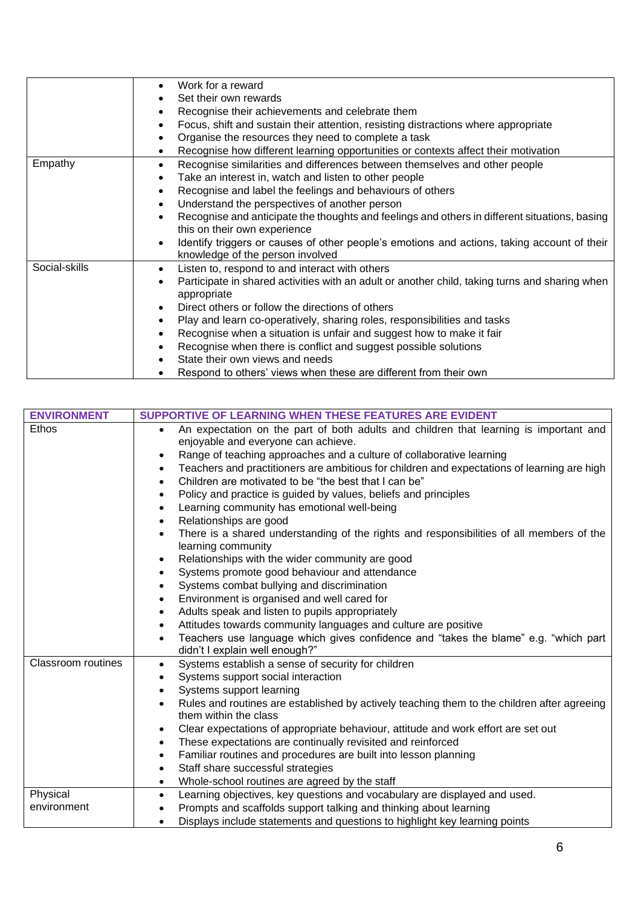| | |
|---|---|
| | • Work for a reward<br>• Set their own rewards<br>• Recognise their achievements and celebrate them<br>• Focus, shift and sustain their attention, resisting distractions where appropriate<br>• Organise the resources they need to complete a task<br>• Recognise how different learning opportunities or contexts affect their motivation |
| Empathy | • Recognise similarities and differences between themselves and other people<br>• Take an interest in, watch and listen to other people<br>• Recognise and label the feelings and behaviours of others<br>• Understand the perspectives of another person<br>• Recognise and anticipate the thoughts and feelings and others in different situations, basing this on their own experience<br>• Identify triggers or causes of other people's emotions and actions, taking account of their knowledge of the person involved |
| Social-skills | • Listen to, respond to and interact with others<br>• Participate in shared activities with an adult or another child, taking turns and sharing when appropriate<br>• Direct others or follow the directions of others<br>• Play and learn co-operatively, sharing roles, responsibilities and tasks<br>• Recognise when a situation is unfair and suggest how to make it fair<br>• Recognise when there is conflict and suggest possible solutions<br>• State their own views and needs<br>• Respond to others' views when these are different from their own |

| **ENVIRONMENT** | **SUPPORTIVE OF LEARNING WHEN THESE FEATURES ARE EVIDENT** |
|---|---|
| Ethos | • An expectation on the part of both adults and children that learning is important and enjoyable and everyone can achieve.<br>• Range of teaching approaches and a culture of collaborative learning<br>• Teachers and practitioners are ambitious for children and expectations of learning are high<br>• Children are motivated to be "the best that I can be"<br>• Policy and practice is guided by values, beliefs and principles<br>• Learning community has emotional well-being<br>• Relationships are good<br>• There is a shared understanding of the rights and responsibilities of all members of the learning community<br>• Relationships with the wider community are good<br>• Systems promote good behaviour and attendance<br>• Systems combat bullying and discrimination<br>• Environment is organised and well cared for<br>• Adults speak and listen to pupils appropriately<br>• Attitudes towards community languages and culture are positive<br>• Teachers use language which gives confidence and "takes the blame" e.g. "which part didn't I explain well enough?" |
| Classroom routines | • Systems establish a sense of security for children<br>• Systems support social interaction<br>• Systems support learning<br>• Rules and routines are established by actively teaching them to the children after agreeing them within the class<br>• Clear expectations of appropriate behaviour, attitude and work effort are set out<br>• These expectations are continually revisited and reinforced<br>• Familiar routines and procedures are built into lesson planning<br>• Staff share successful strategies<br>• Whole-school routines are agreed by the staff |
| Physical environment | • Learning objectives, key questions and vocabulary are displayed and used.<br>• Prompts and scaffolds support talking and thinking about learning<br>• Displays include statements and questions to highlight key learning points |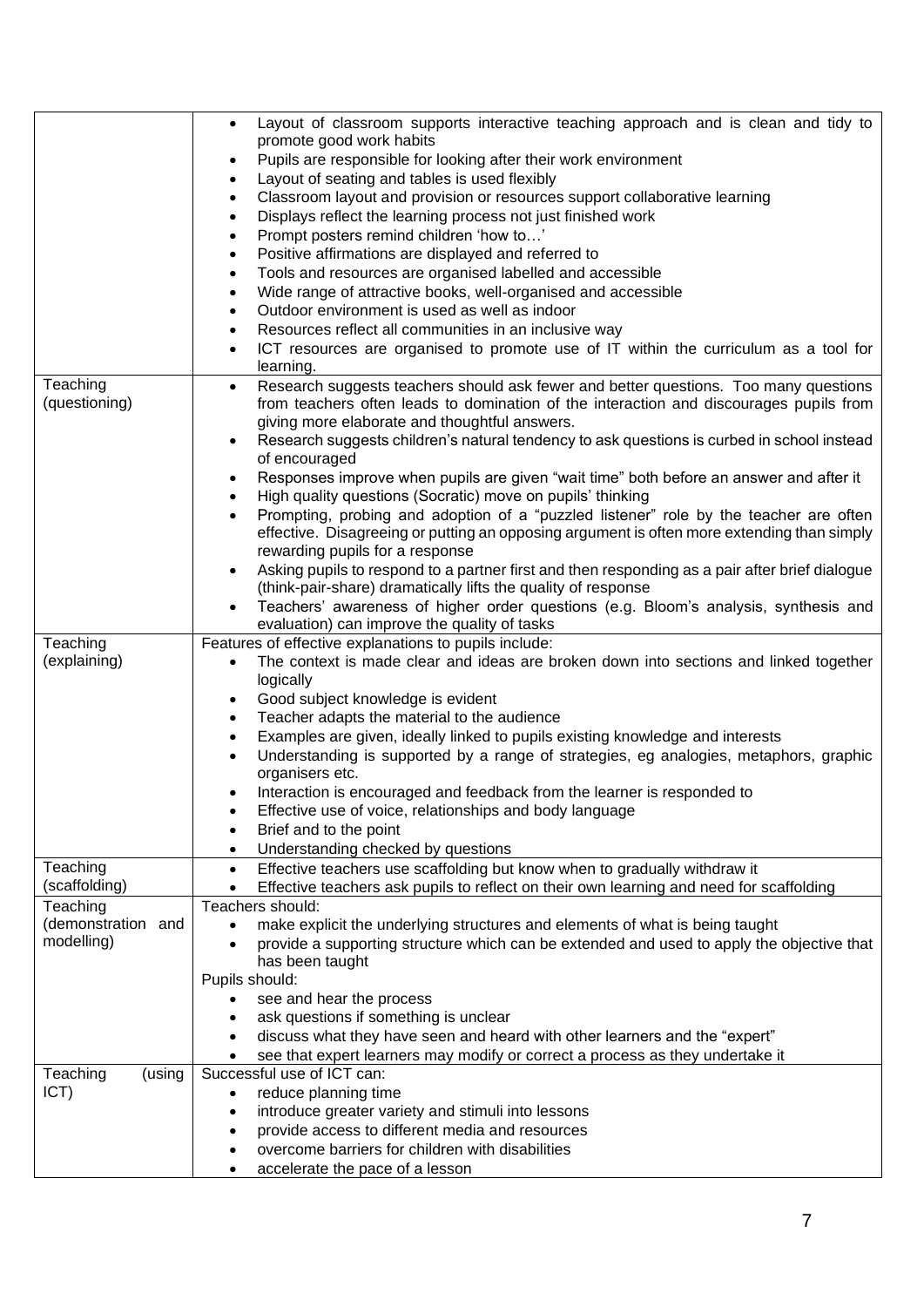| | |
|---|---|
| | • Layout of classroom supports interactive teaching approach and is clean and tidy to promote good work habits<br>• Pupils are responsible for looking after their work environment<br>• Layout of seating and tables is used flexibly<br>• Classroom layout and provision or resources support collaborative learning<br>• Displays reflect the learning process not just finished work<br>• Prompt posters remind children 'how to…'<br>• Positive affirmations are displayed and referred to<br>• Tools and resources are organised labelled and accessible<br>• Wide range of attractive books, well-organised and accessible<br>• Outdoor environment is used as well as indoor<br>• Resources reflect all communities in an inclusive way<br>• ICT resources are organised to promote use of IT within the curriculum as a tool for learning. |
| Teaching (questioning) | • Research suggests teachers should ask fewer and better questions. Too many questions from teachers often leads to domination of the interaction and discourages pupils from giving more elaborate and thoughtful answers.<br>• Research suggests children's natural tendency to ask questions is curbed in school instead of encouraged<br>• Responses improve when pupils are given "wait time" both before an answer and after it<br>• High quality questions (Socratic) move on pupils' thinking<br>• Prompting, probing and adoption of a "puzzled listener" role by the teacher are often effective. Disagreeing or putting an opposing argument is often more extending than simply rewarding pupils for a response<br>• Asking pupils to respond to a partner first and then responding as a pair after brief dialogue (think-pair-share) dramatically lifts the quality of response<br>• Teachers' awareness of higher order questions (e.g. Bloom's analysis, synthesis and evaluation) can improve the quality of tasks |
| Teaching (explaining) | Features of effective explanations to pupils include:<br>• The context is made clear and ideas are broken down into sections and linked together logically<br>• Good subject knowledge is evident<br>• Teacher adapts the material to the audience<br>• Examples are given, ideally linked to pupils existing knowledge and interests<br>• Understanding is supported by a range of strategies, eg analogies, metaphors, graphic organisers etc.<br>• Interaction is encouraged and feedback from the learner is responded to<br>• Effective use of voice, relationships and body language<br>• Brief and to the point<br>• Understanding checked by questions |
| Teaching (scaffolding) | • Effective teachers use scaffolding but know when to gradually withdraw it<br>• Effective teachers ask pupils to reflect on their own learning and need for scaffolding |
| Teaching (demonstration and modelling) | Teachers should:<br>• make explicit the underlying structures and elements of what is being taught<br>• provide a supporting structure which can be extended and used to apply the objective that has been taught<br>Pupils should:<br>• see and hear the process<br>• ask questions if something is unclear<br>• discuss what they have seen and heard with other learners and the "expert"<br>• see that expert learners may modify or correct a process as they undertake it |
| Teaching (using ICT) | Successful use of ICT can:<br>• reduce planning time<br>• introduce greater variety and stimuli into lessons<br>• provide access to different media and resources<br>• overcome barriers for children with disabilities<br>• accelerate the pace of a lesson |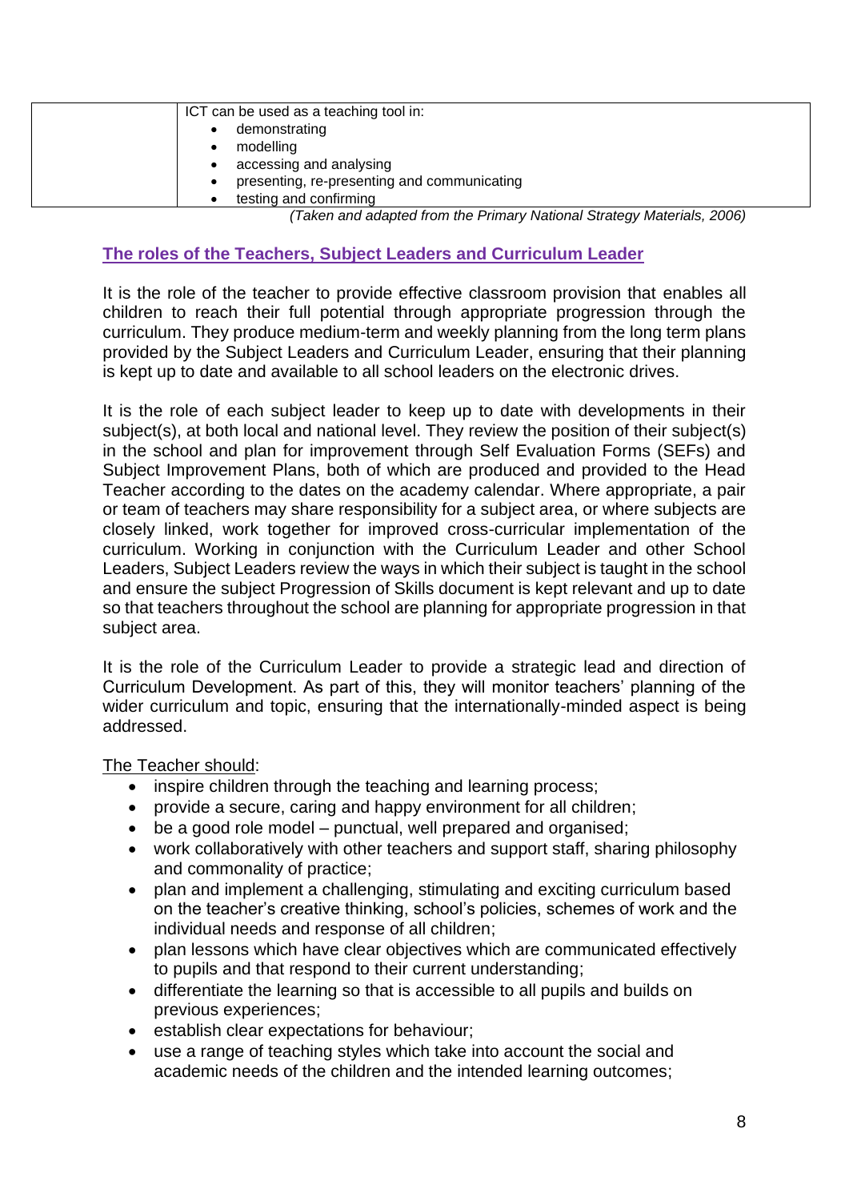|  | ICT can be used as a teaching tool in:<br>• demonstrating<br>• modelling<br>• accessing and analysing<br>• presenting, re-presenting and communicating<br>• testing and confirming |
|---|---|

*(Taken and adapted from the Primary National Strategy Materials, 2006)*

## The roles of the Teachers, Subject Leaders and Curriculum Leader

It is the role of the teacher to provide effective classroom provision that enables all children to reach their full potential through appropriate progression through the curriculum. They produce medium-term and weekly planning from the long term plans provided by the Subject Leaders and Curriculum Leader, ensuring that their planning is kept up to date and available to all school leaders on the electronic drives.

It is the role of each subject leader to keep up to date with developments in their subject(s), at both local and national level. They review the position of their subject(s) in the school and plan for improvement through Self Evaluation Forms (SEFs) and Subject Improvement Plans, both of which are produced and provided to the Head Teacher according to the dates on the academy calendar. Where appropriate, a pair or team of teachers may share responsibility for a subject area, or where subjects are closely linked, work together for improved cross-curricular implementation of the curriculum. Working in conjunction with the Curriculum Leader and other School Leaders, Subject Leaders review the ways in which their subject is taught in the school and ensure the subject Progression of Skills document is kept relevant and up to date so that teachers throughout the school are planning for appropriate progression in that subject area.

It is the role of the Curriculum Leader to provide a strategic lead and direction of Curriculum Development. As part of this, they will monitor teachers' planning of the wider curriculum and topic, ensuring that the internationally-minded aspect is being addressed.

The Teacher should:

- inspire children through the teaching and learning process;
- provide a secure, caring and happy environment for all children;
- be a good role model – punctual, well prepared and organised;
- work collaboratively with other teachers and support staff, sharing philosophy and commonality of practice;
- plan and implement a challenging, stimulating and exciting curriculum based on the teacher's creative thinking, school's policies, schemes of work and the individual needs and response of all children;
- plan lessons which have clear objectives which are communicated effectively to pupils and that respond to their current understanding;
- differentiate the learning so that is accessible to all pupils and builds on previous experiences;
- establish clear expectations for behaviour;
- use a range of teaching styles which take into account the social and academic needs of the children and the intended learning outcomes;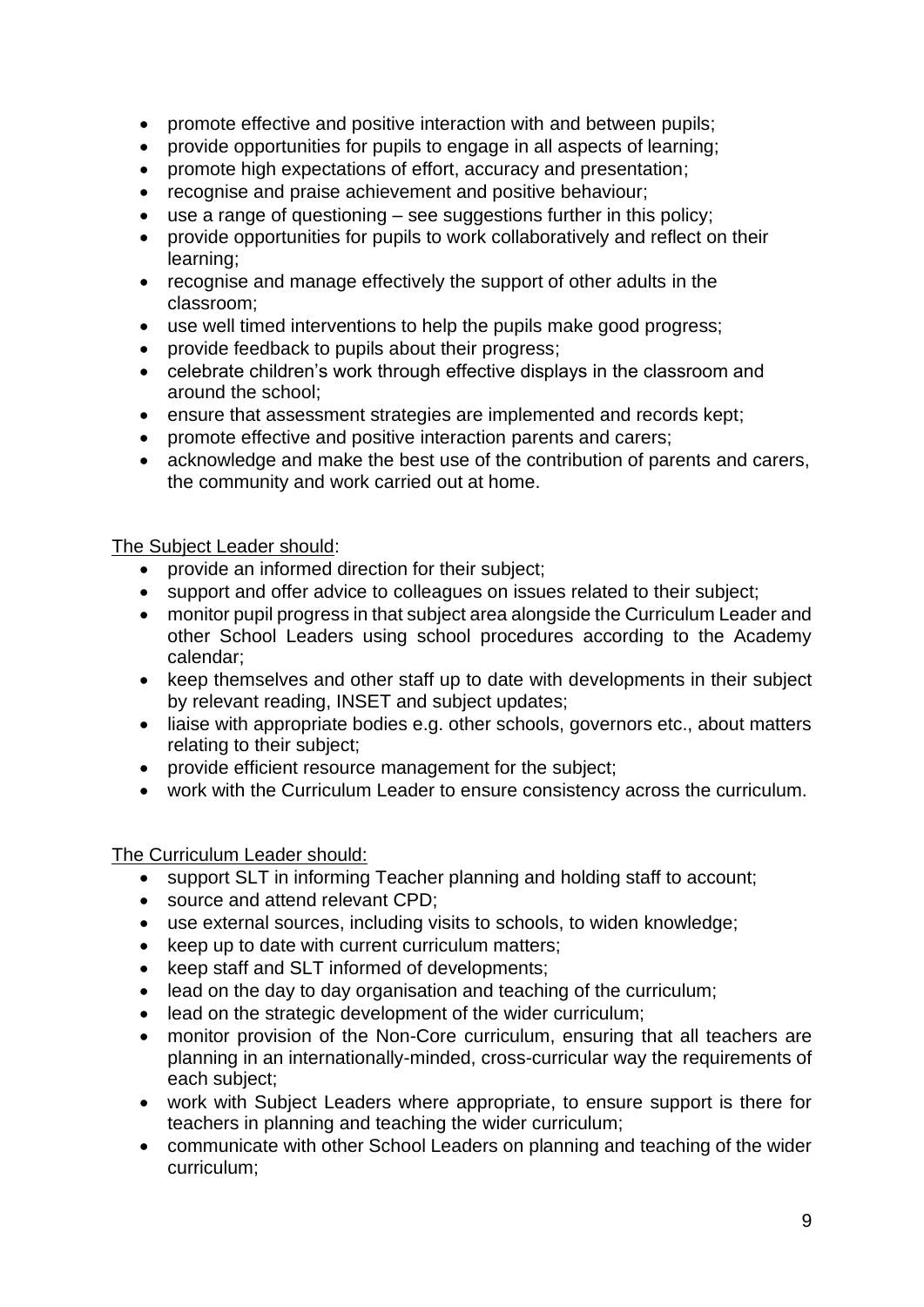- promote effective and positive interaction with and between pupils;
- provide opportunities for pupils to engage in all aspects of learning;
- promote high expectations of effort, accuracy and presentation;
- recognise and praise achievement and positive behaviour;
- use a range of questioning – see suggestions further in this policy;
- provide opportunities for pupils to work collaboratively and reflect on their learning;
- recognise and manage effectively the support of other adults in the classroom;
- use well timed interventions to help the pupils make good progress;
- provide feedback to pupils about their progress;
- celebrate children's work through effective displays in the classroom and around the school;
- ensure that assessment strategies are implemented and records kept;
- promote effective and positive interaction parents and carers;
- acknowledge and make the best use of the contribution of parents and carers, the community and work carried out at home.

<u>The Subject Leader should</u>:

- provide an informed direction for their subject;
- support and offer advice to colleagues on issues related to their subject;
- monitor pupil progress in that subject area alongside the Curriculum Leader and other School Leaders using school procedures according to the Academy calendar;
- keep themselves and other staff up to date with developments in their subject by relevant reading, INSET and subject updates;
- liaise with appropriate bodies e.g. other schools, governors etc., about matters relating to their subject;
- provide efficient resource management for the subject;
- work with the Curriculum Leader to ensure consistency across the curriculum.

<u>The Curriculum Leader should:</u>

- support SLT in informing Teacher planning and holding staff to account;
- source and attend relevant CPD;
- use external sources, including visits to schools, to widen knowledge;
- keep up to date with current curriculum matters;
- keep staff and SLT informed of developments;
- lead on the day to day organisation and teaching of the curriculum;
- lead on the strategic development of the wider curriculum;
- monitor provision of the Non-Core curriculum, ensuring that all teachers are planning in an internationally-minded, cross-curricular way the requirements of each subject;
- work with Subject Leaders where appropriate, to ensure support is there for teachers in planning and teaching the wider curriculum;
- communicate with other School Leaders on planning and teaching of the wider curriculum;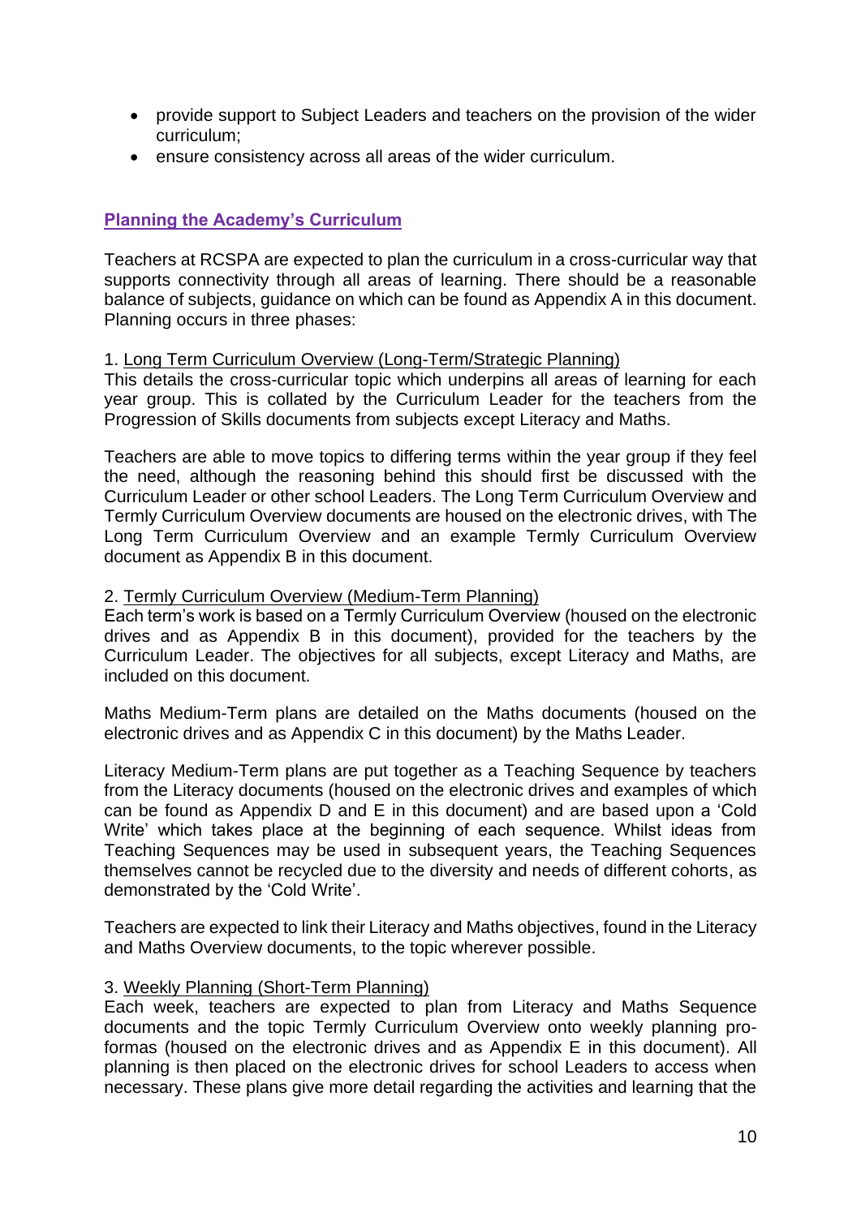- provide support to Subject Leaders and teachers on the provision of the wider curriculum;
- ensure consistency across all areas of the wider curriculum.

## Planning the Academy's Curriculum

Teachers at RCSPA are expected to plan the curriculum in a cross-curricular way that supports connectivity through all areas of learning. There should be a reasonable balance of subjects, guidance on which can be found as Appendix A in this document. Planning occurs in three phases:

1. Long Term Curriculum Overview (Long-Term/Strategic Planning)
This details the cross-curricular topic which underpins all areas of learning for each year group. This is collated by the Curriculum Leader for the teachers from the Progression of Skills documents from subjects except Literacy and Maths.

Teachers are able to move topics to differing terms within the year group if they feel the need, although the reasoning behind this should first be discussed with the Curriculum Leader or other school Leaders. The Long Term Curriculum Overview and Termly Curriculum Overview documents are housed on the electronic drives, with The Long Term Curriculum Overview and an example Termly Curriculum Overview document as Appendix B in this document.

2. Termly Curriculum Overview (Medium-Term Planning)
Each term's work is based on a Termly Curriculum Overview (housed on the electronic drives and as Appendix B in this document), provided for the teachers by the Curriculum Leader. The objectives for all subjects, except Literacy and Maths, are included on this document.

Maths Medium-Term plans are detailed on the Maths documents (housed on the electronic drives and as Appendix C in this document) by the Maths Leader.

Literacy Medium-Term plans are put together as a Teaching Sequence by teachers from the Literacy documents (housed on the electronic drives and examples of which can be found as Appendix D and E in this document) and are based upon a 'Cold Write' which takes place at the beginning of each sequence. Whilst ideas from Teaching Sequences may be used in subsequent years, the Teaching Sequences themselves cannot be recycled due to the diversity and needs of different cohorts, as demonstrated by the 'Cold Write'.

Teachers are expected to link their Literacy and Maths objectives, found in the Literacy and Maths Overview documents, to the topic wherever possible.

3. Weekly Planning (Short-Term Planning)
Each week, teachers are expected to plan from Literacy and Maths Sequence documents and the topic Termly Curriculum Overview onto weekly planning pro-formas (housed on the electronic drives and as Appendix E in this document). All planning is then placed on the electronic drives for school Leaders to access when necessary. These plans give more detail regarding the activities and learning that the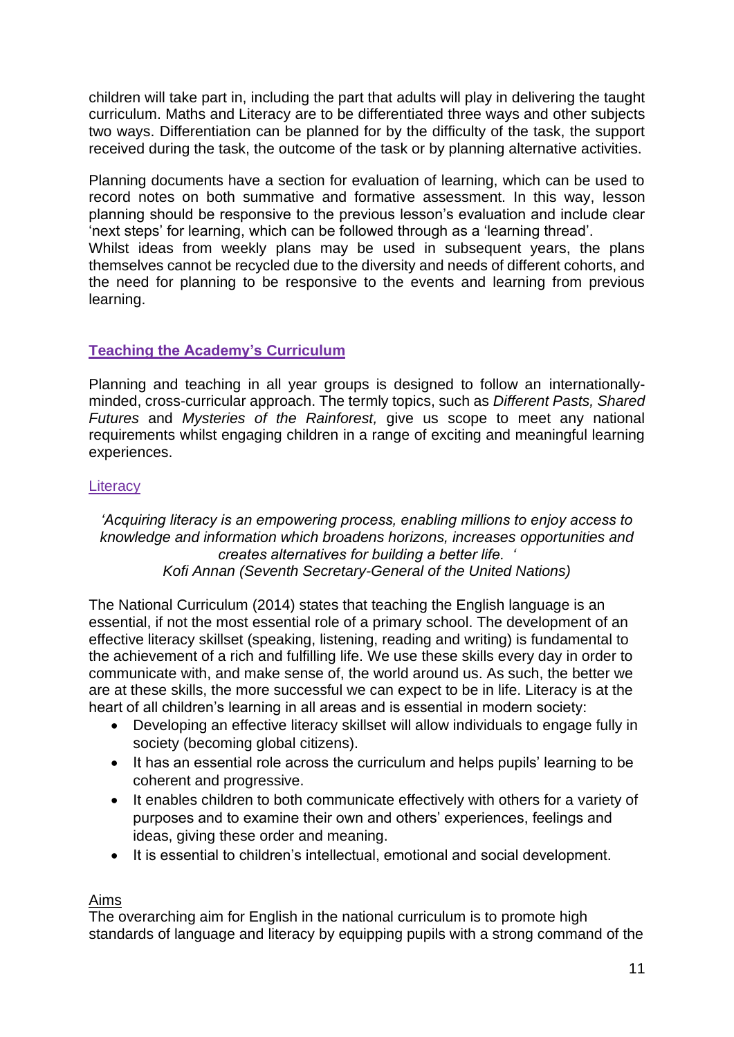children will take part in, including the part that adults will play in delivering the taught curriculum. Maths and Literacy are to be differentiated three ways and other subjects two ways. Differentiation can be planned for by the difficulty of the task, the support received during the task, the outcome of the task or by planning alternative activities.

Planning documents have a section for evaluation of learning, which can be used to record notes on both summative and formative assessment. In this way, lesson planning should be responsive to the previous lesson's evaluation and include clear 'next steps' for learning, which can be followed through as a 'learning thread'.
Whilst ideas from weekly plans may be used in subsequent years, the plans themselves cannot be recycled due to the diversity and needs of different cohorts, and the need for planning to be responsive to the events and learning from previous learning.

## Teaching the Academy's Curriculum

Planning and teaching in all year groups is designed to follow an internationally-minded, cross-curricular approach. The termly topics, such as *Different Pasts, Shared Futures* and *Mysteries of the Rainforest,* give us scope to meet any national requirements whilst engaging children in a range of exciting and meaningful learning experiences.

### Literacy

*'Acquiring literacy is an empowering process, enabling millions to enjoy access to knowledge and information which broadens horizons, increases opportunities and creates alternatives for building a better life. '*
*Kofi Annan (Seventh Secretary-General of the United Nations)*

The National Curriculum (2014) states that teaching the English language is an essential, if not the most essential role of a primary school. The development of an effective literacy skillset (speaking, listening, reading and writing) is fundamental to the achievement of a rich and fulfilling life. We use these skills every day in order to communicate with, and make sense of, the world around us. As such, the better we are at these skills, the more successful we can expect to be in life. Literacy is at the heart of all children's learning in all areas and is essential in modern society:

- Developing an effective literacy skillset will allow individuals to engage fully in society (becoming global citizens).
- It has an essential role across the curriculum and helps pupils' learning to be coherent and progressive.
- It enables children to both communicate effectively with others for a variety of purposes and to examine their own and others' experiences, feelings and ideas, giving these order and meaning.
- It is essential to children's intellectual, emotional and social development.

#### Aims

The overarching aim for English in the national curriculum is to promote high standards of language and literacy by equipping pupils with a strong command of the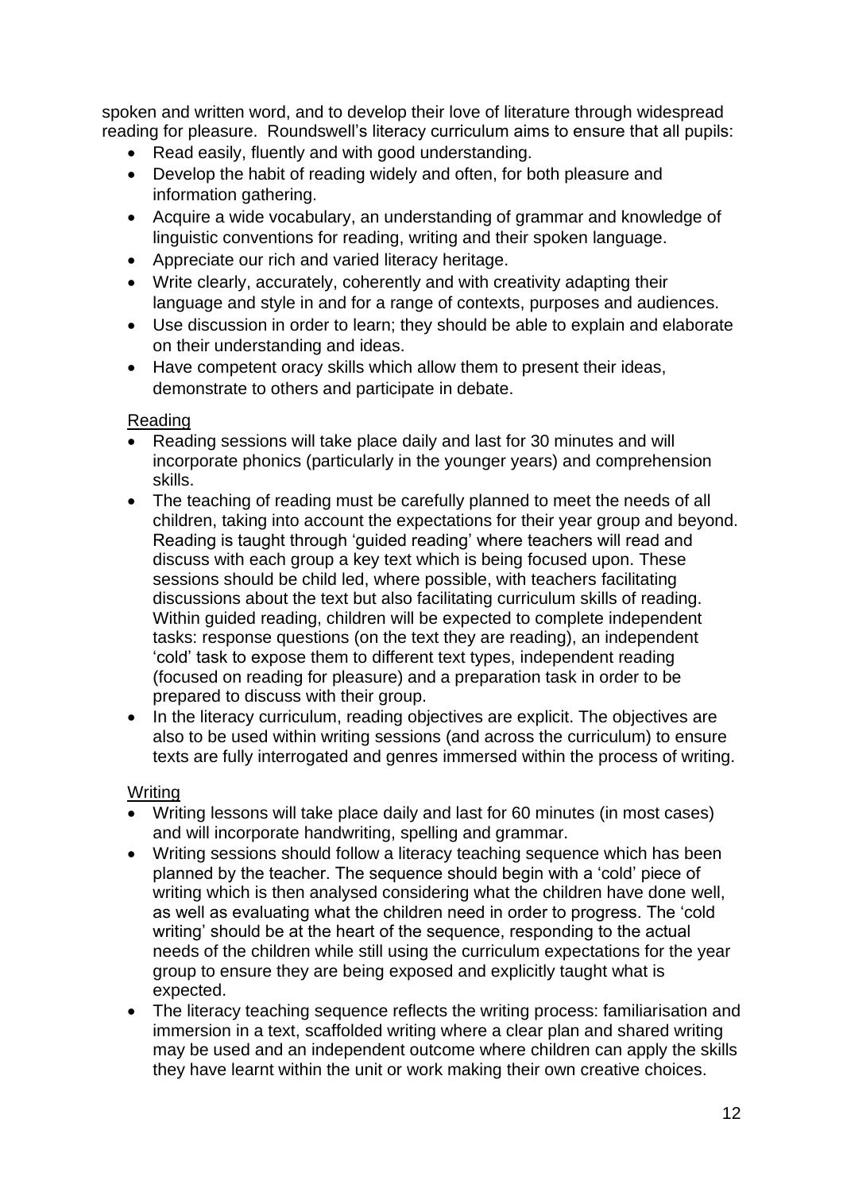spoken and written word, and to develop their love of literature through widespread reading for pleasure. Roundswell's literacy curriculum aims to ensure that all pupils:

- Read easily, fluently and with good understanding.
- Develop the habit of reading widely and often, for both pleasure and information gathering.
- Acquire a wide vocabulary, an understanding of grammar and knowledge of linguistic conventions for reading, writing and their spoken language.
- Appreciate our rich and varied literacy heritage.
- Write clearly, accurately, coherently and with creativity adapting their language and style in and for a range of contexts, purposes and audiences.
- Use discussion in order to learn; they should be able to explain and elaborate on their understanding and ideas.
- Have competent oracy skills which allow them to present their ideas, demonstrate to others and participate in debate.

<u>Reading</u>

- Reading sessions will take place daily and last for 30 minutes and will incorporate phonics (particularly in the younger years) and comprehension skills.
- The teaching of reading must be carefully planned to meet the needs of all children, taking into account the expectations for their year group and beyond. Reading is taught through 'guided reading' where teachers will read and discuss with each group a key text which is being focused upon. These sessions should be child led, where possible, with teachers facilitating discussions about the text but also facilitating curriculum skills of reading. Within guided reading, children will be expected to complete independent tasks: response questions (on the text they are reading), an independent 'cold' task to expose them to different text types, independent reading (focused on reading for pleasure) and a preparation task in order to be prepared to discuss with their group.
- In the literacy curriculum, reading objectives are explicit. The objectives are also to be used within writing sessions (and across the curriculum) to ensure texts are fully interrogated and genres immersed within the process of writing.

<u>Writing</u>

- Writing lessons will take place daily and last for 60 minutes (in most cases) and will incorporate handwriting, spelling and grammar.
- Writing sessions should follow a literacy teaching sequence which has been planned by the teacher. The sequence should begin with a 'cold' piece of writing which is then analysed considering what the children have done well, as well as evaluating what the children need in order to progress. The 'cold writing' should be at the heart of the sequence, responding to the actual needs of the children while still using the curriculum expectations for the year group to ensure they are being exposed and explicitly taught what is expected.
- The literacy teaching sequence reflects the writing process: familiarisation and immersion in a text, scaffolded writing where a clear plan and shared writing may be used and an independent outcome where children can apply the skills they have learnt within the unit or work making their own creative choices.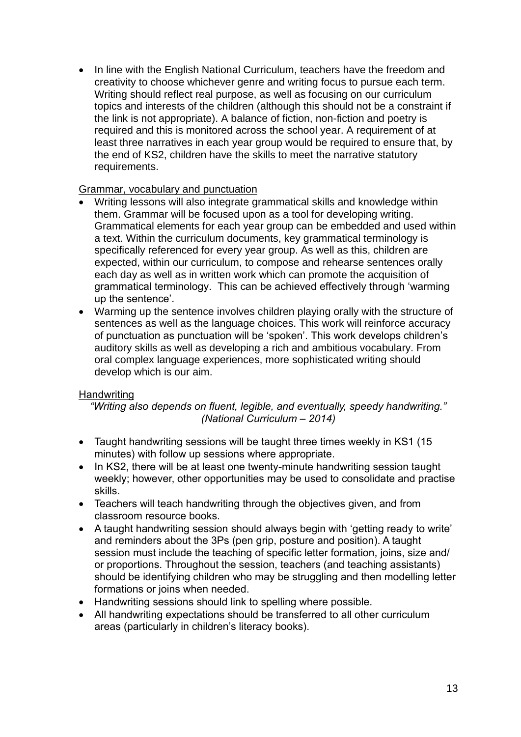- In line with the English National Curriculum, teachers have the freedom and creativity to choose whichever genre and writing focus to pursue each term. Writing should reflect real purpose, as well as focusing on our curriculum topics and interests of the children (although this should not be a constraint if the link is not appropriate). A balance of fiction, non-fiction and poetry is required and this is monitored across the school year. A requirement of at least three narratives in each year group would be required to ensure that, by the end of KS2, children have the skills to meet the narrative statutory requirements.

<u>Grammar, vocabulary and punctuation</u>

- Writing lessons will also integrate grammatical skills and knowledge within them. Grammar will be focused upon as a tool for developing writing. Grammatical elements for each year group can be embedded and used within a text. Within the curriculum documents, key grammatical terminology is specifically referenced for every year group. As well as this, children are expected, within our curriculum, to compose and rehearse sentences orally each day as well as in written work which can promote the acquisition of grammatical terminology. This can be achieved effectively through 'warming up the sentence'.
- Warming up the sentence involves children playing orally with the structure of sentences as well as the language choices. This work will reinforce accuracy of punctuation as punctuation will be 'spoken'. This work develops children's auditory skills as well as developing a rich and ambitious vocabulary. From oral complex language experiences, more sophisticated writing should develop which is our aim.

<u>Handwriting</u>

*"Writing also depends on fluent, legible, and eventually, speedy handwriting." (National Curriculum – 2014)*

- Taught handwriting sessions will be taught three times weekly in KS1 (15 minutes) with follow up sessions where appropriate.
- In KS2, there will be at least one twenty-minute handwriting session taught weekly; however, other opportunities may be used to consolidate and practise skills.
- Teachers will teach handwriting through the objectives given, and from classroom resource books.
- A taught handwriting session should always begin with 'getting ready to write' and reminders about the 3Ps (pen grip, posture and position). A taught session must include the teaching of specific letter formation, joins, size and/ or proportions. Throughout the session, teachers (and teaching assistants) should be identifying children who may be struggling and then modelling letter formations or joins when needed.
- Handwriting sessions should link to spelling where possible.
- All handwriting expectations should be transferred to all other curriculum areas (particularly in children's literacy books).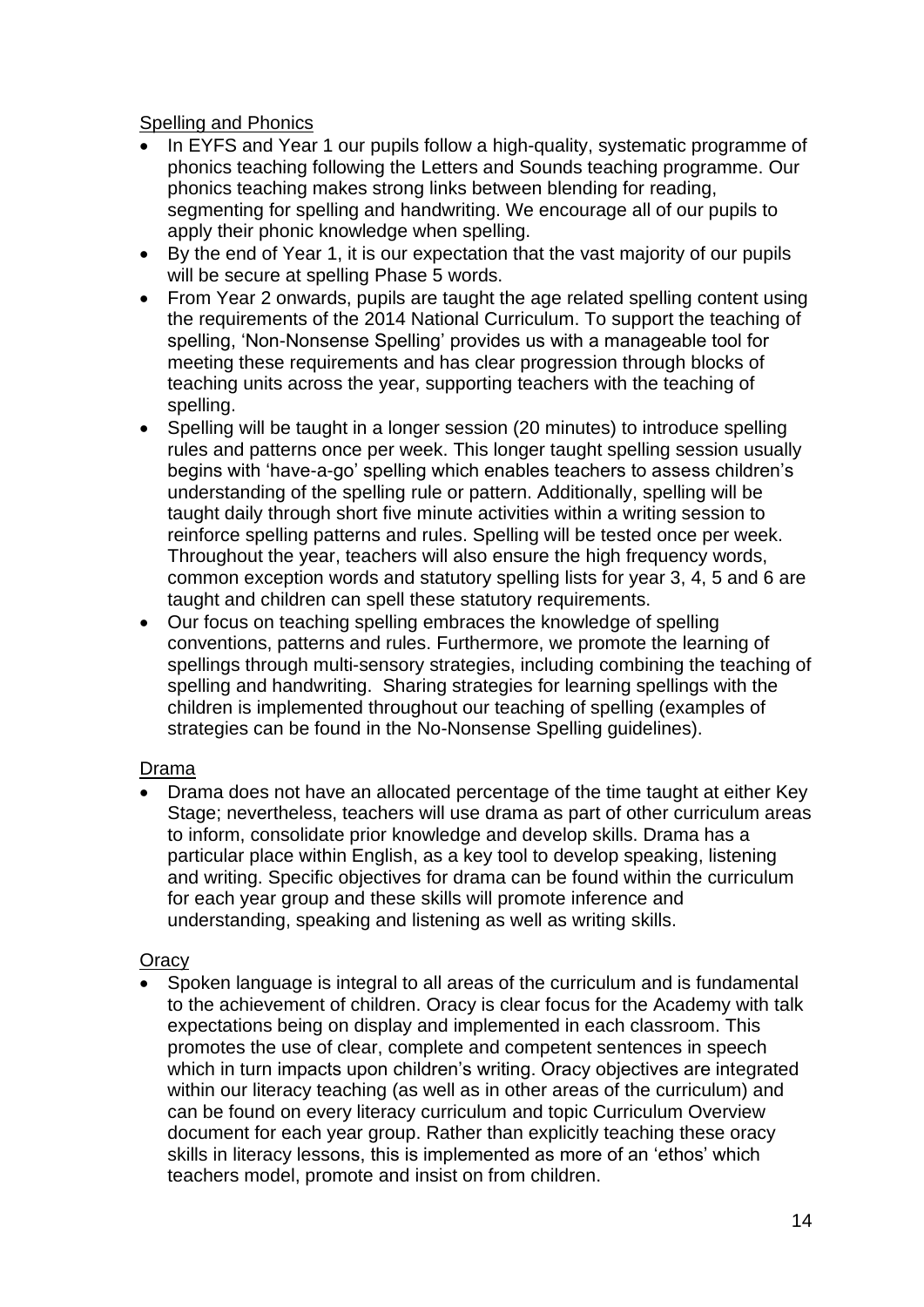Spelling and Phonics

- In EYFS and Year 1 our pupils follow a high-quality, systematic programme of phonics teaching following the Letters and Sounds teaching programme. Our phonics teaching makes strong links between blending for reading, segmenting for spelling and handwriting. We encourage all of our pupils to apply their phonic knowledge when spelling.
- By the end of Year 1, it is our expectation that the vast majority of our pupils will be secure at spelling Phase 5 words.
- From Year 2 onwards, pupils are taught the age related spelling content using the requirements of the 2014 National Curriculum. To support the teaching of spelling, 'Non-Nonsense Spelling' provides us with a manageable tool for meeting these requirements and has clear progression through blocks of teaching units across the year, supporting teachers with the teaching of spelling.
- Spelling will be taught in a longer session (20 minutes) to introduce spelling rules and patterns once per week. This longer taught spelling session usually begins with 'have-a-go' spelling which enables teachers to assess children's understanding of the spelling rule or pattern. Additionally, spelling will be taught daily through short five minute activities within a writing session to reinforce spelling patterns and rules. Spelling will be tested once per week. Throughout the year, teachers will also ensure the high frequency words, common exception words and statutory spelling lists for year 3, 4, 5 and 6 are taught and children can spell these statutory requirements.
- Our focus on teaching spelling embraces the knowledge of spelling conventions, patterns and rules. Furthermore, we promote the learning of spellings through multi-sensory strategies, including combining the teaching of spelling and handwriting. Sharing strategies for learning spellings with the children is implemented throughout our teaching of spelling (examples of strategies can be found in the No-Nonsense Spelling guidelines).

Drama

- Drama does not have an allocated percentage of the time taught at either Key Stage; nevertheless, teachers will use drama as part of other curriculum areas to inform, consolidate prior knowledge and develop skills. Drama has a particular place within English, as a key tool to develop speaking, listening and writing. Specific objectives for drama can be found within the curriculum for each year group and these skills will promote inference and understanding, speaking and listening as well as writing skills.

Oracy

- Spoken language is integral to all areas of the curriculum and is fundamental to the achievement of children. Oracy is clear focus for the Academy with talk expectations being on display and implemented in each classroom. This promotes the use of clear, complete and competent sentences in speech which in turn impacts upon children's writing. Oracy objectives are integrated within our literacy teaching (as well as in other areas of the curriculum) and can be found on every literacy curriculum and topic Curriculum Overview document for each year group. Rather than explicitly teaching these oracy skills in literacy lessons, this is implemented as more of an 'ethos' which teachers model, promote and insist on from children.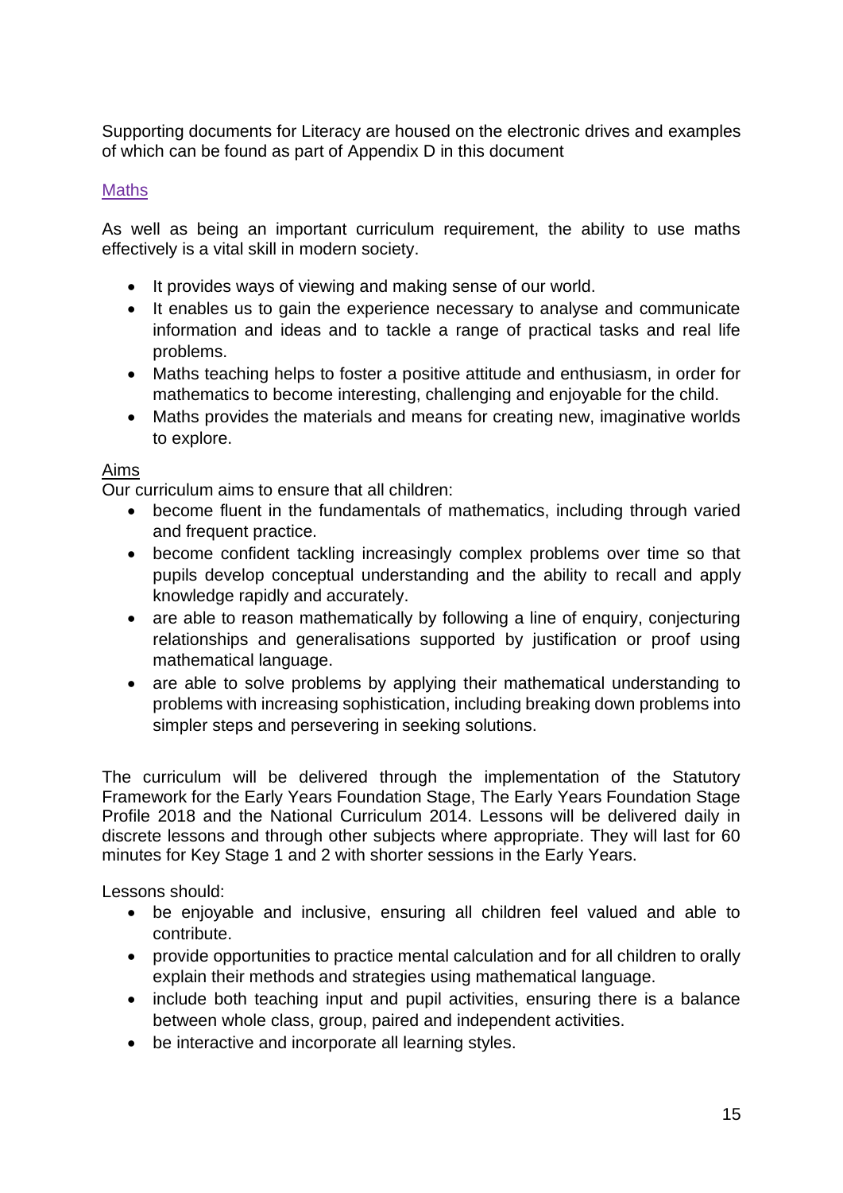Supporting documents for Literacy are housed on the electronic drives and examples of which can be found as part of Appendix D in this document

## Maths

As well as being an important curriculum requirement, the ability to use maths effectively is a vital skill in modern society.

- It provides ways of viewing and making sense of our world.
- It enables us to gain the experience necessary to analyse and communicate information and ideas and to tackle a range of practical tasks and real life problems.
- Maths teaching helps to foster a positive attitude and enthusiasm, in order for mathematics to become interesting, challenging and enjoyable for the child.
- Maths provides the materials and means for creating new, imaginative worlds to explore.

### Aims

Our curriculum aims to ensure that all children:

- become fluent in the fundamentals of mathematics, including through varied and frequent practice.
- become confident tackling increasingly complex problems over time so that pupils develop conceptual understanding and the ability to recall and apply knowledge rapidly and accurately.
- are able to reason mathematically by following a line of enquiry, conjecturing relationships and generalisations supported by justification or proof using mathematical language.
- are able to solve problems by applying their mathematical understanding to problems with increasing sophistication, including breaking down problems into simpler steps and persevering in seeking solutions.

The curriculum will be delivered through the implementation of the Statutory Framework for the Early Years Foundation Stage, The Early Years Foundation Stage Profile 2018 and the National Curriculum 2014. Lessons will be delivered daily in discrete lessons and through other subjects where appropriate. They will last for 60 minutes for Key Stage 1 and 2 with shorter sessions in the Early Years.

Lessons should:

- be enjoyable and inclusive, ensuring all children feel valued and able to contribute.
- provide opportunities to practice mental calculation and for all children to orally explain their methods and strategies using mathematical language.
- include both teaching input and pupil activities, ensuring there is a balance between whole class, group, paired and independent activities.
- be interactive and incorporate all learning styles.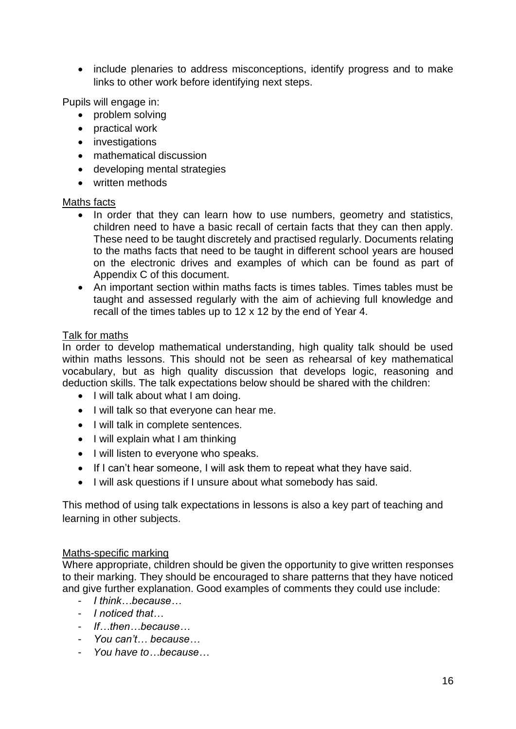- include plenaries to address misconceptions, identify progress and to make links to other work before identifying next steps.

Pupils will engage in:

- problem solving
- practical work
- investigations
- mathematical discussion
- developing mental strategies
- written methods

Maths facts

- In order that they can learn how to use numbers, geometry and statistics, children need to have a basic recall of certain facts that they can then apply. These need to be taught discretely and practised regularly. Documents relating to the maths facts that need to be taught in different school years are housed on the electronic drives and examples of which can be found as part of Appendix C of this document.
- An important section within maths facts is times tables. Times tables must be taught and assessed regularly with the aim of achieving full knowledge and recall of the times tables up to 12 x 12 by the end of Year 4.

Talk for maths

In order to develop mathematical understanding, high quality talk should be used within maths lessons. This should not be seen as rehearsal of key mathematical vocabulary, but as high quality discussion that develops logic, reasoning and deduction skills. The talk expectations below should be shared with the children:

- I will talk about what I am doing.
- I will talk so that everyone can hear me.
- I will talk in complete sentences.
- I will explain what I am thinking
- I will listen to everyone who speaks.
- If I can't hear someone, I will ask them to repeat what they have said.
- I will ask questions if I unsure about what somebody has said.

This method of using talk expectations in lessons is also a key part of teaching and learning in other subjects.

Maths-specific marking

Where appropriate, children should be given the opportunity to give written responses to their marking. They should be encouraged to share patterns that they have noticed and give further explanation. Good examples of comments they could use include:

- *I think…because…*
- *I noticed that…*
- *If…then…because…*
- *You can't… because…*
- *You have to…because…*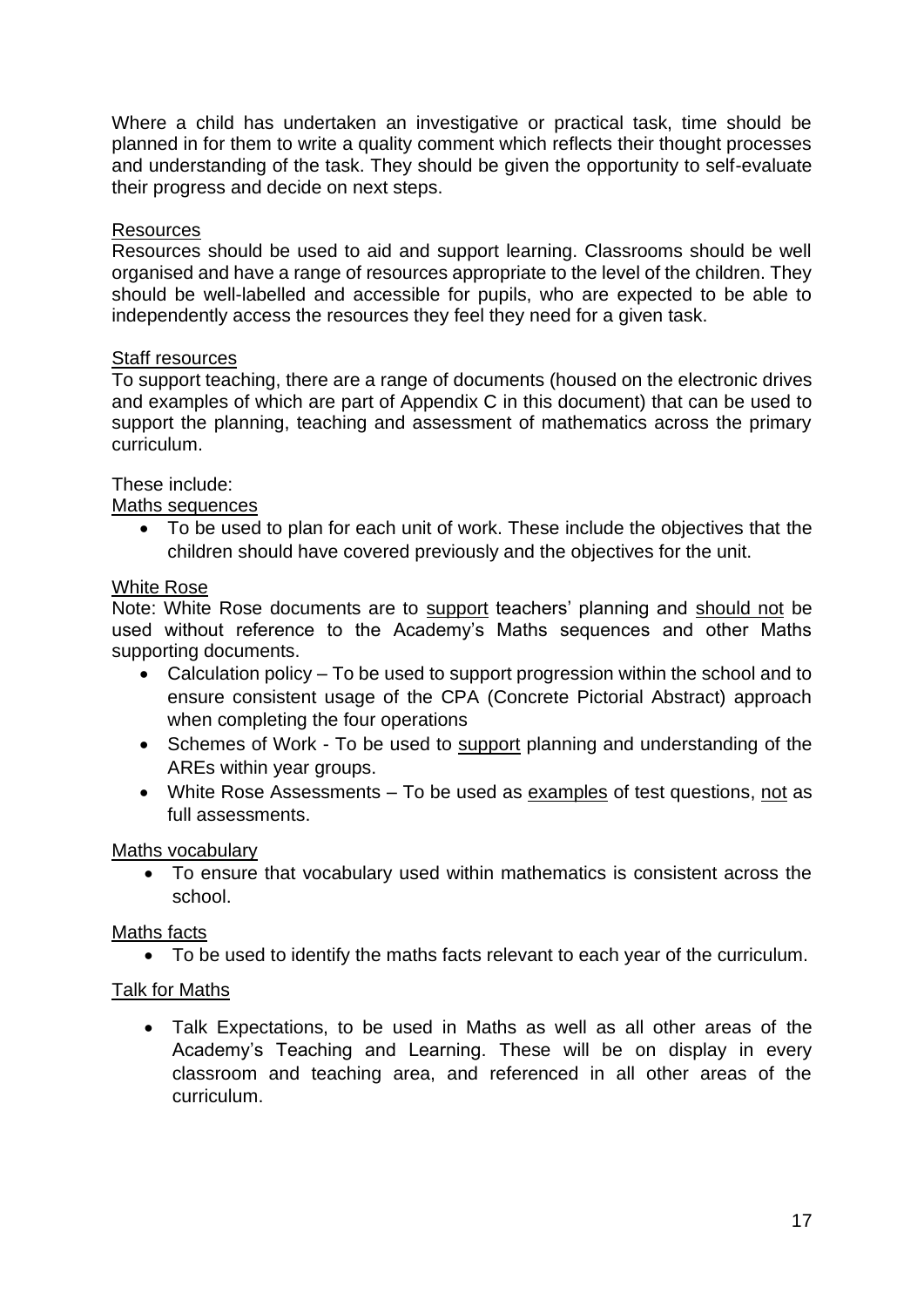Where a child has undertaken an investigative or practical task, time should be planned in for them to write a quality comment which reflects their thought processes and understanding of the task. They should be given the opportunity to self-evaluate their progress and decide on next steps.

<u>Resources</u>

Resources should be used to aid and support learning. Classrooms should be well organised and have a range of resources appropriate to the level of the children. They should be well-labelled and accessible for pupils, who are expected to be able to independently access the resources they feel they need for a given task.

<u>Staff resources</u>

To support teaching, there are a range of documents (housed on the electronic drives and examples of which are part of Appendix C in this document) that can be used to support the planning, teaching and assessment of mathematics across the primary curriculum.

These include:

<u>Maths sequences</u>

- To be used to plan for each unit of work. These include the objectives that the children should have covered previously and the objectives for the unit.

<u>White Rose</u>

Note: White Rose documents are to <u>support</u> teachers' planning and <u>should not</u> be used without reference to the Academy's Maths sequences and other Maths supporting documents.

- Calculation policy – To be used to support progression within the school and to ensure consistent usage of the CPA (Concrete Pictorial Abstract) approach when completing the four operations
- Schemes of Work - To be used to <u>support</u> planning and understanding of the AREs within year groups.
- White Rose Assessments – To be used as <u>examples</u> of test questions, <u>not</u> as full assessments.

<u>Maths vocabulary</u>

- To ensure that vocabulary used within mathematics is consistent across the school.

<u>Maths facts</u>

- To be used to identify the maths facts relevant to each year of the curriculum.

<u>Talk for Maths</u>

- Talk Expectations, to be used in Maths as well as all other areas of the Academy's Teaching and Learning. These will be on display in every classroom and teaching area, and referenced in all other areas of the curriculum.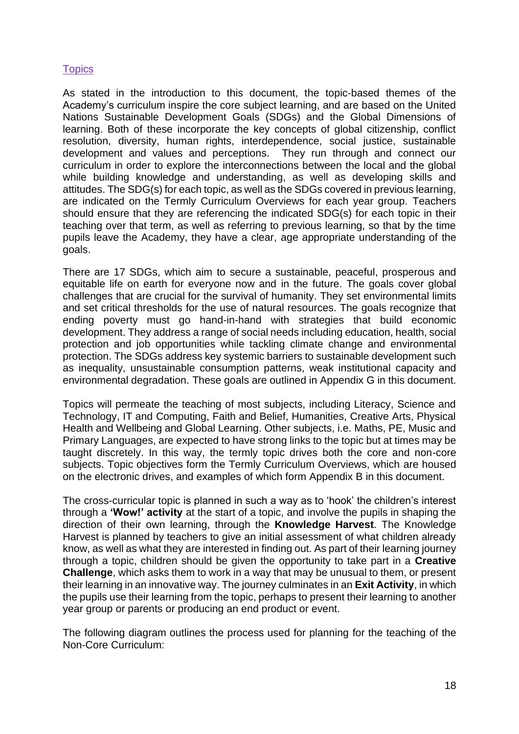## Topics

As stated in the introduction to this document, the topic-based themes of the Academy's curriculum inspire the core subject learning, and are based on the United Nations Sustainable Development Goals (SDGs) and the Global Dimensions of learning. Both of these incorporate the key concepts of global citizenship, conflict resolution, diversity, human rights, interdependence, social justice, sustainable development and values and perceptions. They run through and connect our curriculum in order to explore the interconnections between the local and the global while building knowledge and understanding, as well as developing skills and attitudes. The SDG(s) for each topic, as well as the SDGs covered in previous learning, are indicated on the Termly Curriculum Overviews for each year group. Teachers should ensure that they are referencing the indicated SDG(s) for each topic in their teaching over that term, as well as referring to previous learning, so that by the time pupils leave the Academy, they have a clear, age appropriate understanding of the goals.

There are 17 SDGs, which aim to secure a sustainable, peaceful, prosperous and equitable life on earth for everyone now and in the future. The goals cover global challenges that are crucial for the survival of humanity. They set environmental limits and set critical thresholds for the use of natural resources. The goals recognize that ending poverty must go hand-in-hand with strategies that build economic development. They address a range of social needs including education, health, social protection and job opportunities while tackling climate change and environmental protection. The SDGs address key systemic barriers to sustainable development such as inequality, unsustainable consumption patterns, weak institutional capacity and environmental degradation. These goals are outlined in Appendix G in this document.

Topics will permeate the teaching of most subjects, including Literacy, Science and Technology, IT and Computing, Faith and Belief, Humanities, Creative Arts, Physical Health and Wellbeing and Global Learning. Other subjects, i.e. Maths, PE, Music and Primary Languages, are expected to have strong links to the topic but at times may be taught discretely. In this way, the termly topic drives both the core and non-core subjects. Topic objectives form the Termly Curriculum Overviews, which are housed on the electronic drives, and examples of which form Appendix B in this document.

The cross-curricular topic is planned in such a way as to 'hook' the children's interest through a **'Wow!' activity** at the start of a topic, and involve the pupils in shaping the direction of their own learning, through the **Knowledge Harvest**. The Knowledge Harvest is planned by teachers to give an initial assessment of what children already know, as well as what they are interested in finding out. As part of their learning journey through a topic, children should be given the opportunity to take part in a **Creative Challenge**, which asks them to work in a way that may be unusual to them, or present their learning in an innovative way. The journey culminates in an **Exit Activity**, in which the pupils use their learning from the topic, perhaps to present their learning to another year group or parents or producing an end product or event.

The following diagram outlines the process used for planning for the teaching of the Non-Core Curriculum: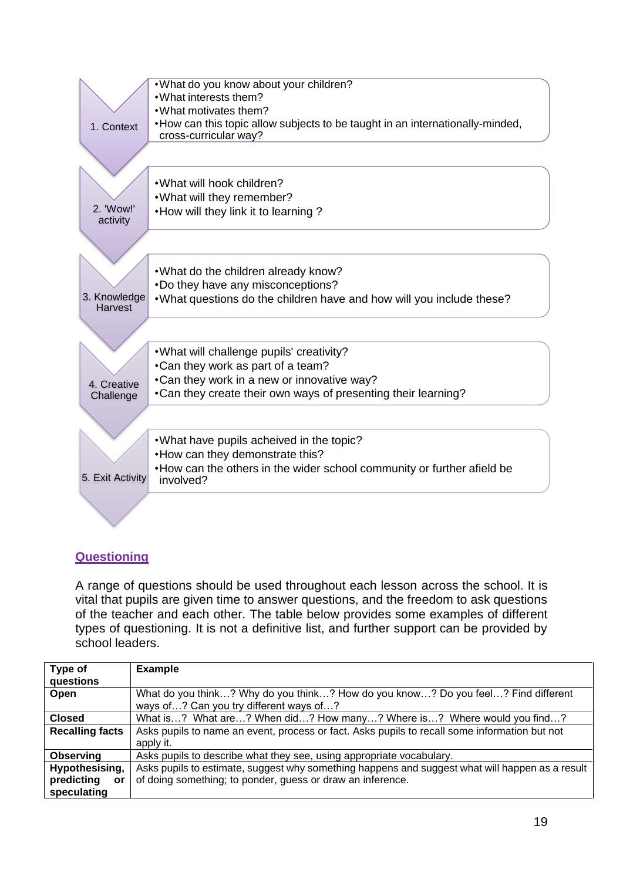**1. Context**

- What do you know about your children?
- What interests them?
- What motivates them?
- How can this topic allow subjects to be taught in an internationally-minded, cross-curricular way?

**2. 'Wow!' activity**

- What will hook children?
- What will they remember?
- How will they link it to learning ?

**3. Knowledge Harvest**

- What do the children already know?
- Do they have any misconceptions?
- What questions do the children have and how will you include these?

**4. Creative Challenge**

- What will challenge pupils' creativity?
- Can they work as part of a team?
- Can they work in a new or innovative way?
- Can they create their own ways of presenting their learning?

**5. Exit Activity**

- What have pupils acheived in the topic?
- How can they demonstrate this?
- How can the others in the wider school community or further afield be involved?

## Questioning

A range of questions should be used throughout each lesson across the school. It is vital that pupils are given time to answer questions, and the freedom to ask questions of the teacher and each other. The table below provides some examples of different types of questioning. It is not a definitive list, and further support can be provided by school leaders.

| Type of questions | Example |
|---|---|
| **Open** | What do you think…? Why do you think…? How do you know…? Do you feel…? Find different ways of…? Can you try different ways of…? |
| **Closed** | What is…? What are…? When did…? How many…? Where is…? Where would you find…? |
| **Recalling facts** | Asks pupils to name an event, process or fact. Asks pupils to recall some information but not apply it. |
| **Observing** | Asks pupils to describe what they see, using appropriate vocabulary. |
| **Hypothesising, predicting or speculating** | Asks pupils to estimate, suggest why something happens and suggest what will happen as a result of doing something; to ponder, guess or draw an inference. |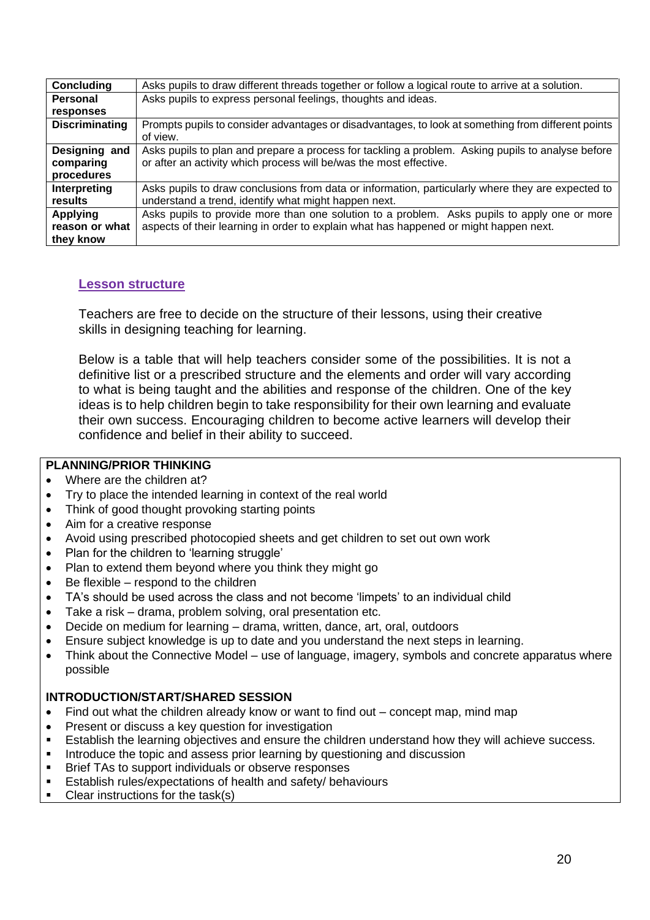| | |
|---|---|
| **Concluding** | Asks pupils to draw different threads together or follow a logical route to arrive at a solution. |
| **Personal responses** | Asks pupils to express personal feelings, thoughts and ideas. |
| **Discriminating** | Prompts pupils to consider advantages or disadvantages, to look at something from different points of view. |
| **Designing and comparing procedures** | Asks pupils to plan and prepare a process for tackling a problem. Asking pupils to analyse before or after an activity which process will be/was the most effective. |
| **Interpreting results** | Asks pupils to draw conclusions from data or information, particularly where they are expected to understand a trend, identify what might happen next. |
| **Applying reason or what they know** | Asks pupils to provide more than one solution to a problem. Asks pupils to apply one or more aspects of their learning in order to explain what has happened or might happen next. |

## Lesson structure

Teachers are free to decide on the structure of their lessons, using their creative skills in designing teaching for learning.

Below is a table that will help teachers consider some of the possibilities. It is not a definitive list or a prescribed structure and the elements and order will vary according to what is being taught and the abilities and response of the children. One of the key ideas is to help children begin to take responsibility for their own learning and evaluate their own success. Encouraging children to become active learners will develop their confidence and belief in their ability to succeed.

**PLANNING/PRIOR THINKING**

- Where are the children at?
- Try to place the intended learning in context of the real world
- Think of good thought provoking starting points
- Aim for a creative response
- Avoid using prescribed photocopied sheets and get children to set out own work
- Plan for the children to 'learning struggle'
- Plan to extend them beyond where you think they might go
- Be flexible – respond to the children
- TA's should be used across the class and not become 'limpets' to an individual child
- Take a risk – drama, problem solving, oral presentation etc.
- Decide on medium for learning – drama, written, dance, art, oral, outdoors
- Ensure subject knowledge is up to date and you understand the next steps in learning.
- Think about the Connective Model – use of language, imagery, symbols and concrete apparatus where possible

**INTRODUCTION/START/SHARED SESSION**

- Find out what the children already know or want to find out – concept map, mind map
- Present or discuss a key question for investigation
- Establish the learning objectives and ensure the children understand how they will achieve success.
- Introduce the topic and assess prior learning by questioning and discussion
- Brief TAs to support individuals or observe responses
- Establish rules/expectations of health and safety/ behaviours
- Clear instructions for the task(s)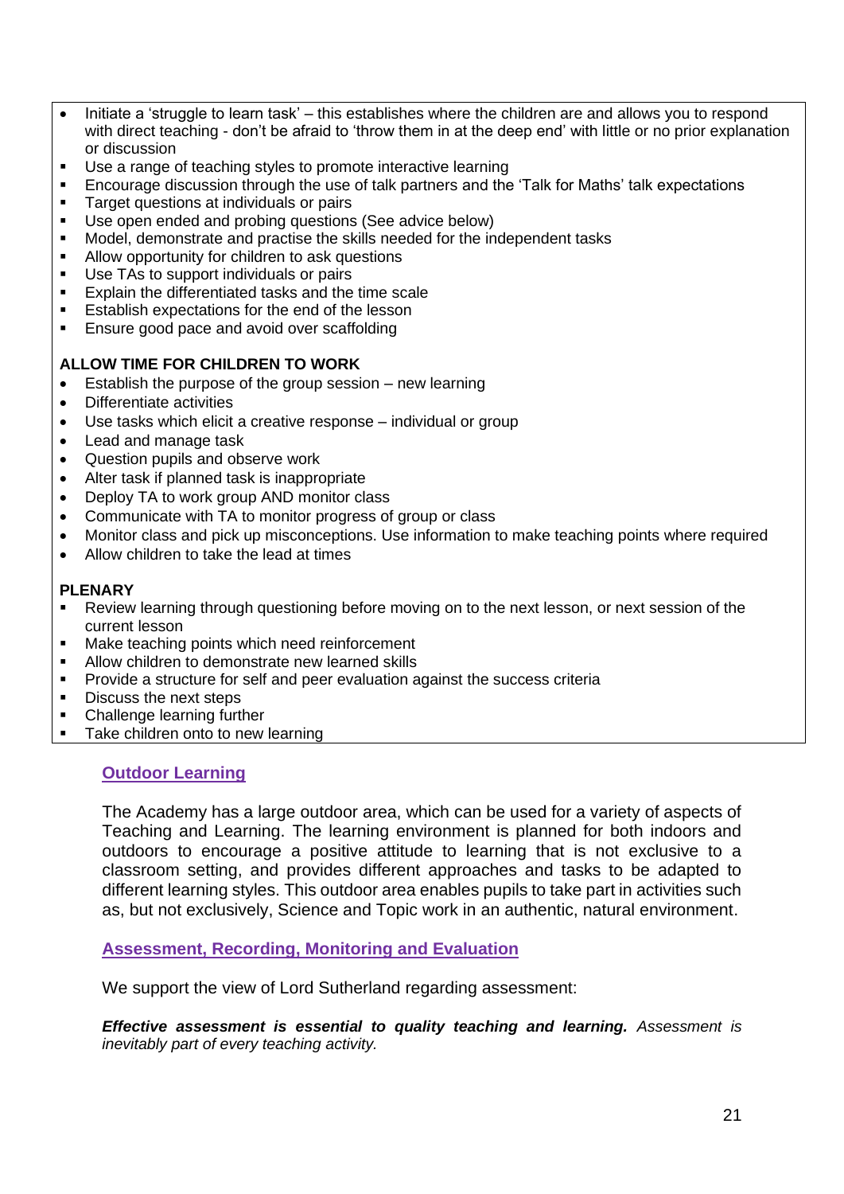- Initiate a 'struggle to learn task' – this establishes where the children are and allows you to respond with direct teaching - don't be afraid to 'throw them in at the deep end' with little or no prior explanation or discussion
- Use a range of teaching styles to promote interactive learning
- Encourage discussion through the use of talk partners and the 'Talk for Maths' talk expectations
- Target questions at individuals or pairs
- Use open ended and probing questions (See advice below)
- Model, demonstrate and practise the skills needed for the independent tasks
- Allow opportunity for children to ask questions
- Use TAs to support individuals or pairs
- Explain the differentiated tasks and the time scale
- Establish expectations for the end of the lesson
- Ensure good pace and avoid over scaffolding

**ALLOW TIME FOR CHILDREN TO WORK**

- Establish the purpose of the group session – new learning
- Differentiate activities
- Use tasks which elicit a creative response – individual or group
- Lead and manage task
- Question pupils and observe work
- Alter task if planned task is inappropriate
- Deploy TA to work group AND monitor class
- Communicate with TA to monitor progress of group or class
- Monitor class and pick up misconceptions. Use information to make teaching points where required
- Allow children to take the lead at times

**PLENARY**

- Review learning through questioning before moving on to the next lesson, or next session of the current lesson
- Make teaching points which need reinforcement
- Allow children to demonstrate new learned skills
- Provide a structure for self and peer evaluation against the success criteria
- Discuss the next steps
- Challenge learning further
- Take children onto to new learning

## Outdoor Learning

The Academy has a large outdoor area, which can be used for a variety of aspects of Teaching and Learning. The learning environment is planned for both indoors and outdoors to encourage a positive attitude to learning that is not exclusive to a classroom setting, and provides different approaches and tasks to be adapted to different learning styles. This outdoor area enables pupils to take part in activities such as, but not exclusively, Science and Topic work in an authentic, natural environment.

## Assessment, Recording, Monitoring and Evaluation

We support the view of Lord Sutherland regarding assessment:

***Effective assessment is essential to quality teaching and learning.*** *Assessment is inevitably part of every teaching activity.*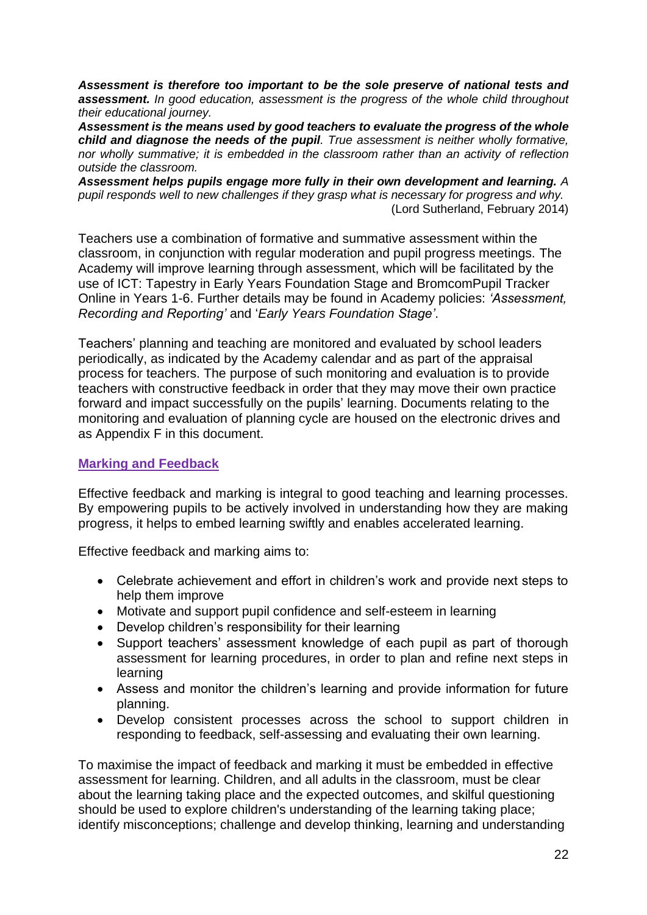***Assessment is therefore too important to be the sole preserve of national tests and assessment.*** *In good education, assessment is the progress of the whole child throughout their educational journey.*
***Assessment is the means used by good teachers to evaluate the progress of the whole child and diagnose the needs of the pupil****. True assessment is neither wholly formative, nor wholly summative; it is embedded in the classroom rather than an activity of reflection outside the classroom.*
***Assessment helps pupils engage more fully in their own development and learning.*** *A pupil responds well to new challenges if they grasp what is necessary for progress and why.*
(Lord Sutherland, February 2014)

Teachers use a combination of formative and summative assessment within the classroom, in conjunction with regular moderation and pupil progress meetings. The Academy will improve learning through assessment, which will be facilitated by the use of ICT: Tapestry in Early Years Foundation Stage and BromcomPupil Tracker Online in Years 1-6. Further details may be found in Academy policies: *'Assessment, Recording and Reporting'* and '*Early Years Foundation Stage'*.

Teachers' planning and teaching are monitored and evaluated by school leaders periodically, as indicated by the Academy calendar and as part of the appraisal process for teachers. The purpose of such monitoring and evaluation is to provide teachers with constructive feedback in order that they may move their own practice forward and impact successfully on the pupils' learning. Documents relating to the monitoring and evaluation of planning cycle are housed on the electronic drives and as Appendix F in this document.

## Marking and Feedback

Effective feedback and marking is integral to good teaching and learning processes. By empowering pupils to be actively involved in understanding how they are making progress, it helps to embed learning swiftly and enables accelerated learning.

Effective feedback and marking aims to:

- Celebrate achievement and effort in children's work and provide next steps to help them improve
- Motivate and support pupil confidence and self-esteem in learning
- Develop children's responsibility for their learning
- Support teachers' assessment knowledge of each pupil as part of thorough assessment for learning procedures, in order to plan and refine next steps in learning
- Assess and monitor the children's learning and provide information for future planning.
- Develop consistent processes across the school to support children in responding to feedback, self-assessing and evaluating their own learning.

To maximise the impact of feedback and marking it must be embedded in effective assessment for learning. Children, and all adults in the classroom, must be clear about the learning taking place and the expected outcomes, and skilful questioning should be used to explore children's understanding of the learning taking place; identify misconceptions; challenge and develop thinking, learning and understanding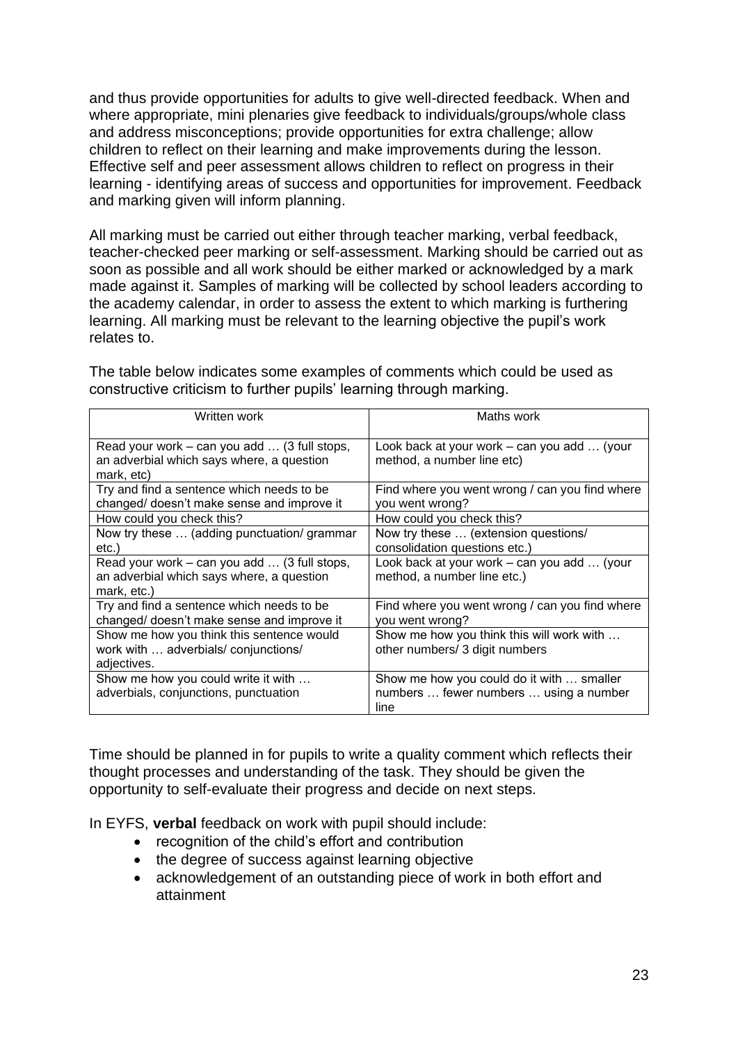and thus provide opportunities for adults to give well-directed feedback. When and where appropriate, mini plenaries give feedback to individuals/groups/whole class and address misconceptions; provide opportunities for extra challenge; allow children to reflect on their learning and make improvements during the lesson. Effective self and peer assessment allows children to reflect on progress in their learning - identifying areas of success and opportunities for improvement. Feedback and marking given will inform planning.

All marking must be carried out either through teacher marking, verbal feedback, teacher-checked peer marking or self-assessment. Marking should be carried out as soon as possible and all work should be either marked or acknowledged by a mark made against it. Samples of marking will be collected by school leaders according to the academy calendar, in order to assess the extent to which marking is furthering learning. All marking must be relevant to the learning objective the pupil's work relates to.

The table below indicates some examples of comments which could be used as constructive criticism to further pupils' learning through marking.

| Written work | Maths work |
| --- | --- |
| Read your work – can you add … (3 full stops, an adverbial which says where, a question mark, etc) | Look back at your work – can you add … (your method, a number line etc) |
| Try and find a sentence which needs to be changed/ doesn't make sense and improve it | Find where you went wrong / can you find where you went wrong? |
| How could you check this? | How could you check this? |
| Now try these … (adding punctuation/ grammar etc.) | Now try these … (extension questions/ consolidation questions etc.) |
| Read your work – can you add … (3 full stops, an adverbial which says where, a question mark, etc.) | Look back at your work – can you add … (your method, a number line etc.) |
| Try and find a sentence which needs to be changed/ doesn't make sense and improve it | Find where you went wrong / can you find where you went wrong? |
| Show me how you think this sentence would work with … adverbials/ conjunctions/ adjectives. | Show me how you think this will work with … other numbers/ 3 digit numbers |
| Show me how you could write it with … adverbials, conjunctions, punctuation | Show me how you could do it with … smaller numbers … fewer numbers … using a number line |

Time should be planned in for pupils to write a quality comment which reflects their thought processes and understanding of the task. They should be given the opportunity to self-evaluate their progress and decide on next steps.

In EYFS, **verbal** feedback on work with pupil should include:

- recognition of the child's effort and contribution
- the degree of success against learning objective
- acknowledgement of an outstanding piece of work in both effort and attainment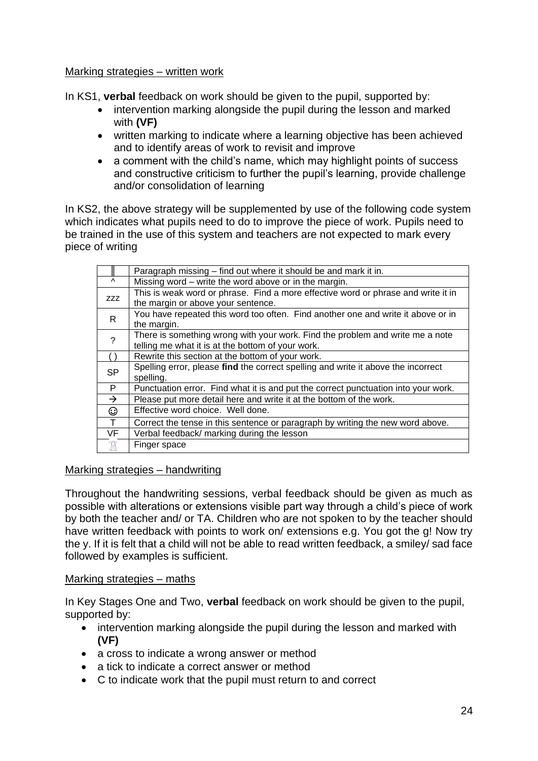Marking strategies – written work

In KS1, **verbal** feedback on work should be given to the pupil, supported by:

- intervention marking alongside the pupil during the lesson and marked with **(VF)**
- written marking to indicate where a learning objective has been achieved and to identify areas of work to revisit and improve
- a comment with the child's name, which may highlight points of success and constructive criticism to further the pupil's learning, provide challenge and/or consolidation of learning

In KS2, the above strategy will be supplemented by use of the following code system which indicates what pupils need to do to improve the piece of work. Pupils need to be trained in the use of this system and teachers are not expected to mark every piece of writing

| Symbol | Meaning |
|---|---|
| ‖ | Paragraph missing – find out where it should be and mark it in. |
| ^ | Missing word – write the word above or in the margin. |
| zzz | This is weak word or phrase. Find a more effective word or phrase and write it in the margin or above your sentence. |
| R | You have repeated this word too often. Find another one and write it above or in the margin. |
| ? | There is something wrong with your work. Find the problem and write me a note telling me what it is at the bottom of your work. |
| ( ) | Rewrite this section at the bottom of your work. |
| SP | Spelling error, please **find** the correct spelling and write it above the incorrect spelling. |
| P | Punctuation error. Find what it is and put the correct punctuation into your work. |
| → | Please put more detail here and write it at the bottom of the work. |
| ☺ | Effective word choice. Well done. |
| T | Correct the tense in this sentence or paragraph by writing the new word above. |
| VF | Verbal feedback/ marking during the lesson |
| ☝ | Finger space |

Marking strategies – handwriting

Throughout the handwriting sessions, verbal feedback should be given as much as possible with alterations or extensions visible part way through a child's piece of work by both the teacher and/ or TA. Children who are not spoken to by the teacher should have written feedback with points to work on/ extensions e.g. You got the g! Now try the y. If it is felt that a child will not be able to read written feedback, a smiley/ sad face followed by examples is sufficient.

Marking strategies – maths

In Key Stages One and Two, **verbal** feedback on work should be given to the pupil, supported by:

- intervention marking alongside the pupil during the lesson and marked with **(VF)**
- a cross to indicate a wrong answer or method
- a tick to indicate a correct answer or method
- C to indicate work that the pupil must return to and correct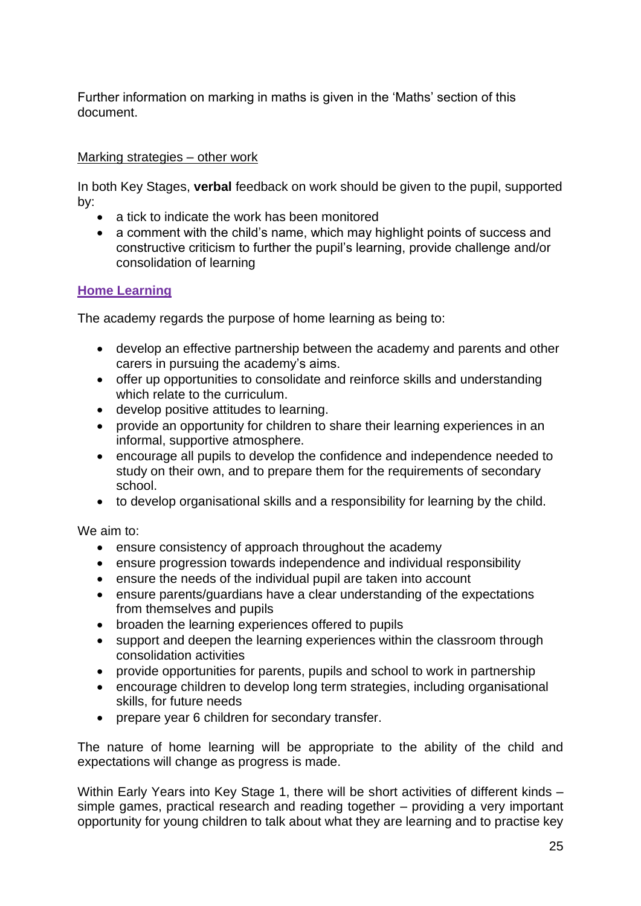Further information on marking in maths is given in the 'Maths' section of this document.

Marking strategies – other work

In both Key Stages, **verbal** feedback on work should be given to the pupil, supported by:

- a tick to indicate the work has been monitored
- a comment with the child's name, which may highlight points of success and constructive criticism to further the pupil's learning, provide challenge and/or consolidation of learning

## Home Learning

The academy regards the purpose of home learning as being to:

- develop an effective partnership between the academy and parents and other carers in pursuing the academy's aims.
- offer up opportunities to consolidate and reinforce skills and understanding which relate to the curriculum.
- develop positive attitudes to learning.
- provide an opportunity for children to share their learning experiences in an informal, supportive atmosphere.
- encourage all pupils to develop the confidence and independence needed to study on their own, and to prepare them for the requirements of secondary school.
- to develop organisational skills and a responsibility for learning by the child.

We aim to:

- ensure consistency of approach throughout the academy
- ensure progression towards independence and individual responsibility
- ensure the needs of the individual pupil are taken into account
- ensure parents/guardians have a clear understanding of the expectations from themselves and pupils
- broaden the learning experiences offered to pupils
- support and deepen the learning experiences within the classroom through consolidation activities
- provide opportunities for parents, pupils and school to work in partnership
- encourage children to develop long term strategies, including organisational skills, for future needs
- prepare year 6 children for secondary transfer.

The nature of home learning will be appropriate to the ability of the child and expectations will change as progress is made.

Within Early Years into Key Stage 1, there will be short activities of different kinds – simple games, practical research and reading together – providing a very important opportunity for young children to talk about what they are learning and to practise key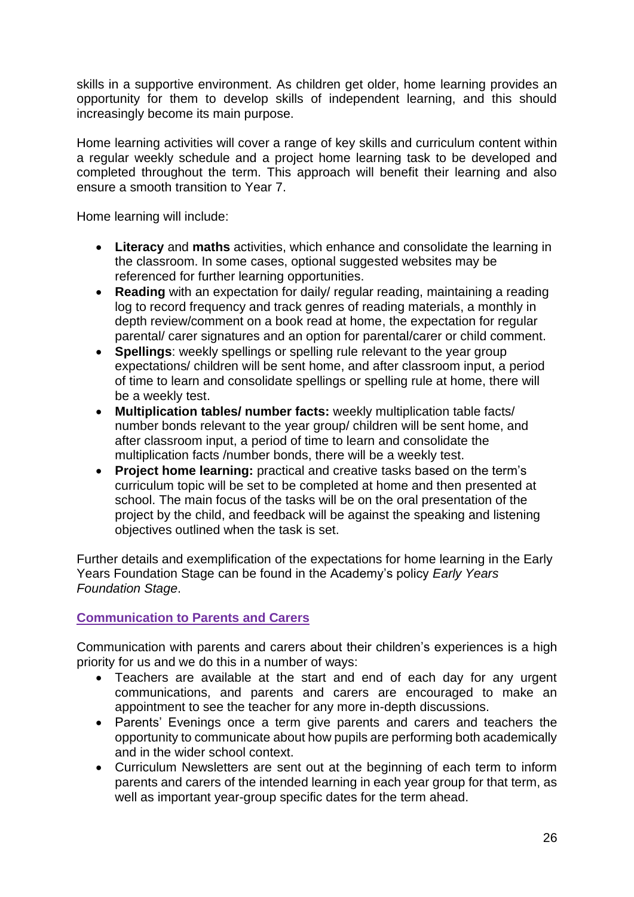skills in a supportive environment. As children get older, home learning provides an opportunity for them to develop skills of independent learning, and this should increasingly become its main purpose.

Home learning activities will cover a range of key skills and curriculum content within a regular weekly schedule and a project home learning task to be developed and completed throughout the term. This approach will benefit their learning and also ensure a smooth transition to Year 7.

Home learning will include:

- **Literacy** and **maths** activities, which enhance and consolidate the learning in the classroom. In some cases, optional suggested websites may be referenced for further learning opportunities.
- **Reading** with an expectation for daily/ regular reading, maintaining a reading log to record frequency and track genres of reading materials, a monthly in depth review/comment on a book read at home, the expectation for regular parental/ carer signatures and an option for parental/carer or child comment.
- **Spellings**: weekly spellings or spelling rule relevant to the year group expectations/ children will be sent home, and after classroom input, a period of time to learn and consolidate spellings or spelling rule at home, there will be a weekly test.
- **Multiplication tables/ number facts:** weekly multiplication table facts/ number bonds relevant to the year group/ children will be sent home, and after classroom input, a period of time to learn and consolidate the multiplication facts /number bonds, there will be a weekly test.
- **Project home learning:** practical and creative tasks based on the term's curriculum topic will be set to be completed at home and then presented at school. The main focus of the tasks will be on the oral presentation of the project by the child, and feedback will be against the speaking and listening objectives outlined when the task is set.

Further details and exemplification of the expectations for home learning in the Early Years Foundation Stage can be found in the Academy's policy *Early Years Foundation Stage*.

## Communication to Parents and Carers

Communication with parents and carers about their children's experiences is a high priority for us and we do this in a number of ways:

- Teachers are available at the start and end of each day for any urgent communications, and parents and carers are encouraged to make an appointment to see the teacher for any more in-depth discussions.
- Parents' Evenings once a term give parents and carers and teachers the opportunity to communicate about how pupils are performing both academically and in the wider school context.
- Curriculum Newsletters are sent out at the beginning of each term to inform parents and carers of the intended learning in each year group for that term, as well as important year-group specific dates for the term ahead.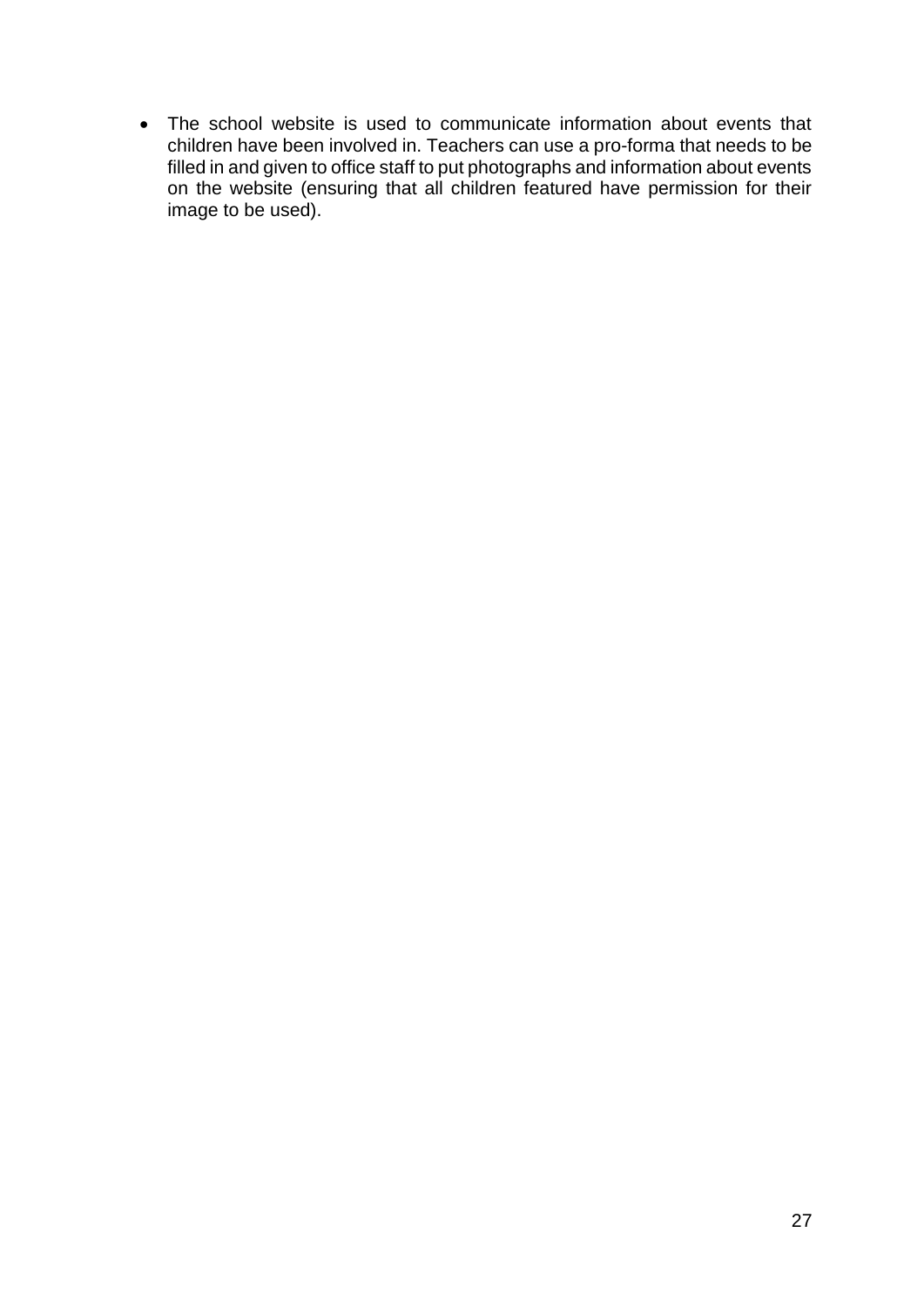- The school website is used to communicate information about events that children have been involved in. Teachers can use a pro-forma that needs to be filled in and given to office staff to put photographs and information about events on the website (ensuring that all children featured have permission for their image to be used).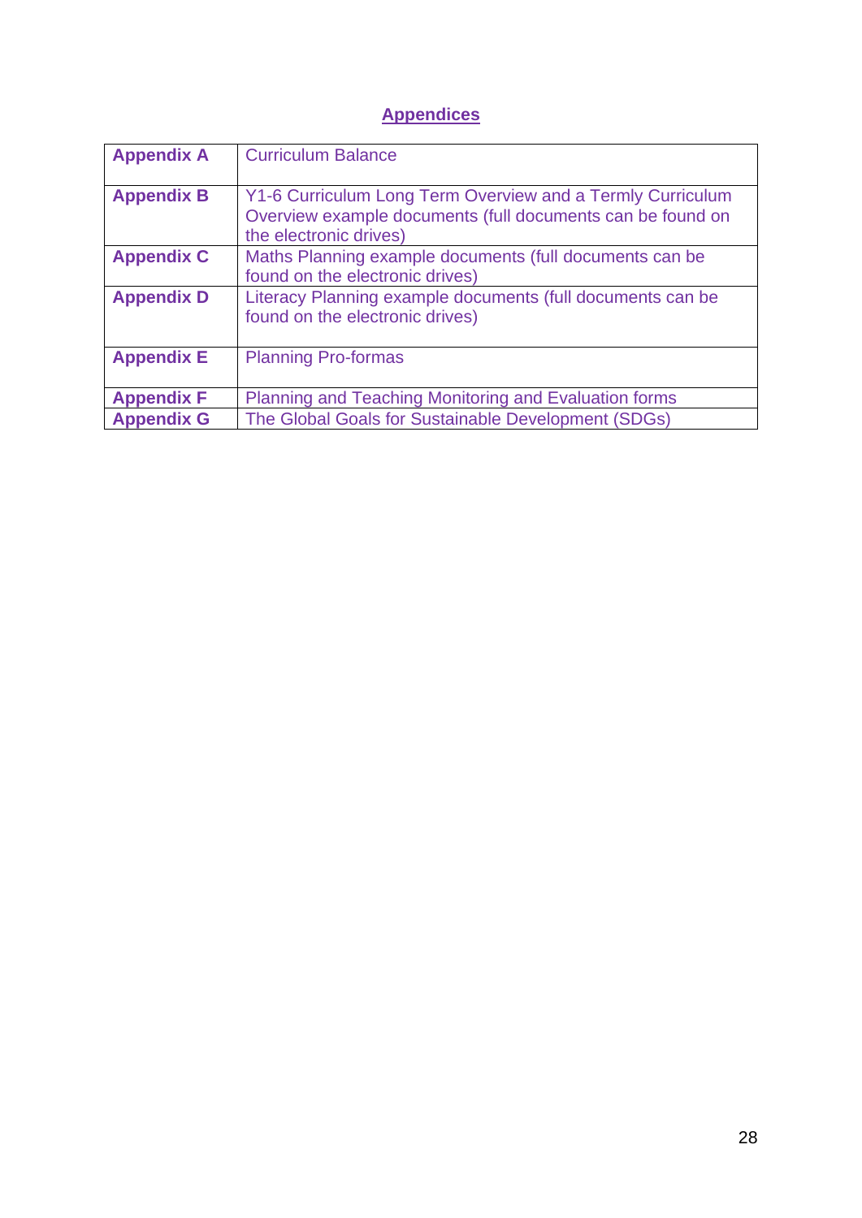## Appendices

| | |
|---|---|
| **Appendix A** | Curriculum Balance |
| **Appendix B** | Y1-6 Curriculum Long Term Overview and a Termly Curriculum Overview example documents (full documents can be found on the electronic drives) |
| **Appendix C** | Maths Planning example documents (full documents can be found on the electronic drives) |
| **Appendix D** | Literacy Planning example documents (full documents can be found on the electronic drives) |
| **Appendix E** | Planning Pro-formas |
| **Appendix F** | Planning and Teaching Monitoring and Evaluation forms |
| **Appendix G** | The Global Goals for Sustainable Development (SDGs) |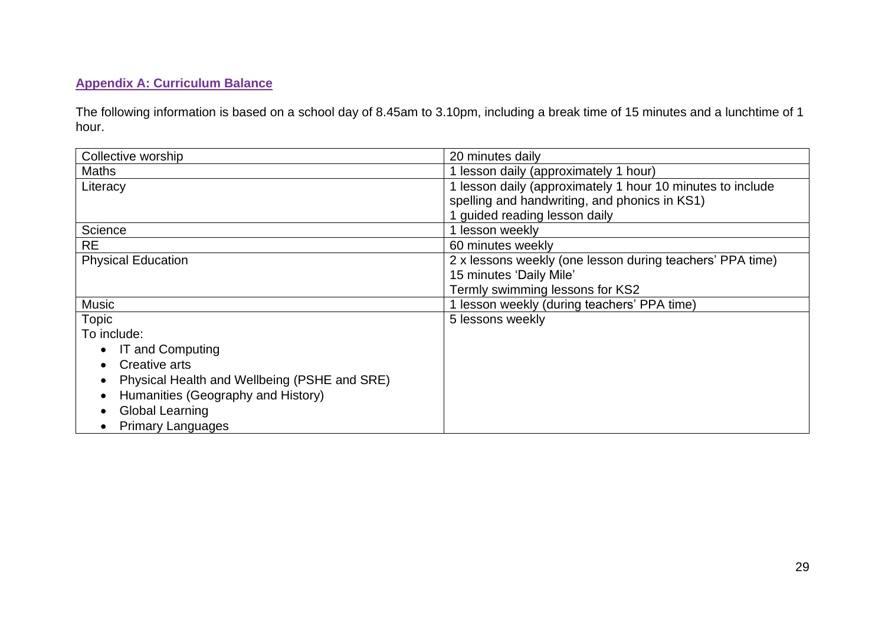## Appendix A: Curriculum Balance

The following information is based on a school day of 8.45am to 3.10pm, including a break time of 15 minutes and a lunchtime of 1 hour.

| | |
|---|---|
| Collective worship | 20 minutes daily |
| Maths | 1 lesson daily (approximately 1 hour) |
| Literacy | 1 lesson daily (approximately 1 hour 10 minutes to include spelling and handwriting, and phonics in KS1)<br>1 guided reading lesson daily |
| Science | 1 lesson weekly |
| RE | 60 minutes weekly |
| Physical Education | 2 x lessons weekly (one lesson during teachers' PPA time)<br>15 minutes 'Daily Mile'<br>Termly swimming lessons for KS2 |
| Music | 1 lesson weekly (during teachers' PPA time) |
| Topic<br>To include:<br>• IT and Computing<br>• Creative arts<br>• Physical Health and Wellbeing (PSHE and SRE)<br>• Humanities (Geography and History)<br>• Global Learning<br>• Primary Languages | 5 lessons weekly |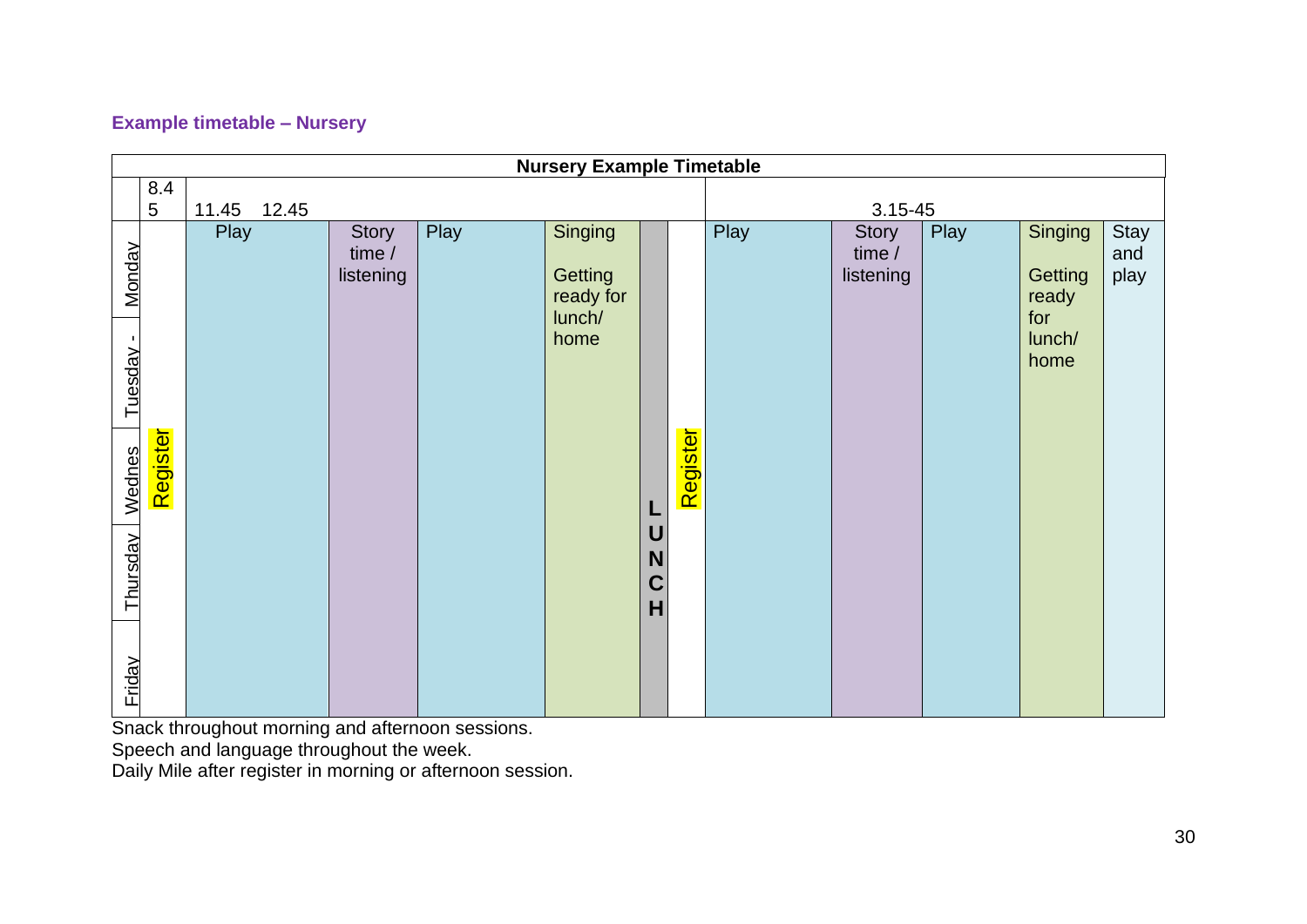**Example timetable – Nursery**

| Nursery Example Timetable | | | | | | | | | | | | | | |
|---|---|---|---|---|---|---|---|---|---|---|---|---|---|---|
| | 8.45 | 11.45 12.45 | | | | | | | 3.15-45 | | | | | |
| Monday - Tuesday - Wednes - Thursday - Friday | Register | Play | Story time / listening | Play | Singing Getting ready for lunch/ home | LUNCH | Register | Play | Story time / listening | Play | Singing Getting ready for lunch/ home | Stay and play |

Snack throughout morning and afternoon sessions.
Speech and language throughout the week.
Daily Mile after register in morning or afternoon session.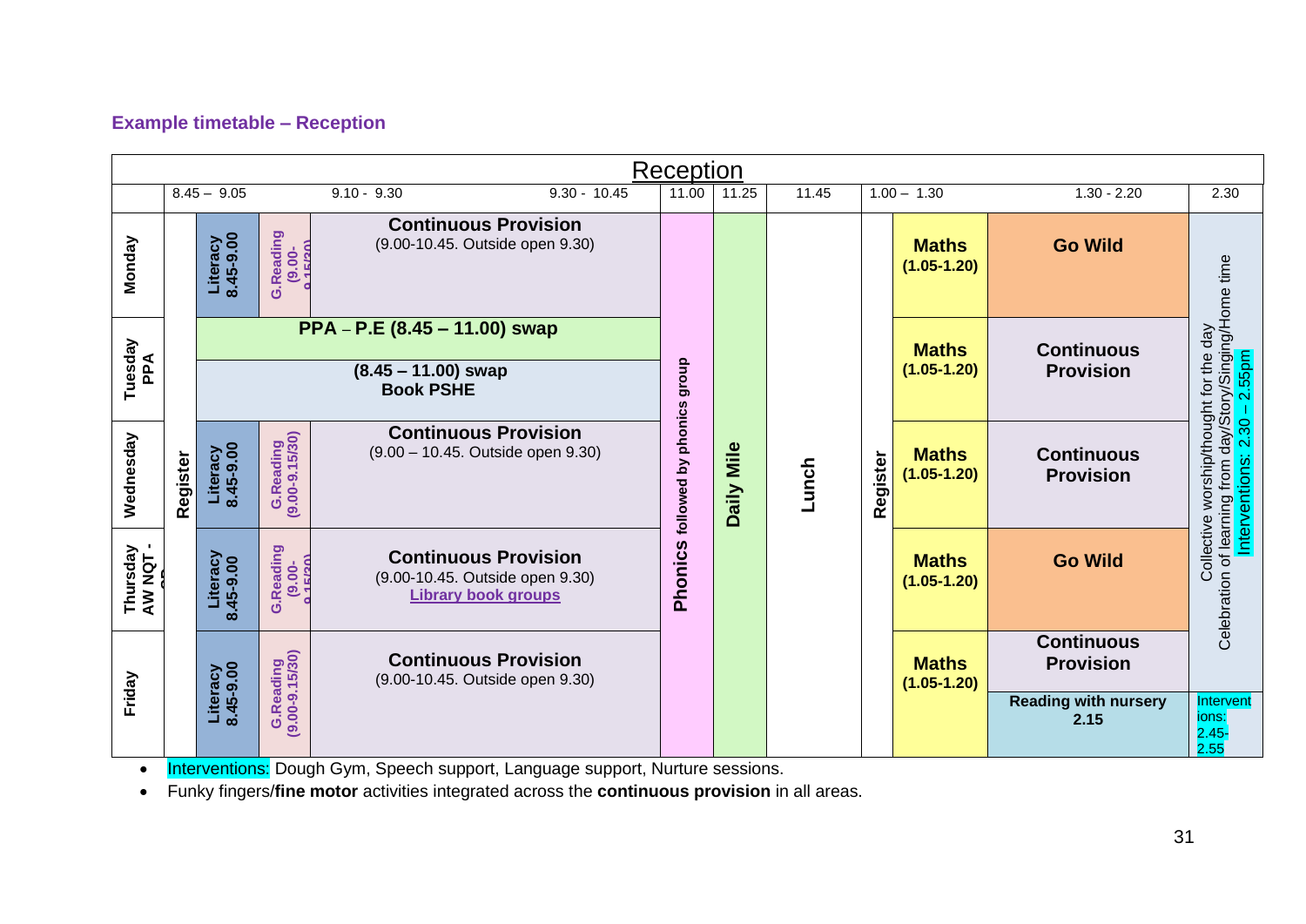### Example timetable – Reception

| Reception | | | | | | | | | | | |
|---|---|---|---|---|---|---|---|---|---|---|---|
| | 8.45 – 9.05 | | 9.10 - 9.30 / 9.30 - 10.45 | 11.00 | 11.25 | 11.45 | | 1.00 – 1.30 | 1.30 - 2.20 | 2.30 |
| **Monday** | Register | **Literacy 8.45-9.00** | **G.Reading (9.00-9.15/30)** | **Continuous Provision** (9.00-10.45. Outside open 9.30) | **Phonics** followed by phonics group | **Daily Mile** | **Lunch** | **Register** | **Maths (1.05-1.20)** | **Go Wild** | Collective worship/thought for the day Celebration of learning from day/Story/Singing/Home time Interventions: 2.30 – 2.55pm |
| **Tuesday PPA** | Register | **PPA – P.E (8.45 – 11.00) swap** / **(8.45 – 11.00) swap Book PSHE** | | | **Phonics** followed by phonics group | **Daily Mile** | **Lunch** | **Register** | **Maths (1.05-1.20)** | **Continuous Provision** | Collective worship/thought for the day Celebration of learning from day/Story/Singing/Home time Interventions: 2.30 – 2.55pm |
| **Wednesday** | Register | **Literacy 8.45-9.00** | **G.Reading (9.00-9.15/30)** | **Continuous Provision** (9.00 – 10.45. Outside open 9.30) | **Phonics** followed by phonics group | **Daily Mile** | **Lunch** | **Register** | **Maths (1.05-1.20)** | **Continuous Provision** | Collective worship/thought for the day Celebration of learning from day/Story/Singing/Home time Interventions: 2.30 – 2.55pm |
| **Thursday AW NQT - 8D** | Register | **Literacy 8.45-9.00** | **G.Reading (9.00-9.15/30)** | **Continuous Provision** (9.00-10.45. Outside open 9.30) **Library book groups** | **Phonics** followed by phonics group | **Daily Mile** | **Lunch** | **Register** | **Maths (1.05-1.20)** | **Go Wild** | Collective worship/thought for the day Celebration of learning from day/Story/Singing/Home time Interventions: 2.30 – 2.55pm |
| **Friday** | Register | **Literacy 8.45-9.00** | **G.Reading (9.00-9.15/30)** | **Continuous Provision** (9.00-10.45. Outside open 9.30) | **Phonics** followed by phonics group | **Daily Mile** | **Lunch** | **Register** | **Maths (1.05-1.20)** | **Continuous Provision** / **Reading with nursery 2.15** | Interventions: 2.45-2.55 |

- Interventions: Dough Gym, Speech support, Language support, Nurture sessions.
- Funky fingers/**fine motor** activities integrated across the **continuous provision** in all areas.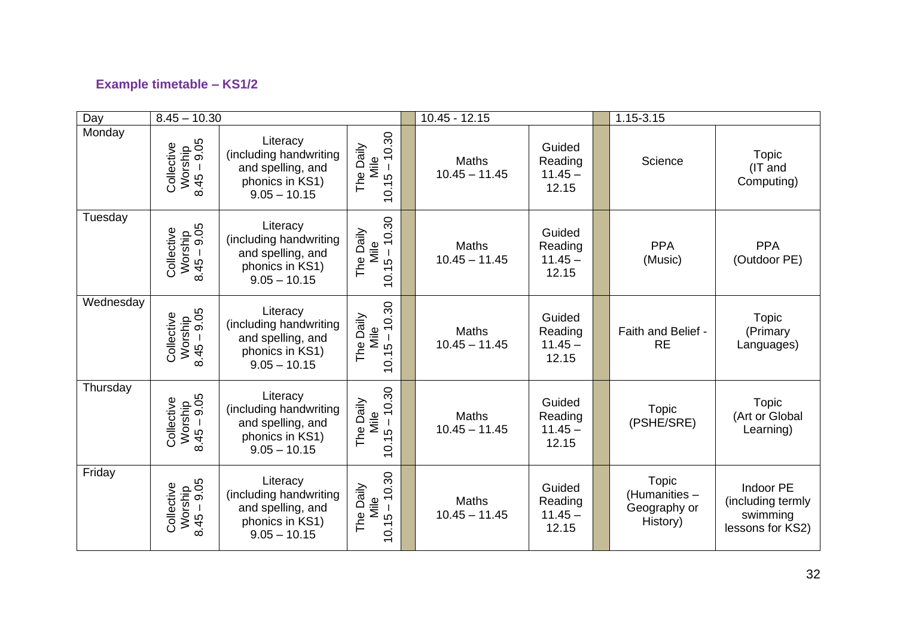### Example timetable – KS1/2

| Day | 8.45 – 10.30 | | | | 10.45 - 12.15 | | | 1.15-3.15 | |
|---|---|---|---|---|---|---|---|---|---|
| Monday | Collective Worship 8.45 – 9.05 | Literacy (including handwriting and spelling, and phonics in KS1) 9.05 – 10.15 | The Daily Mile 10.15 – 10.30 | | Maths 10.45 – 11.45 | Guided Reading 11.45 – 12.15 | | Science | Topic (IT and Computing) |
| Tuesday | Collective Worship 8.45 – 9.05 | Literacy (including handwriting and spelling, and phonics in KS1) 9.05 – 10.15 | The Daily Mile 10.15 – 10.30 | | Maths 10.45 – 11.45 | Guided Reading 11.45 – 12.15 | | PPA (Music) | PPA (Outdoor PE) |
| Wednesday | Collective Worship 8.45 – 9.05 | Literacy (including handwriting and spelling, and phonics in KS1) 9.05 – 10.15 | The Daily Mile 10.15 – 10.30 | | Maths 10.45 – 11.45 | Guided Reading 11.45 – 12.15 | | Faith and Belief - RE | Topic (Primary Languages) |
| Thursday | Collective Worship 8.45 – 9.05 | Literacy (including handwriting and spelling, and phonics in KS1) 9.05 – 10.15 | The Daily Mile 10.15 – 10.30 | | Maths 10.45 – 11.45 | Guided Reading 11.45 – 12.15 | | Topic (PSHE/SRE) | Topic (Art or Global Learning) |
| Friday | Collective Worship 8.45 – 9.05 | Literacy (including handwriting and spelling, and phonics in KS1) 9.05 – 10.15 | The Daily Mile 10.15 – 10.30 | | Maths 10.45 – 11.45 | Guided Reading 11.45 – 12.15 | | Topic (Humanities – Geography or History) | Indoor PE (including termly swimming lessons for KS2) |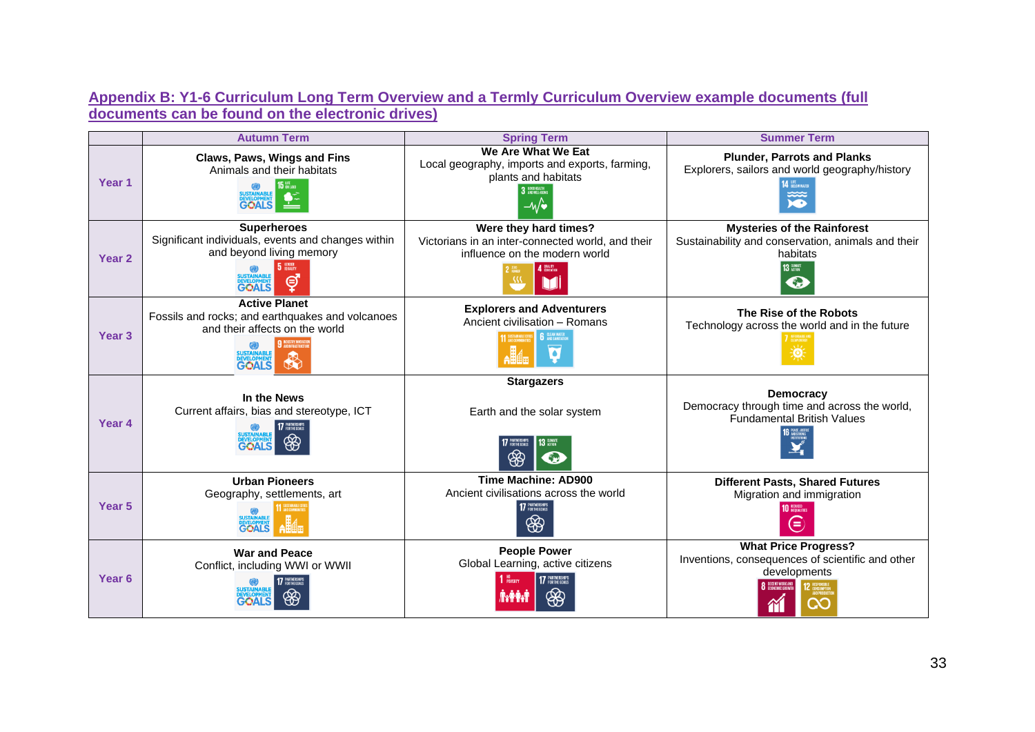## Appendix B: Y1-6 Curriculum Long Term Overview and a Termly Curriculum Overview example documents (full documents can be found on the electronic drives)

| | Autumn Term | Spring Term | Summer Term |
|---|---|---|---|
| Year 1 | **Claws, Paws, Wings and Fins** Animals and their habitats | **We Are What We Eat** Local geography, imports and exports, farming, plants and habitats | **Plunder, Parrots and Planks** Explorers, sailors and world geography/history |
| Year 2 | **Superheroes** Significant individuals, events and changes within and beyond living memory | **Were they hard times?** Victorians in an inter-connected world, and their influence on the modern world | **Mysteries of the Rainforest** Sustainability and conservation, animals and their habitats |
| Year 3 | **Active Planet** Fossils and rocks; and earthquakes and volcanoes and their affects on the world | **Explorers and Adventurers** Ancient civilisation – Romans | **The Rise of the Robots** Technology across the world and in the future |
| Year 4 | **In the News** Current affairs, bias and stereotype, ICT | **Stargazers** Earth and the solar system | **Democracy** Democracy through time and across the world, Fundamental British Values |
| Year 5 | **Urban Pioneers** Geography, settlements, art | **Time Machine: AD900** Ancient civilisations across the world | **Different Pasts, Shared Futures** Migration and immigration |
| Year 6 | **War and Peace** Conflict, including WWI or WWII | **People Power** Global Learning, active citizens | **What Price Progress?** Inventions, consequences of scientific and other developments |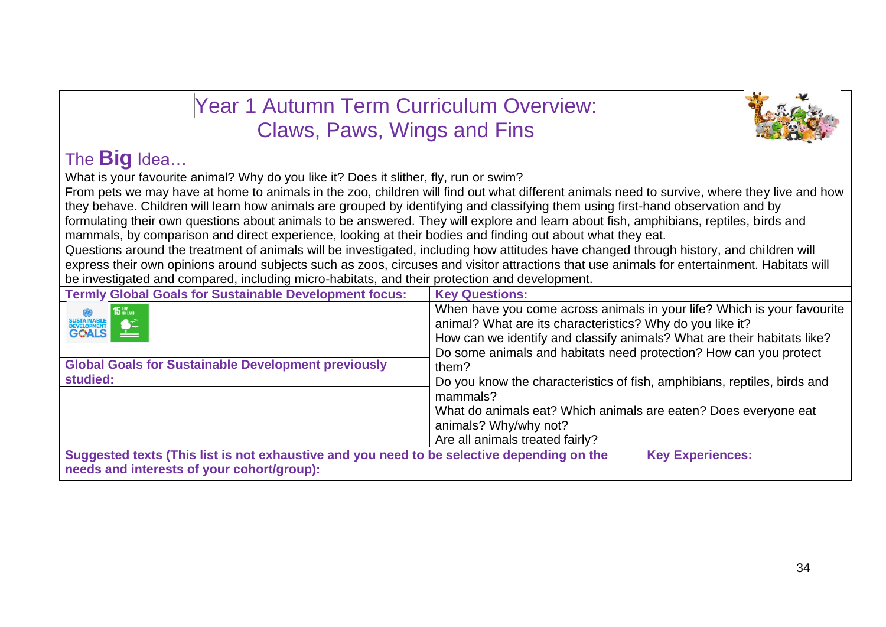# Year 1 Autumn Term Curriculum Overview: Claws, Paws, Wings and Fins

## The **Big** Idea…

What is your favourite animal? Why do you like it? Does it slither, fly, run or swim?
From pets we may have at home to animals in the zoo, children will find out what different animals need to survive, where they live and how they behave. Children will learn how animals are grouped by identifying and classifying them using first-hand observation and by formulating their own questions about animals to be answered. They will explore and learn about fish, amphibians, reptiles, birds and mammals, by comparison and direct experience, looking at their bodies and finding out about what they eat.
Questions around the treatment of animals will be investigated, including how attitudes have changed through history, and children will express their own opinions around subjects such as zoos, circuses and visitor attractions that use animals for entertainment. Habitats will be investigated and compared, including micro-habitats, and their protection and development.

| **Termly Global Goals for Sustainable Development focus:** | **Key Questions:** |
|---|---|
| Sustainable Development Goals – 15 Life on Land | When have you come across animals in your life? Which is your favourite animal? What are its characteristics? Why do you like it?<br>How can we identify and classify animals? What are their habitats like? Do some animals and habitats need protection? How can you protect them?<br>Do you know the characteristics of fish, amphibians, reptiles, birds and mammals?<br>What do animals eat? Which animals are eaten? Does everyone eat animals? Why/why not?<br>Are all animals treated fairly? |
| **Global Goals for Sustainable Development previously studied:** | |

| **Suggested texts (This list is not exhaustive and you need to be selective depending on the needs and interests of your cohort/group):** | **Key Experiences:** |
|---|---|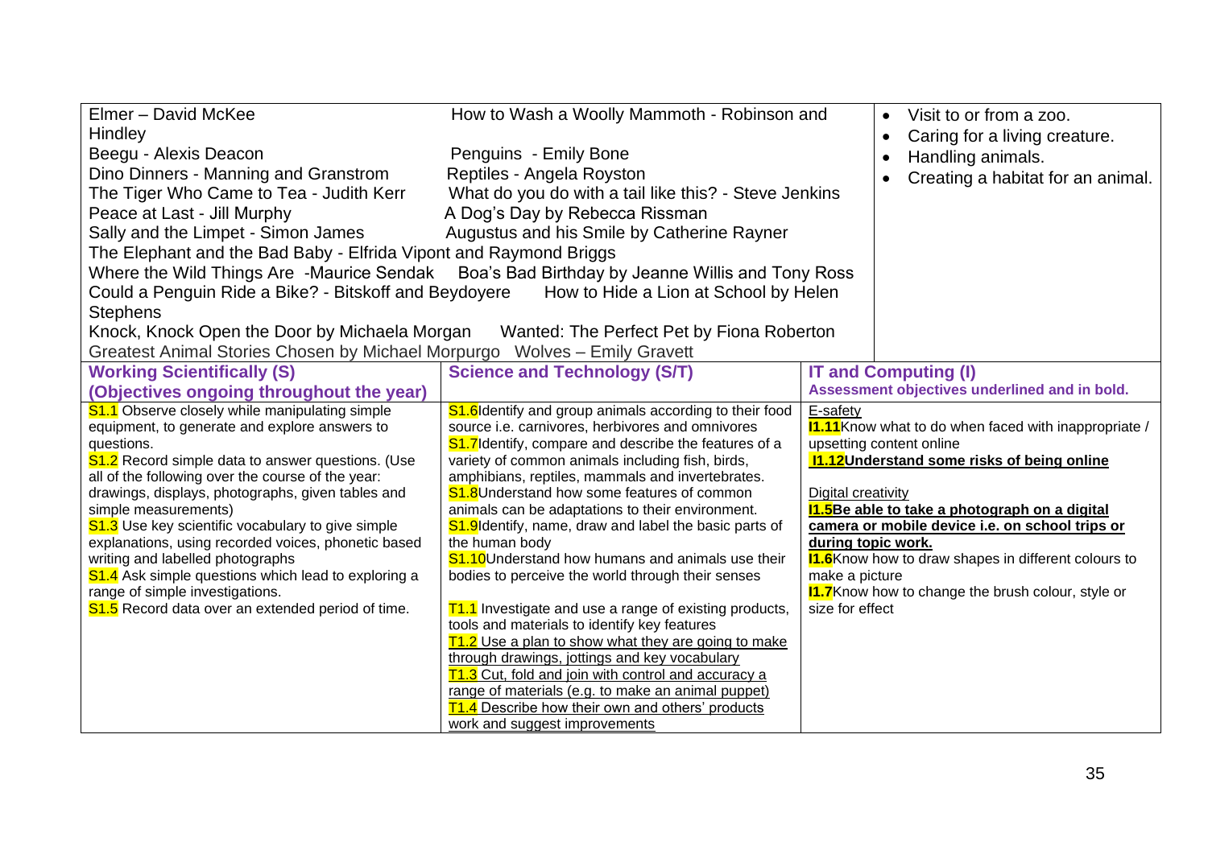| Elmer – David McKee<br>How to Wash a Woolly Mammoth - Robinson and Hindley<br>Beegu - Alexis Deacon<br>Penguins - Emily Bone<br>Dino Dinners - Manning and Granstrom<br>Reptiles - Angela Royston<br>The Tiger Who Came to Tea - Judith Kerr<br>What do you do with a tail like this? - Steve Jenkins<br>Peace at Last - Jill Murphy<br>A Dog's Day by Rebecca Rissman<br>Sally and the Limpet - Simon James<br>Augustus and his Smile by Catherine Rayner<br>The Elephant and the Bad Baby - Elfrida Vipont and Raymond Briggs<br>Where the Wild Things Are -Maurice Sendak<br>Boa's Bad Birthday by Jeanne Willis and Tony Ross<br>Could a Penguin Ride a Bike? - Bitskoff and Beydoyere<br>How to Hide a Lion at School by Helen Stephens<br>Knock, Knock Open the Door by Michaela Morgan<br>Wanted: The Perfect Pet by Fiona Roberton<br>Greatest Animal Stories Chosen by Michael Morpurgo<br>Wolves – Emily Gravett | | • Visit to or from a zoo.<br>• Caring for a living creature.<br>• Handling animals.<br>• Creating a habitat for an animal. |
|---|---|---|
| **Working Scientifically (S)**<br>**(Objectives ongoing throughout the year)** | **Science and Technology (S/T)** | **IT and Computing (I)**<br>**Assessment objectives underlined and in bold.** |
| S1.1 Observe closely while manipulating simple equipment, to generate and explore answers to questions.<br>S1.2 Record simple data to answer questions. (Use all of the following over the course of the year: drawings, displays, photographs, given tables and simple measurements)<br>S1.3 Use key scientific vocabulary to give simple explanations, using recorded voices, phonetic based writing and labelled photographs<br>S1.4 Ask simple questions which lead to exploring a range of simple investigations.<br>S1.5 Record data over an extended period of time. | S1.6Identify and group animals according to their food source i.e. carnivores, herbivores and omnivores<br>S1.7Identify, compare and describe the features of a variety of common animals including fish, birds, amphibians, reptiles, mammals and invertebrates.<br>S1.8Understand how some features of common animals can be adaptations to their environment.<br>S1.9Identify, name, draw and label the basic parts of the human body<br>S1.10Understand how humans and animals use their bodies to perceive the world through their senses<br><br>T1.1 Investigate and use a range of existing products, tools and materials to identify key features<br><u>T1.2 Use a plan to show what they are going to make through drawings, jottings and key vocabulary</u><br><u>T1.3 Cut, fold and join with control and accuracy a range of materials (e.g. to make an animal puppet)</u><br><u>T1.4 Describe how their own and others' products work and suggest improvements</u> | <u>E-safety</u><br>**I1.11**Know what to do when faced with inappropriate / upsetting content online<br>**<u>I1.12Understand some risks of being online</u>**<br><br><u>Digital creativity</u><br>**<u>I1.5Be able to take a photograph on a digital camera or mobile device i.e. on school trips or during topic work.</u>**<br>**I1.6**Know how to draw shapes in different colours to make a picture<br>**I1.7**Know how to change the brush colour, style or size for effect |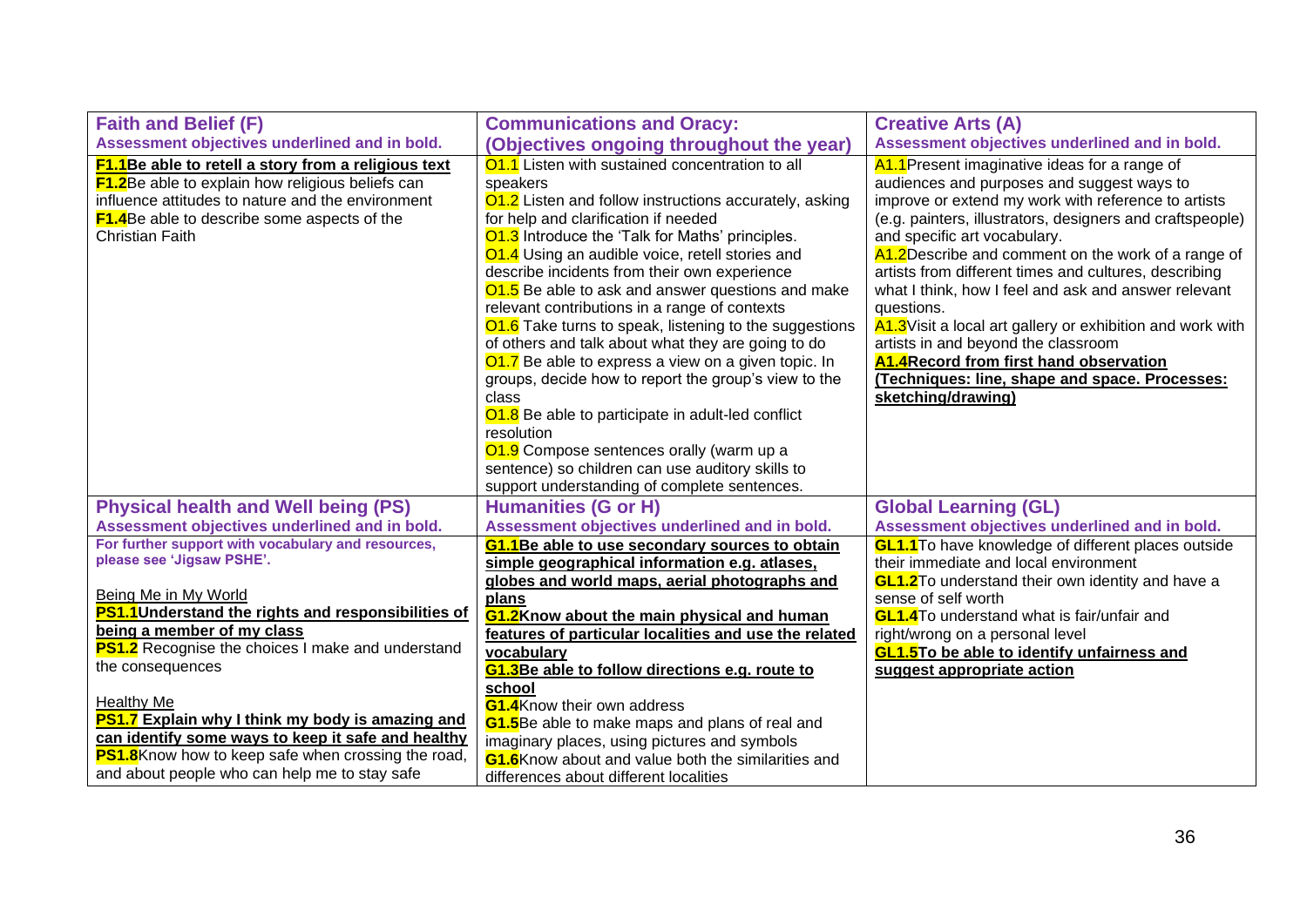| **Faith and Belief (F)**<br>**Assessment objectives underlined and in bold.** | **Communications and Oracy:**<br>**(Objectives ongoing throughout the year)** | **Creative Arts (A)**<br>**Assessment objectives underlined and in bold.** |
|---|---|---|
| **F1.1Be able to retell a story from a religious text**<br>**F1.2**Be able to explain how religious beliefs can influence attitudes to nature and the environment<br>**F1.4**Be able to describe some aspects of the Christian Faith | O1.1 Listen with sustained concentration to all speakers<br>O1.2 Listen and follow instructions accurately, asking for help and clarification if needed<br>O1.3 Introduce the 'Talk for Maths' principles.<br>O1.4 Using an audible voice, retell stories and describe incidents from their own experience<br>O1.5 Be able to ask and answer questions and make relevant contributions in a range of contexts<br>O1.6 Take turns to speak, listening to the suggestions of others and talk about what they are going to do<br>O1.7 Be able to express a view on a given topic. In groups, decide how to report the group's view to the class<br>O1.8 Be able to participate in adult-led conflict resolution<br>O1.9 Compose sentences orally (warm up a sentence) so children can use auditory skills to support understanding of complete sentences. | A1.1Present imaginative ideas for a range of audiences and purposes and suggest ways to improve or extend my work with reference to artists (e.g. painters, illustrators, designers and craftspeople) and specific art vocabulary.<br>A1.2Describe and comment on the work of a range of artists from different times and cultures, describing what I think, how I feel and ask and answer relevant questions.<br>A1.3Visit a local art gallery or exhibition and work with artists in and beyond the classroom<br>**A1.4Record from first hand observation (Techniques: line, shape and space. Processes: sketching/drawing)** |
| **Physical health and Well being (PS)**<br>**Assessment objectives underlined and in bold.** | **Humanities (G or H)**<br>**Assessment objectives underlined and in bold.** | **Global Learning (GL)**<br>**Assessment objectives underlined and in bold.** |
| **For further support with vocabulary and resources, please see 'Jigsaw PSHE'.**<br><br>Being Me in My World<br>**PS1.1Understand the rights and responsibilities of being a member of my class**<br>**PS1.2** Recognise the choices I make and understand the consequences<br><br>Healthy Me<br>**PS1.7 Explain why I think my body is amazing and can identify some ways to keep it safe and healthy**<br>**PS1.8**Know how to keep safe when crossing the road, and about people who can help me to stay safe | **G1.1Be able to use secondary sources to obtain simple geographical information e.g. atlases, globes and world maps, aerial photographs and plans**<br>**G1.2Know about the main physical and human features of particular localities and use the related vocabulary**<br>**G1.3Be able to follow directions e.g. route to school**<br>**G1.4**Know their own address<br>**G1.5**Be able to make maps and plans of real and imaginary places, using pictures and symbols<br>**G1.6**Know about and value both the similarities and differences about different localities | **GL1.1**To have knowledge of different places outside their immediate and local environment<br>**GL1.2**To understand their own identity and have a sense of self worth<br>**GL1.4**To understand what is fair/unfair and right/wrong on a personal level<br>**GL1.5To be able to identify unfairness and suggest appropriate action** |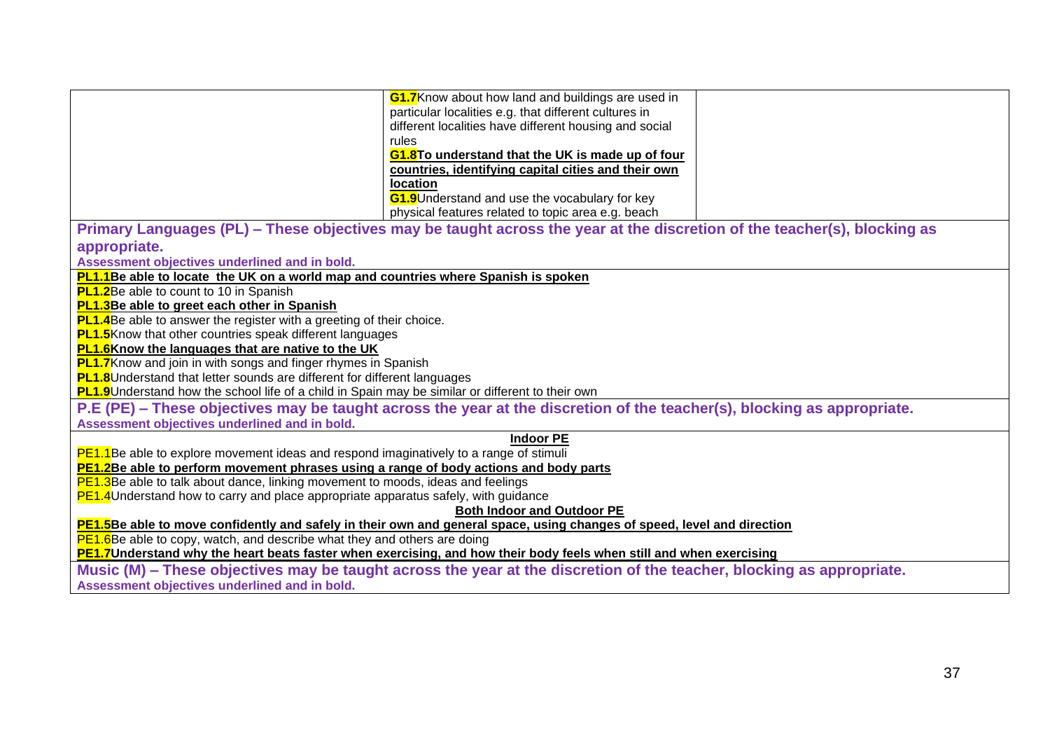| | | |
|---|---|---|
| | G1.7 Know about how land and buildings are used in particular localities e.g. that different cultures in different localities have different housing and social rules<br>**G1.8 To understand that the UK is made up of four countries, identifying capital cities and their own location**<br>G1.9 Understand and use the vocabulary for key physical features related to topic area e.g. beach | |

## Primary Languages (PL) – These objectives may be taught across the year at the discretion of the teacher(s), blocking as appropriate.

**Assessment objectives underlined and in bold.**

**PL1.1 Be able to locate the UK on a world map and countries where Spanish is spoken**
PL1.2 Be able to count to 10 in Spanish
**PL1.3 Be able to greet each other in Spanish**
PL1.4 Be able to answer the register with a greeting of their choice.
PL1.5 Know that other countries speak different languages
**PL1.6 Know the languages that are native to the UK**
PL1.7 Know and join in with songs and finger rhymes in Spanish
PL1.8 Understand that letter sounds are different for different languages
PL1.9 Understand how the school life of a child in Spain may be similar or different to their own

## P.E (PE) – These objectives may be taught across the year at the discretion of the teacher(s), blocking as appropriate.

**Assessment objectives underlined and in bold.**

**Indoor PE**

PE1.1 Be able to explore movement ideas and respond imaginatively to a range of stimuli
**PE1.2 Be able to perform movement phrases using a range of body actions and body parts**
PE1.3 Be able to talk about dance, linking movement to moods, ideas and feelings
PE1.4 Understand how to carry and place appropriate apparatus safely, with guidance

**Both Indoor and Outdoor PE**

**PE1.5 Be able to move confidently and safely in their own and general space, using changes of speed, level and direction**
PE1.6 Be able to copy, watch, and describe what they and others are doing
**PE1.7 Understand why the heart beats faster when exercising, and how their body feels when still and when exercising**

## Music (M) – These objectives may be taught across the year at the discretion of the teacher, blocking as appropriate.

**Assessment objectives underlined and in bold.**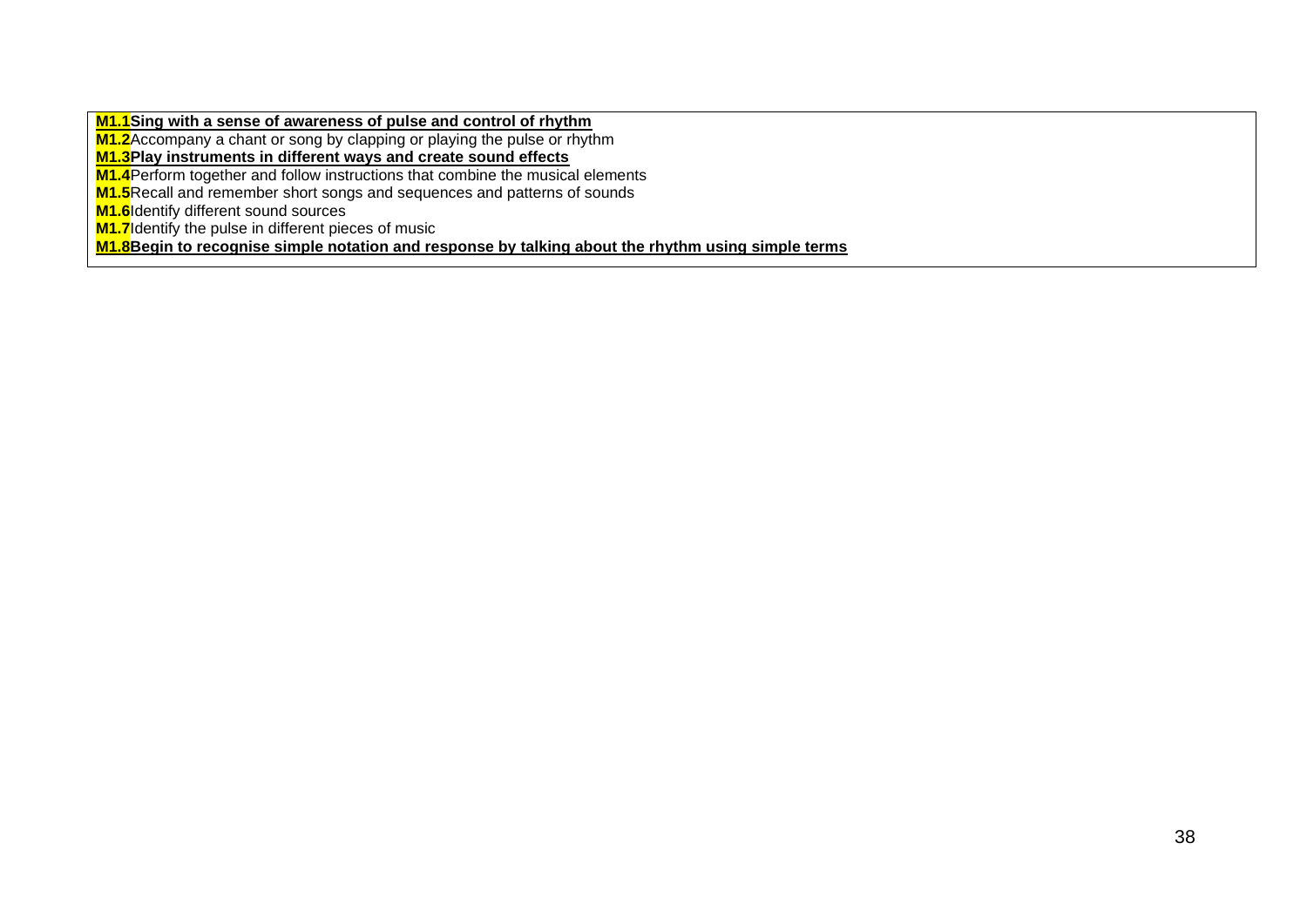**M1.1** **Sing with a sense of awareness of pulse and control of rhythm**
**M1.2** Accompany a chant or song by clapping or playing the pulse or rhythm
**M1.3** **Play instruments in different ways and create sound effects**
**M1.4** Perform together and follow instructions that combine the musical elements
**M1.5** Recall and remember short songs and sequences and patterns of sounds
**M1.6** Identify different sound sources
**M1.7** Identify the pulse in different pieces of music
**M1.8** **Begin to recognise simple notation and response by talking about the rhythm using simple terms**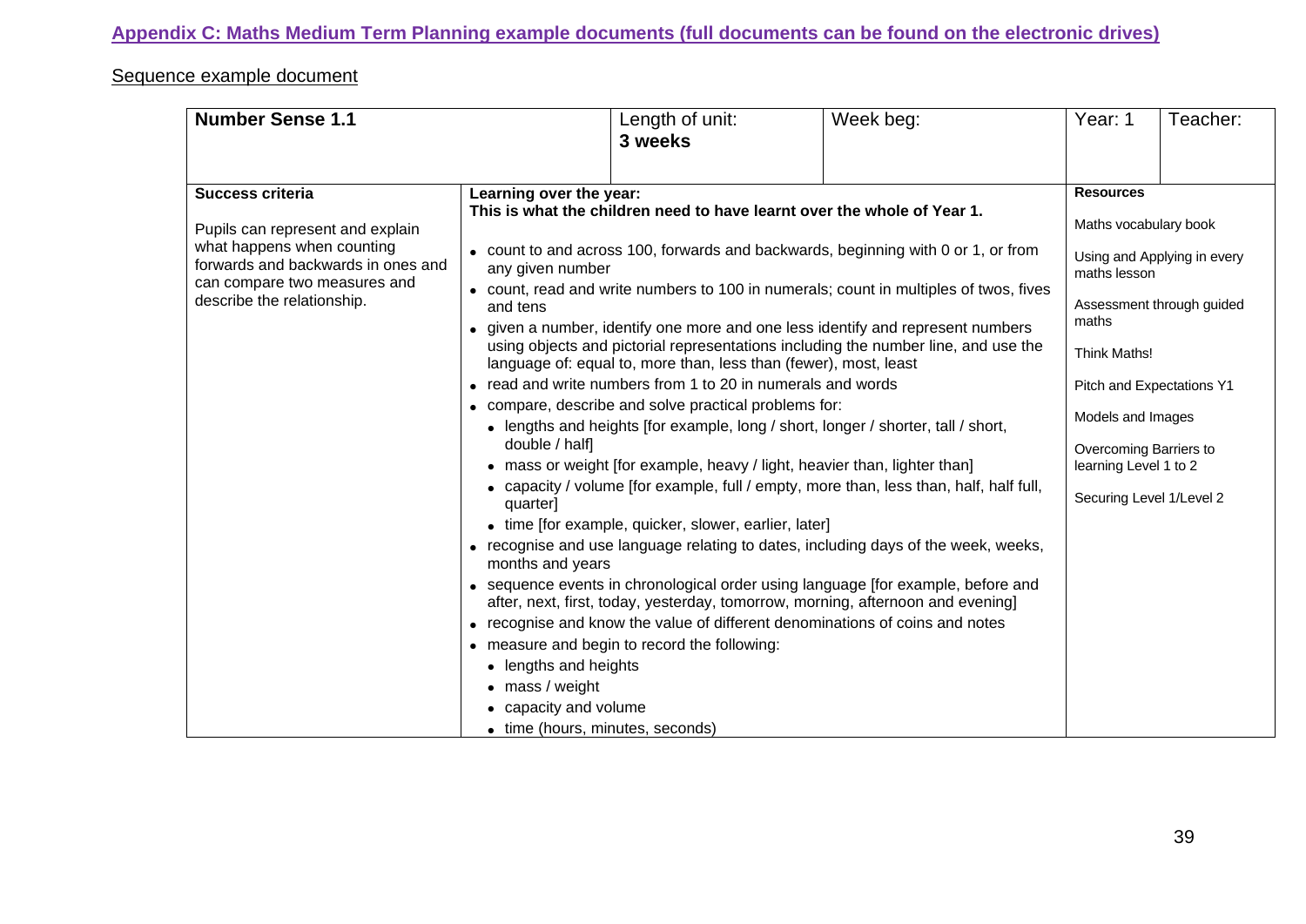## Appendix C: Maths Medium Term Planning example documents (full documents can be found on the electronic drives)

Sequence example document

| **Number Sense 1.1** | | Length of unit: **3 weeks** | Week beg: | Year: 1 | Teacher: |
|---|---|---|---|---|---|
| **Success criteria**<br><br>Pupils can represent and explain what happens when counting forwards and backwards in ones and can compare two measures and describe the relationship. | **Learning over the year:**<br>**This is what the children need to have learnt over the whole of Year 1.**<br><br>• count to and across 100, forwards and backwards, beginning with 0 or 1, or from any given number<br>• count, read and write numbers to 100 in numerals; count in multiples of twos, fives and tens<br>• given a number, identify one more and one less identify and represent numbers using objects and pictorial representations including the number line, and use the language of: equal to, more than, less than (fewer), most, least<br>• read and write numbers from 1 to 20 in numerals and words<br>• compare, describe and solve practical problems for:<br>  • lengths and heights [for example, long / short, longer / shorter, tall / short, double / half]<br>  • mass or weight [for example, heavy / light, heavier than, lighter than]<br>  • capacity / volume [for example, full / empty, more than, less than, half, half full, quarter]<br>  • time [for example, quicker, slower, earlier, later]<br>• recognise and use language relating to dates, including days of the week, weeks, months and years<br>• sequence events in chronological order using language [for example, before and after, next, first, today, yesterday, tomorrow, morning, afternoon and evening]<br>• recognise and know the value of different denominations of coins and notes<br>• measure and begin to record the following:<br>  • lengths and heights<br>  • mass / weight<br>  • capacity and volume<br>  • time (hours, minutes, seconds) | | | **Resources**<br><br>Maths vocabulary book<br><br>Using and Applying in every maths lesson<br><br>Assessment through guided maths<br><br>Think Maths!<br><br>Pitch and Expectations Y1<br><br>Models and Images<br><br>Overcoming Barriers to learning Level 1 to 2<br><br>Securing Level 1/Level 2 | |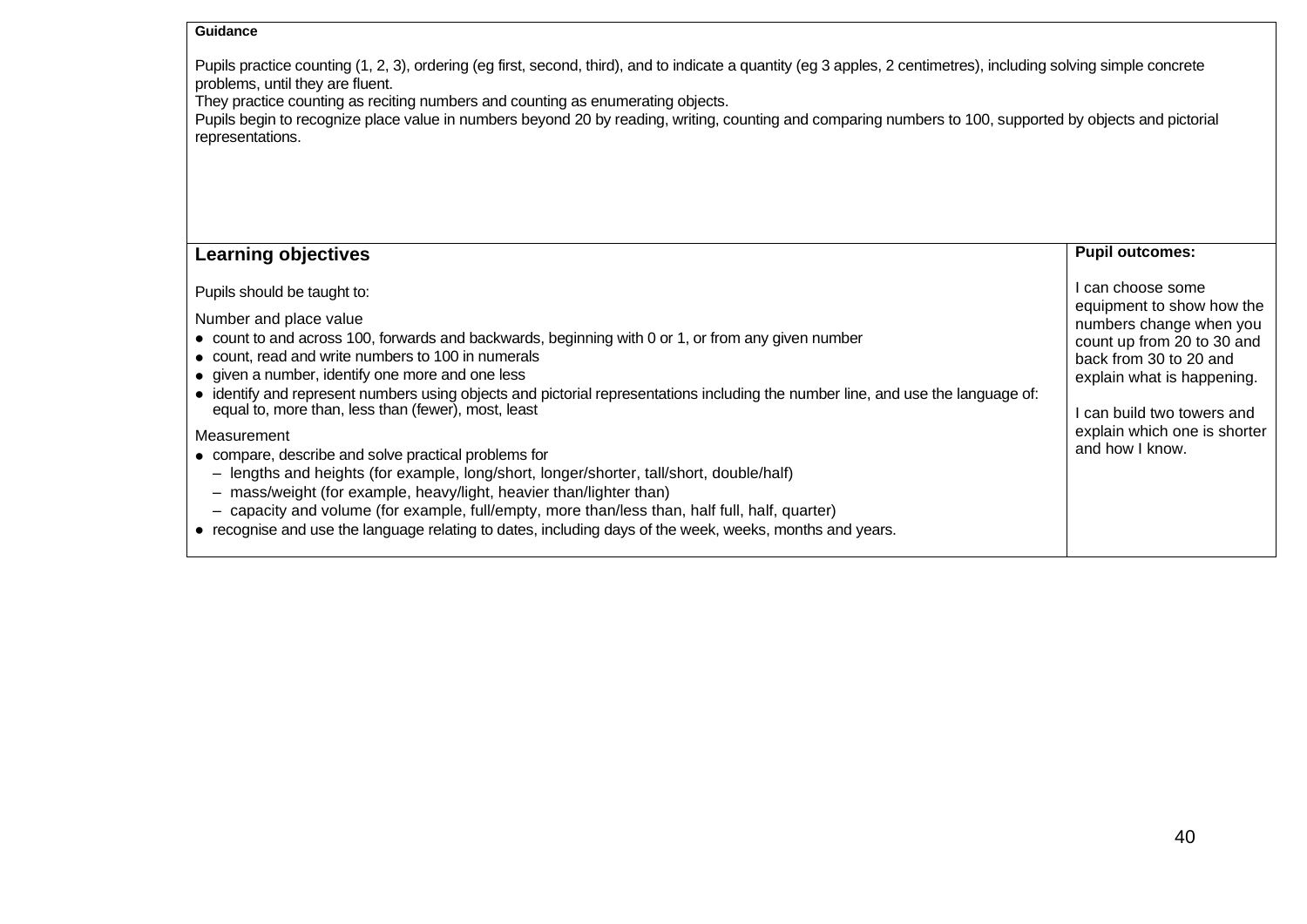**Guidance**

Pupils practice counting (1, 2, 3), ordering (eg first, second, third), and to indicate a quantity (eg 3 apples, 2 centimetres), including solving simple concrete problems, until they are fluent.
They practice counting as reciting numbers and counting as enumerating objects.
Pupils begin to recognize place value in numbers beyond 20 by reading, writing, counting and comparing numbers to 100, supported by objects and pictorial representations.

| **Learning objectives** | **Pupil outcomes:** |
| --- | --- |
| Pupils should be taught to:<br><br>Number and place value<br>• count to and across 100, forwards and backwards, beginning with 0 or 1, or from any given number<br>• count, read and write numbers to 100 in numerals<br>• given a number, identify one more and one less<br>• identify and represent numbers using objects and pictorial representations including the number line, and use the language of: equal to, more than, less than (fewer), most, least<br><br>Measurement<br>• compare, describe and solve practical problems for<br>– lengths and heights (for example, long/short, longer/shorter, tall/short, double/half)<br>– mass/weight (for example, heavy/light, heavier than/lighter than)<br>– capacity and volume (for example, full/empty, more than/less than, half full, half, quarter)<br>• recognise and use the language relating to dates, including days of the week, weeks, months and years. | I can choose some equipment to show how the numbers change when you count up from 20 to 30 and back from 30 to 20 and explain what is happening.<br><br>I can build two towers and explain which one is shorter and how I know. |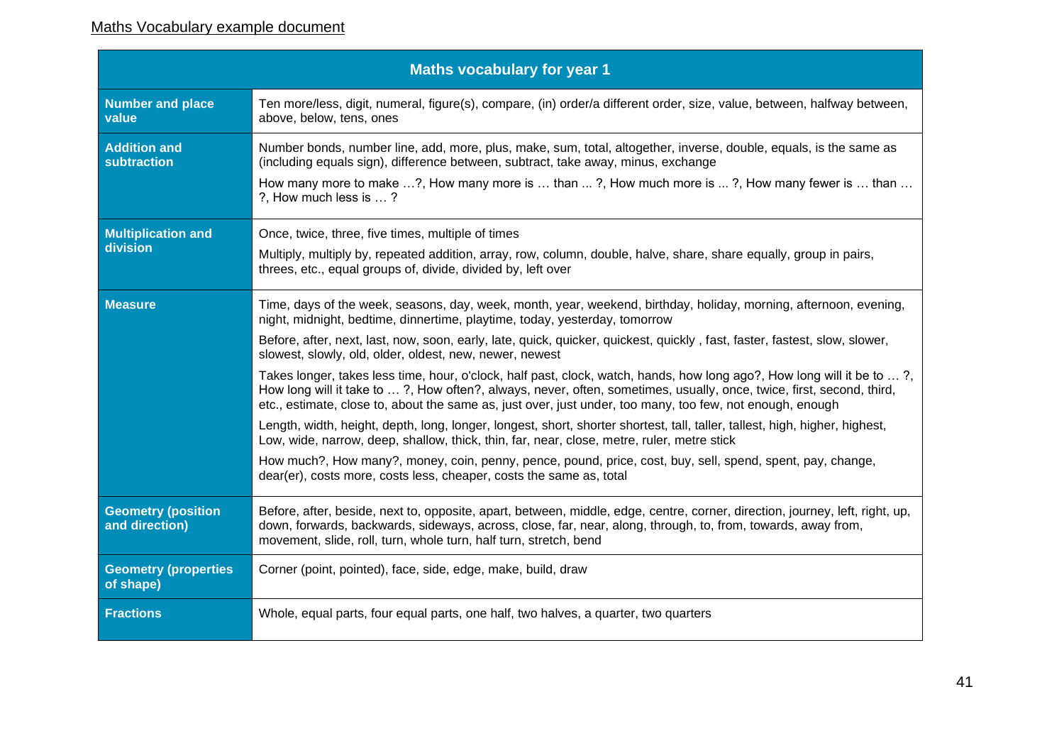Maths Vocabulary example document

| Maths vocabulary for year 1 | |
|---|---|
| **Number and place value** | Ten more/less, digit, numeral, figure(s), compare, (in) order/a different order, size, value, between, halfway between, above, below, tens, ones |
| **Addition and subtraction** | Number bonds, number line, add, more, plus, make, sum, total, altogether, inverse, double, equals, is the same as (including equals sign), difference between, subtract, take away, minus, exchange<br><br>How many more to make …?, How many more is … than ... ?, How much more is ... ?, How many fewer is … than … ?, How much less is … ? |
| **Multiplication and division** | Once, twice, three, five times, multiple of times<br><br>Multiply, multiply by, repeated addition, array, row, column, double, halve, share, share equally, group in pairs, threes, etc., equal groups of, divide, divided by, left over |
| **Measure** | Time, days of the week, seasons, day, week, month, year, weekend, birthday, holiday, morning, afternoon, evening, night, midnight, bedtime, dinnertime, playtime, today, yesterday, tomorrow<br><br>Before, after, next, last, now, soon, early, late, quick, quicker, quickest, quickly , fast, faster, fastest, slow, slower, slowest, slowly, old, older, oldest, new, newer, newest<br><br>Takes longer, takes less time, hour, o'clock, half past, clock, watch, hands, how long ago?, How long will it be to … ?, How long will it take to … ?, How often?, always, never, often, sometimes, usually, once, twice, first, second, third, etc., estimate, close to, about the same as, just over, just under, too many, too few, not enough, enough<br><br>Length, width, height, depth, long, longer, longest, short, shorter shortest, tall, taller, tallest, high, higher, highest, Low, wide, narrow, deep, shallow, thick, thin, far, near, close, metre, ruler, metre stick<br><br>How much?, How many?, money, coin, penny, pence, pound, price, cost, buy, sell, spend, spent, pay, change, dear(er), costs more, costs less, cheaper, costs the same as, total |
| **Geometry (position and direction)** | Before, after, beside, next to, opposite, apart, between, middle, edge, centre, corner, direction, journey, left, right, up, down, forwards, backwards, sideways, across, close, far, near, along, through, to, from, towards, away from, movement, slide, roll, turn, whole turn, half turn, stretch, bend |
| **Geometry (properties of shape)** | Corner (point, pointed), face, side, edge, make, build, draw |
| **Fractions** | Whole, equal parts, four equal parts, one half, two halves, a quarter, two quarters |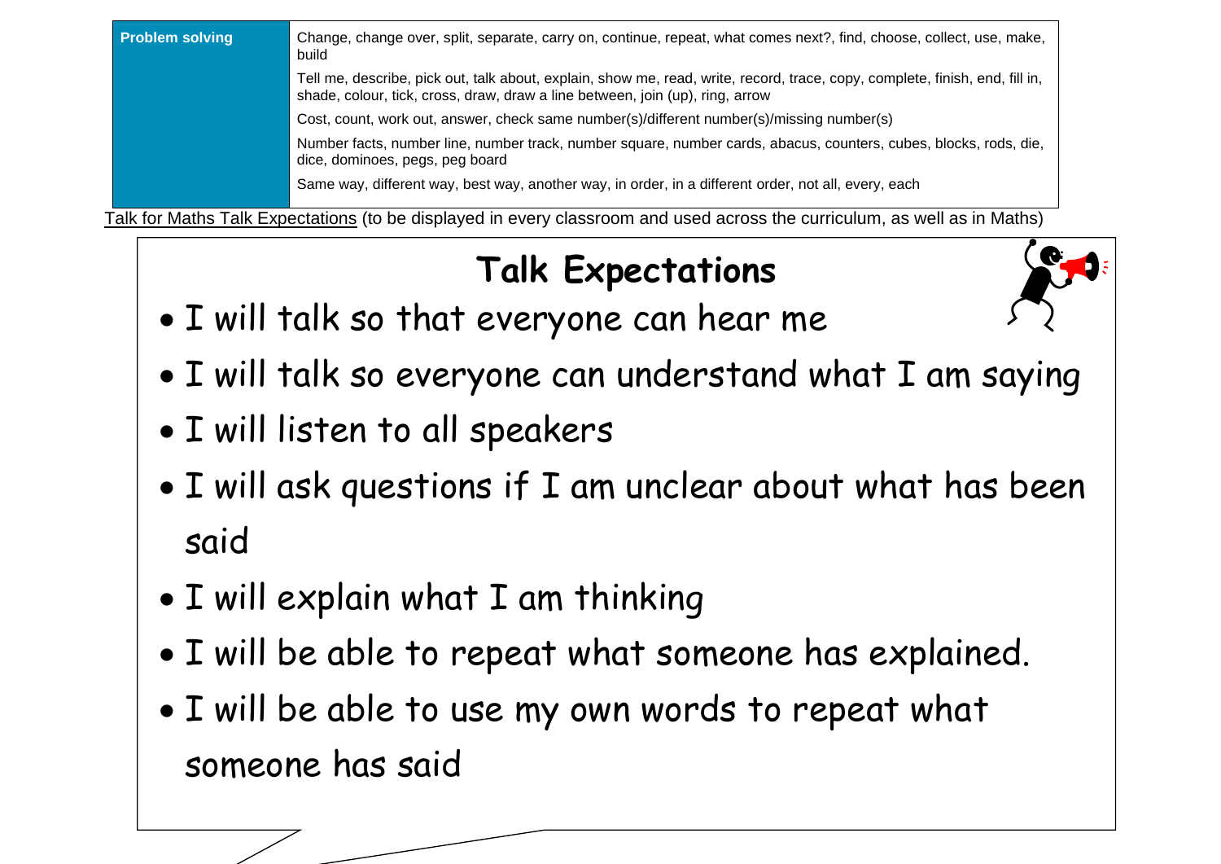| Problem solving | Change, change over, split, separate, carry on, continue, repeat, what comes next?, find, choose, collect, use, make, build |
|---|---|
| | Tell me, describe, pick out, talk about, explain, show me, read, write, record, trace, copy, complete, finish, end, fill in, shade, colour, tick, cross, draw, draw a line between, join (up), ring, arrow |
| | Cost, count, work out, answer, check same number(s)/different number(s)/missing number(s) |
| | Number facts, number line, number track, number square, number cards, abacus, counters, cubes, blocks, rods, die, dice, dominoes, pegs, peg board |
| | Same way, different way, best way, another way, in order, in a different order, not all, every, each |

Talk for Maths Talk Expectations (to be displayed in every classroom and used across the curriculum, as well as in Maths)

## Talk Expectations

- I will talk so that everyone can hear me
- I will talk so everyone can understand what I am saying
- I will listen to all speakers
- I will ask questions if I am unclear about what has been said
- I will explain what I am thinking
- I will be able to repeat what someone has explained.
- I will be able to use my own words to repeat what someone has said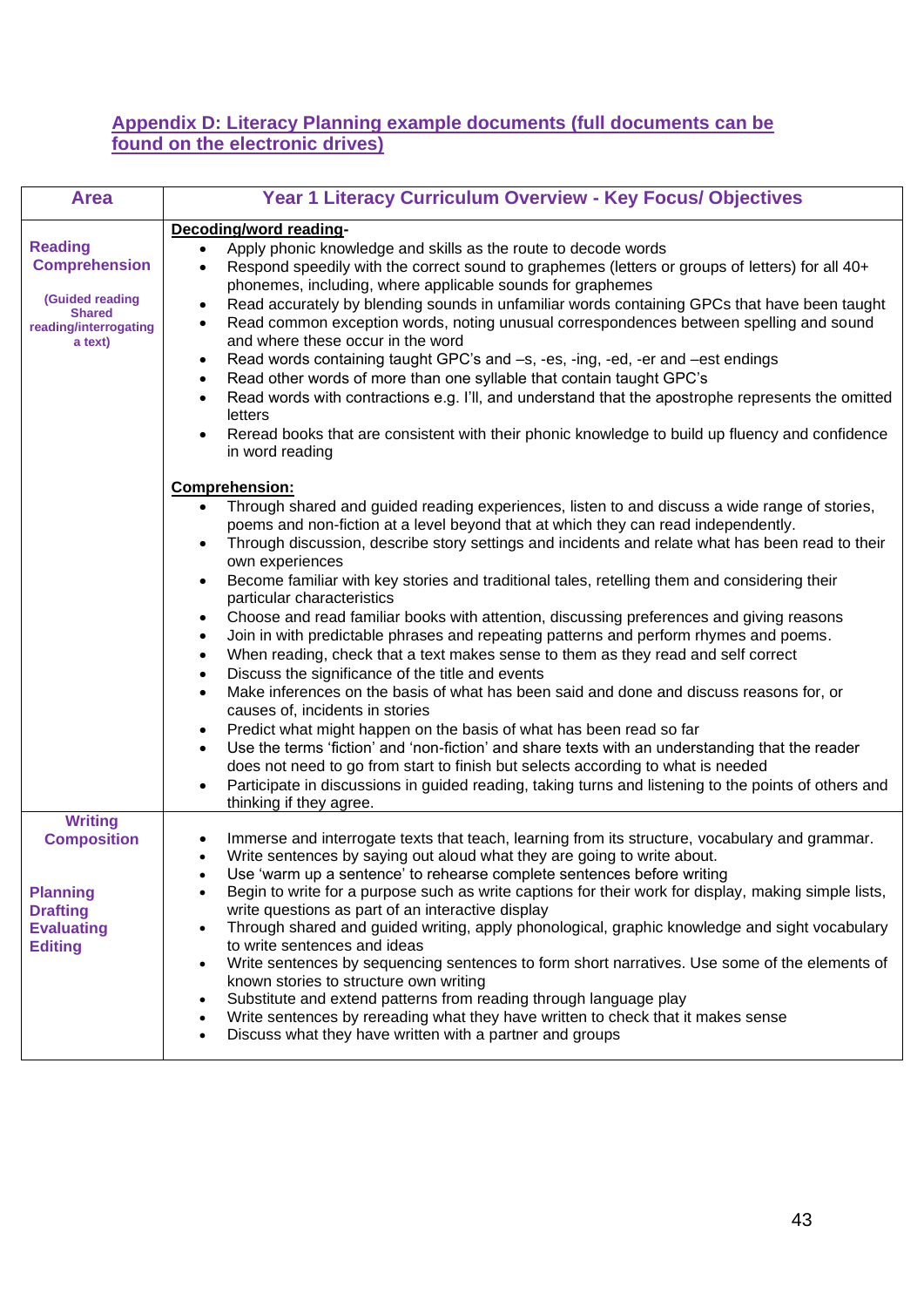## Appendix D: Literacy Planning example documents (full documents can be found on the electronic drives)

| Area | Year 1 Literacy Curriculum Overview - Key Focus/ Objectives |
|---|---|
| **Reading Comprehension**<br><br>**(Guided reading Shared reading/interrogating a text)** | **Decoding/word reading-**<br>• Apply phonic knowledge and skills as the route to decode words<br>• Respond speedily with the correct sound to graphemes (letters or groups of letters) for all 40+ phonemes, including, where applicable sounds for graphemes<br>• Read accurately by blending sounds in unfamiliar words containing GPCs that have been taught<br>• Read common exception words, noting unusual correspondences between spelling and sound and where these occur in the word<br>• Read words containing taught GPC's and –s, -es, -ing, -ed, -er and –est endings<br>• Read other words of more than one syllable that contain taught GPC's<br>• Read words with contractions e.g. I'll, and understand that the apostrophe represents the omitted letters<br>• Reread books that are consistent with their phonic knowledge to build up fluency and confidence in word reading<br><br>**Comprehension:**<br>• Through shared and guided reading experiences, listen to and discuss a wide range of stories, poems and non-fiction at a level beyond that at which they can read independently.<br>• Through discussion, describe story settings and incidents and relate what has been read to their own experiences<br>• Become familiar with key stories and traditional tales, retelling them and considering their particular characteristics<br>• Choose and read familiar books with attention, discussing preferences and giving reasons<br>• Join in with predictable phrases and repeating patterns and perform rhymes and poems.<br>• When reading, check that a text makes sense to them as they read and self correct<br>• Discuss the significance of the title and events<br>• Make inferences on the basis of what has been said and done and discuss reasons for, or causes of, incidents in stories<br>• Predict what might happen on the basis of what has been read so far<br>• Use the terms 'fiction' and 'non-fiction' and share texts with an understanding that the reader does not need to go from start to finish but selects according to what is needed<br>• Participate in discussions in guided reading, taking turns and listening to the points of others and thinking if they agree. |
| **Writing Composition**<br><br>**Planning**<br>**Drafting**<br>**Evaluating**<br>**Editing** | • Immerse and interrogate texts that teach, learning from its structure, vocabulary and grammar.<br>• Write sentences by saying out aloud what they are going to write about.<br>• Use 'warm up a sentence' to rehearse complete sentences before writing<br>• Begin to write for a purpose such as write captions for their work for display, making simple lists, write questions as part of an interactive display<br>• Through shared and guided writing, apply phonological, graphic knowledge and sight vocabulary to write sentences and ideas<br>• Write sentences by sequencing sentences to form short narratives. Use some of the elements of known stories to structure own writing<br>• Substitute and extend patterns from reading through language play<br>• Write sentences by rereading what they have written to check that it makes sense<br>• Discuss what they have written with a partner and groups |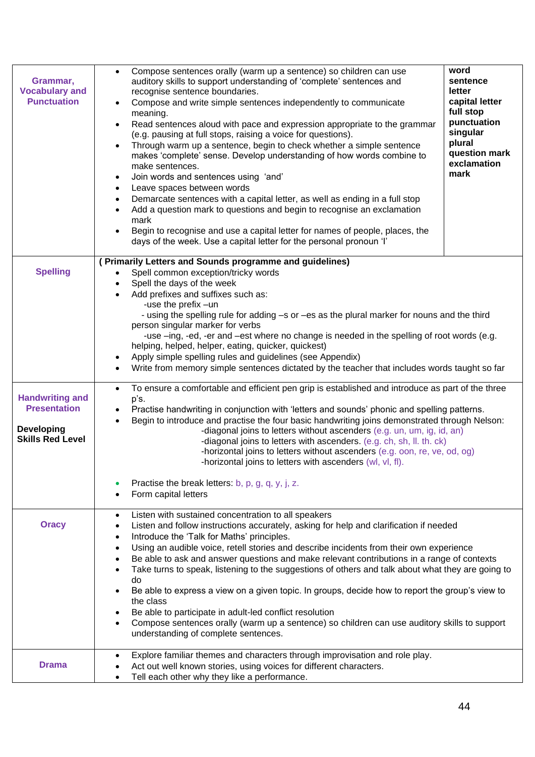| | | |
|---|---|---|
| **Grammar, Vocabulary and Punctuation** | • Compose sentences orally (warm up a sentence) so children can use auditory skills to support understanding of 'complete' sentences and recognise sentence boundaries.<br>• Compose and write simple sentences independently to communicate meaning.<br>• Read sentences aloud with pace and expression appropriate to the grammar (e.g. pausing at full stops, raising a voice for questions).<br>• Through warm up a sentence, begin to check whether a simple sentence makes 'complete' sense. Develop understanding of how words combine to make sentences.<br>• Join words and sentences using 'and'<br>• Leave spaces between words<br>• Demarcate sentences with a capital letter, as well as ending in a full stop<br>• Add a question mark to questions and begin to recognise an exclamation mark<br>• Begin to recognise and use a capital letter for names of people, places, the days of the week. Use a capital letter for the personal pronoun 'I' | **word**<br>**sentence**<br>**letter**<br>**capital letter**<br>**full stop**<br>**punctuation**<br>**singular**<br>**plural**<br>**question mark**<br>**exclamation mark** |
| **Spelling** | **( Primarily Letters and Sounds programme and guidelines)**<br>• Spell common exception/tricky words<br>• Spell the days of the week<br>• Add prefixes and suffixes such as:<br>-use the prefix –un<br>- using the spelling rule for adding –s or –es as the plural marker for nouns and the third person singular marker for verbs<br>-use –ing, -ed, -er and –est where no change is needed in the spelling of root words (e.g. helping, helped, helper, eating, quicker, quickest)<br>• Apply simple spelling rules and guidelines (see Appendix)<br>• Write from memory simple sentences dictated by the teacher that includes words taught so far | |
| **Handwriting and Presentation**<br><br>**Developing Skills Red Level** | • To ensure a comfortable and efficient pen grip is established and introduce as part of the three p's.<br>• Practise handwriting in conjunction with 'letters and sounds' phonic and spelling patterns.<br>• Begin to introduce and practise the four basic handwriting joins demonstrated through Nelson:<br>-diagonal joins to letters without ascenders (e.g. un, um, ig, id, an)<br>-diagonal joins to letters with ascenders. (e.g. ch, sh, ll. th. ck)<br>-horizontal joins to letters without ascenders (e.g. oon, re, ve, od, og)<br>-horizontal joins to letters with ascenders (wl, vl, fl).<br><br>• Practise the break letters: b, p, g, q, y, j, z.<br>• Form capital letters | |
| **Oracy** | • Listen with sustained concentration to all speakers<br>• Listen and follow instructions accurately, asking for help and clarification if needed<br>• Introduce the 'Talk for Maths' principles.<br>• Using an audible voice, retell stories and describe incidents from their own experience<br>• Be able to ask and answer questions and make relevant contributions in a range of contexts<br>• Take turns to speak, listening to the suggestions of others and talk about what they are going to do<br>• Be able to express a view on a given topic. In groups, decide how to report the group's view to the class<br>• Be able to participate in adult-led conflict resolution<br>• Compose sentences orally (warm up a sentence) so children can use auditory skills to support understanding of complete sentences. | |
| **Drama** | • Explore familiar themes and characters through improvisation and role play.<br>• Act out well known stories, using voices for different characters.<br>• Tell each other why they like a performance. | |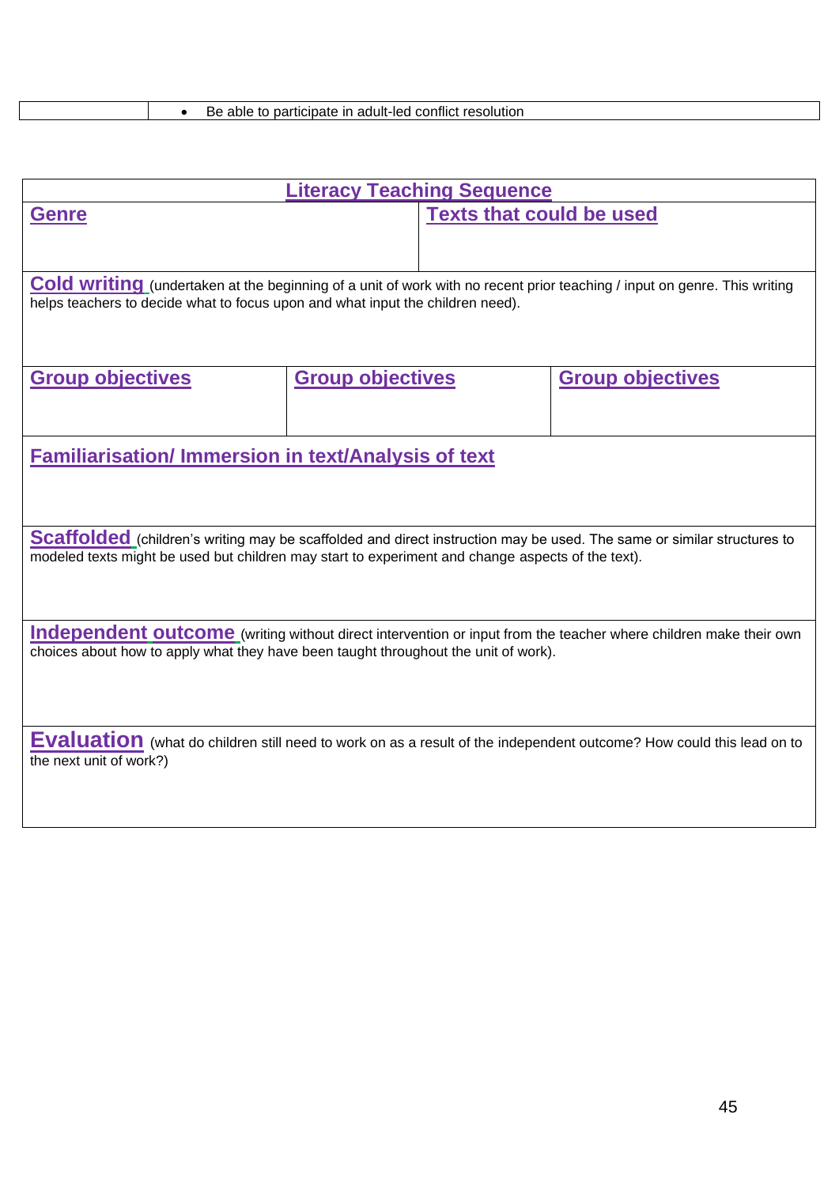| | |
|---|---|
| | • Be able to participate in adult-led conflict resolution |

| Literacy Teaching Sequence | | |
|---|---|---|
| **Genre** | **Texts that could be used** | |
| **Cold writing** (undertaken at the beginning of a unit of work with no recent prior teaching / input on genre. This writing helps teachers to decide what to focus upon and what input the children need). | | |
| **Group objectives** | **Group objectives** | **Group objectives** |
| **Familiarisation/ Immersion in text/Analysis of text** | | |
| **Scaffolded** (children's writing may be scaffolded and direct instruction may be used. The same or similar structures to modeled texts might be used but children may start to experiment and change aspects of the text). | | |
| **Independent outcome** (writing without direct intervention or input from the teacher where children make their own choices about how to apply what they have been taught throughout the unit of work). | | |
| **Evaluation** (what do children still need to work on as a result of the independent outcome? How could this lead on to the next unit of work?) | | |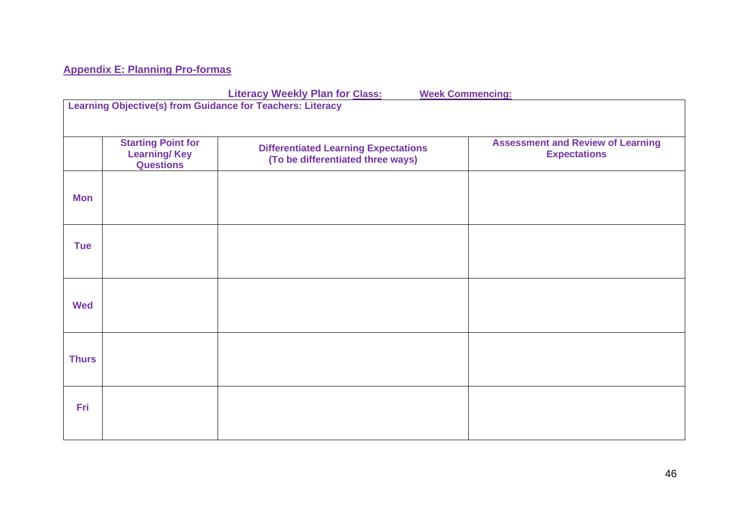## Appendix E: Planning Pro-formas

**Literacy Weekly Plan for Class: Week Commencing:**

**Learning Objective(s) from Guidance for Teachers: Literacy**

| | Starting Point for Learning/ Key Questions | Differentiated Learning Expectations (To be differentiated three ways) | Assessment and Review of Learning Expectations |
|---|---|---|---|
| **Mon** | | | |
| **Tue** | | | |
| **Wed** | | | |
| **Thurs** | | | |
| **Fri** | | | |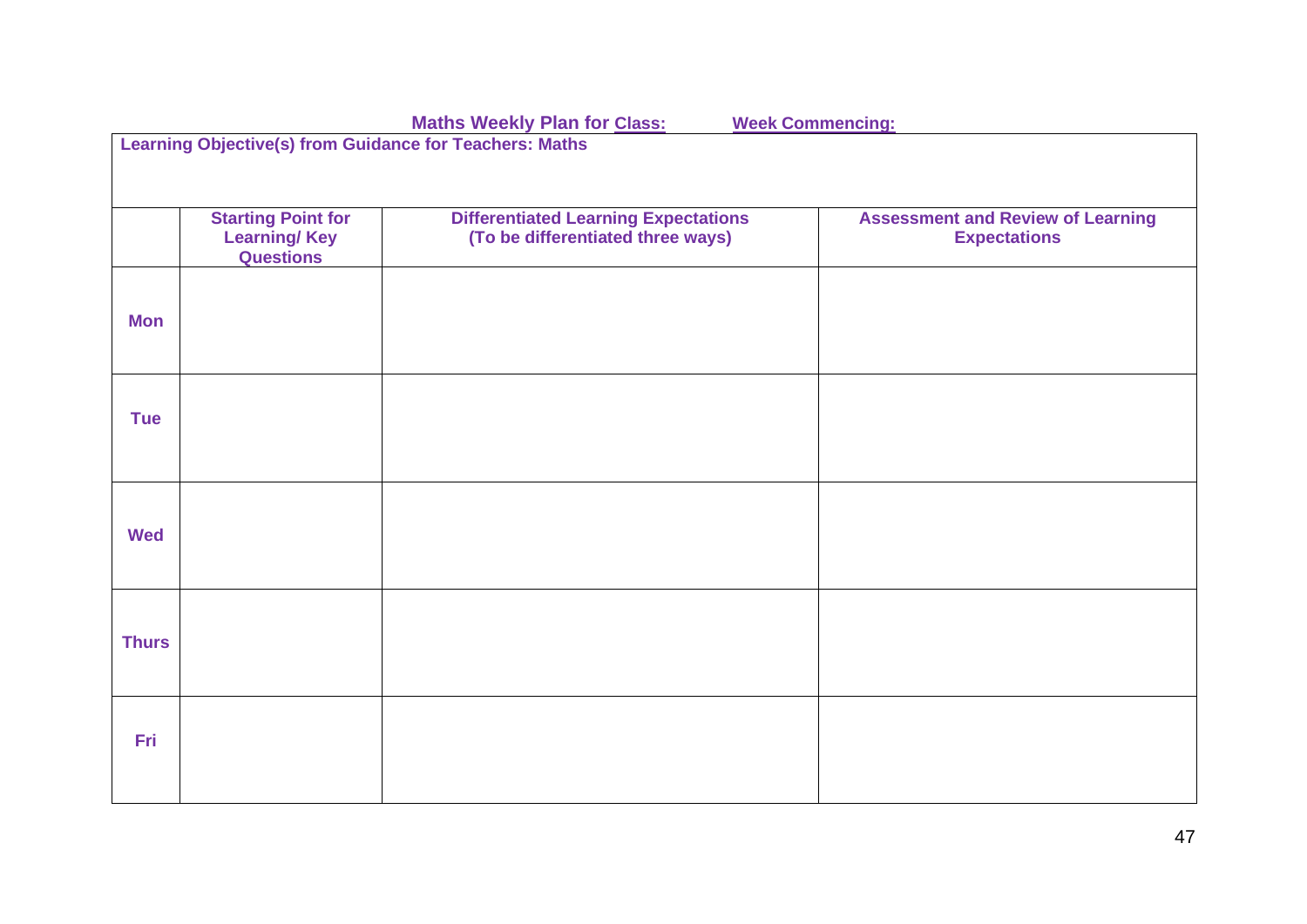**Maths Weekly Plan for Class: Week Commencing:**

**Learning Objective(s) from Guidance for Teachers: Maths**

| | Starting Point for Learning/ Key Questions | Differentiated Learning Expectations (To be differentiated three ways) | Assessment and Review of Learning Expectations |
|---|---|---|---|
| **Mon** | | | |
| **Tue** | | | |
| **Wed** | | | |
| **Thurs** | | | |
| **Fri** | | | |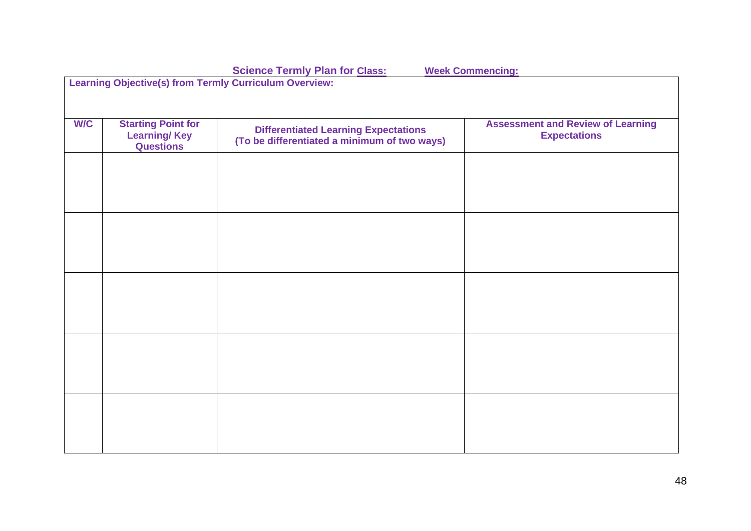**Science Termly Plan for Class: Week Commencing:**

| **Learning Objective(s) from Termly Curriculum Overview:** | | | |
|---|---|---|---|
| **W/C** | **Starting Point for Learning/ Key Questions** | **Differentiated Learning Expectations (To be differentiated a minimum of two ways)** | **Assessment and Review of Learning Expectations** |
| | | | |
| | | | |
| | | | |
| | | | |
| | | | |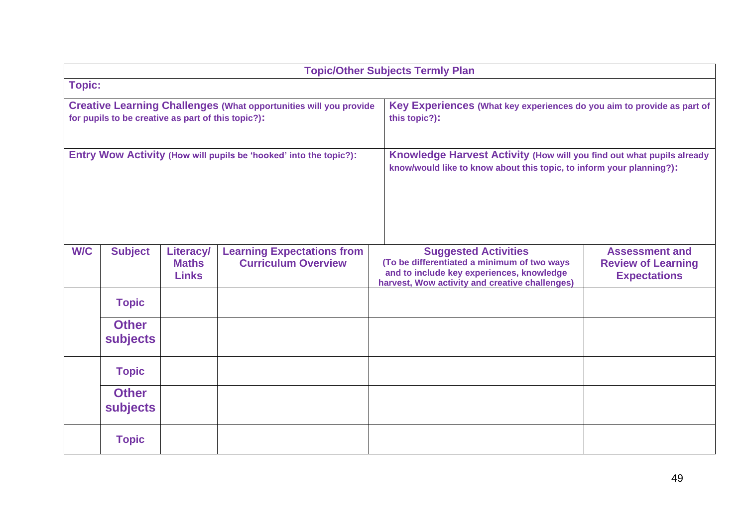## Topic/Other Subjects Termly Plan

**Topic:**

| **Creative Learning Challenges** (What opportunities will you provide for pupils to be creative as part of this topic?): | **Key Experiences** (What key experiences do you aim to provide as part of this topic?): |
|---|---|
| **Entry Wow Activity** (How will pupils be 'hooked' into the topic?): | **Knowledge Harvest Activity** (How will you find out what pupils already know/would like to know about this topic, to inform your planning?): |

| W/C | Subject | Literacy/ Maths Links | Learning Expectations from Curriculum Overview | Suggested Activities (To be differentiated a minimum of two ways and to include key experiences, knowledge harvest, Wow activity and creative challenges) | Assessment and Review of Learning Expectations |
|---|---|---|---|---|---|
| | Topic | | | | |
| | Other subjects | | | | |
| | Topic | | | | |
| | Other subjects | | | | |
| | Topic | | | | |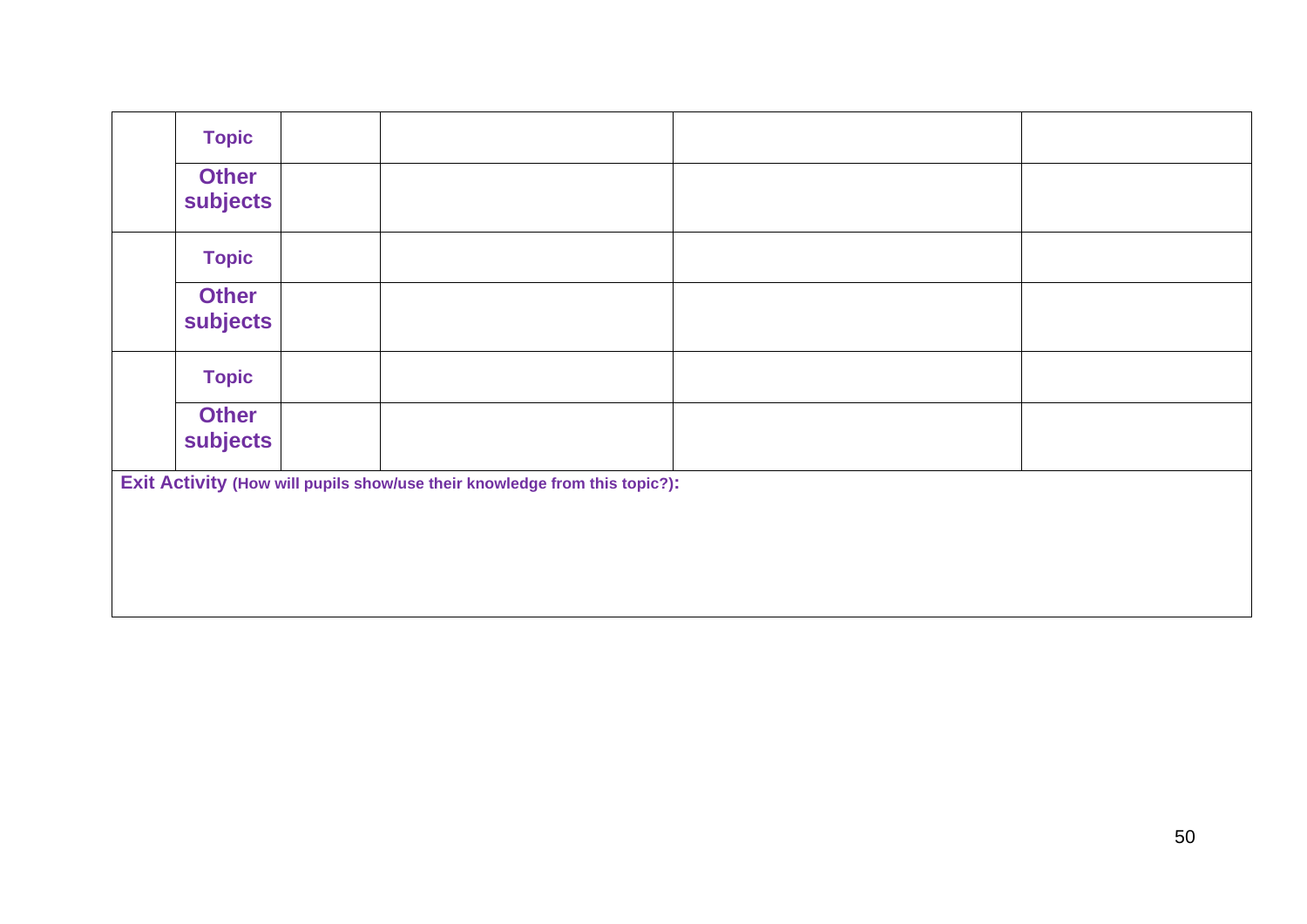| | | | | | |
|---|---|---|---|---|---|
| | **Topic** | | | | |
| | **Other subjects** | | | | |
| | **Topic** | | | | |
| | **Other subjects** | | | | |
| | **Topic** | | | | |
| | **Other subjects** | | | | |

**Exit Activity** **(How will pupils show/use their knowledge from this topic?):**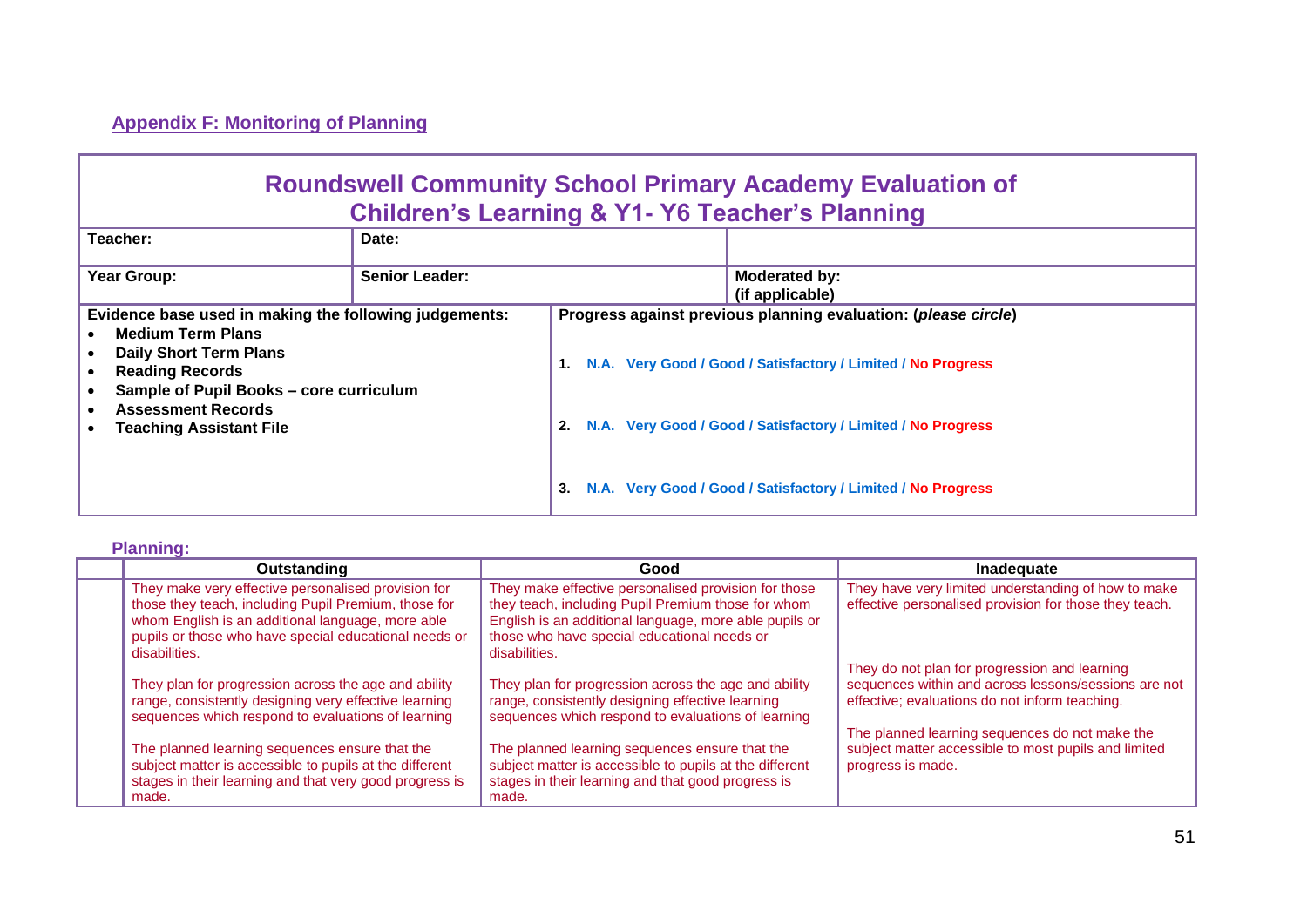## Appendix F: Monitoring of Planning

| Roundswell Community School Primary Academy Evaluation of Children's Learning & Y1- Y6 Teacher's Planning | | |
|---|---|---|
| **Teacher:** | **Date:** | |
| **Year Group:** | **Senior Leader:** | **Moderated by:** (if applicable) |

| **Evidence base used in making the following judgements:** | **Progress against previous planning evaluation: (*please circle*)** |
|---|---|
| • **Medium Term Plans**<br>• **Daily Short Term Plans**<br>• **Reading Records**<br>• **Sample of Pupil Books – core curriculum**<br>• **Assessment Records**<br>• **Teaching Assistant File** | **1.** N.A. Very Good / Good / Satisfactory / Limited / No Progress<br><br>**2.** N.A. Very Good / Good / Satisfactory / Limited / No Progress<br><br>**3.** N.A. Very Good / Good / Satisfactory / Limited / No Progress |

### Planning:

| | Outstanding | Good | Inadequate |
|---|---|---|---|
| | They make very effective personalised provision for those they teach, including Pupil Premium, those for whom English is an additional language, more able pupils or those who have special educational needs or disabilities.<br><br>They plan for progression across the age and ability range, consistently designing very effective learning sequences which respond to evaluations of learning<br><br>The planned learning sequences ensure that the subject matter is accessible to pupils at the different stages in their learning and that very good progress is made. | They make effective personalised provision for those they teach, including Pupil Premium those for whom English is an additional language, more able pupils or those who have special educational needs or disabilities.<br><br>They plan for progression across the age and ability range, consistently designing effective learning sequences which respond to evaluations of learning<br><br>The planned learning sequences ensure that the subject matter is accessible to pupils at the different stages in their learning and that good progress is made. | They have very limited understanding of how to make effective personalised provision for those they teach.<br><br>They do not plan for progression and learning sequences within and across lessons/sessions are not effective; evaluations do not inform teaching.<br><br>The planned learning sequences do not make the subject matter accessible to most pupils and limited progress is made. |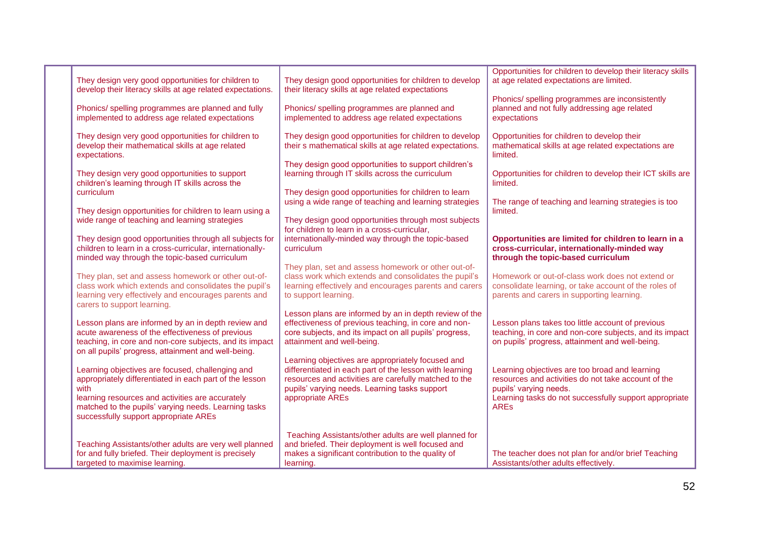| | | | |
|---|---|---|---|
| | They design very good opportunities for children to develop their literacy skills at age related expectations.<br><br>Phonics/ spelling programmes are planned and fully implemented to address age related expectations<br><br>They design very good opportunities for children to develop their mathematical skills at age related expectations.<br><br>They design very good opportunities to support children's learning through IT skills across the curriculum<br><br>They design opportunities for children to learn using a wide range of teaching and learning strategies<br><br>They design good opportunities through all subjects for children to learn in a cross-curricular, internationally-minded way through the topic-based curriculum<br><br>They plan, set and assess homework or other out-of-class work which extends and consolidates the pupil's learning very effectively and encourages parents and carers to support learning.<br><br>Lesson plans are informed by an in depth review and acute awareness of the effectiveness of previous teaching, in core and non-core subjects, and its impact on all pupils' progress, attainment and well-being.<br><br>Learning objectives are focused, challenging and appropriately differentiated in each part of the lesson with learning resources and activities are accurately matched to the pupils' varying needs. Learning tasks successfully support appropriate AREs<br><br>Teaching Assistants/other adults are very well planned for and fully briefed. Their deployment is precisely targeted to maximise learning. | They design good opportunities for children to develop their literacy skills at age related expectations<br><br>Phonics/ spelling programmes are planned and implemented to address age related expectations<br><br>They design good opportunities for children to develop their s mathematical skills at age related expectations.<br><br>They design good opportunities to support children's learning through IT skills across the curriculum<br><br>They design good opportunities for children to learn using a wide range of teaching and learning strategies<br><br>They design good opportunities through most subjects for children to learn in a cross-curricular, internationally-minded way through the topic-based curriculum<br><br>They plan, set and assess homework or other out-of-class work which extends and consolidates the pupil's learning effectively and encourages parents and carers to support learning.<br><br>Lesson plans are informed by an in depth review of the effectiveness of previous teaching, in core and non-core subjects, and its impact on all pupils' progress, attainment and well-being.<br><br>Learning objectives are appropriately focused and differentiated in each part of the lesson with learning resources and activities are carefully matched to the pupils' varying needs. Learning tasks support appropriate AREs<br><br>Teaching Assistants/other adults are well planned for and briefed. Their deployment is well focused and makes a significant contribution to the quality of learning. | Opportunities for children to develop their literacy skills at age related expectations are limited.<br><br>Phonics/ spelling programmes are inconsistently planned and not fully addressing age related expectations<br><br>Opportunities for children to develop their mathematical skills at age related expectations are limited.<br><br>Opportunities for children to develop their ICT skills are limited.<br><br>The range of teaching and learning strategies is too limited.<br><br>**Opportunities are limited for children to learn in a cross-curricular, internationally-minded way through the topic-based curriculum**<br><br>Homework or out-of-class work does not extend or consolidate learning, or take account of the roles of parents and carers in supporting learning.<br><br>Lesson plans takes too little account of previous teaching, in core and non-core subjects, and its impact on pupils' progress, attainment and well-being.<br><br>Learning objectives are too broad and learning resources and activities do not take account of the pupils' varying needs.<br>Learning tasks do not successfully support appropriate AREs<br><br>The teacher does not plan for and/or brief Teaching Assistants/other adults effectively. |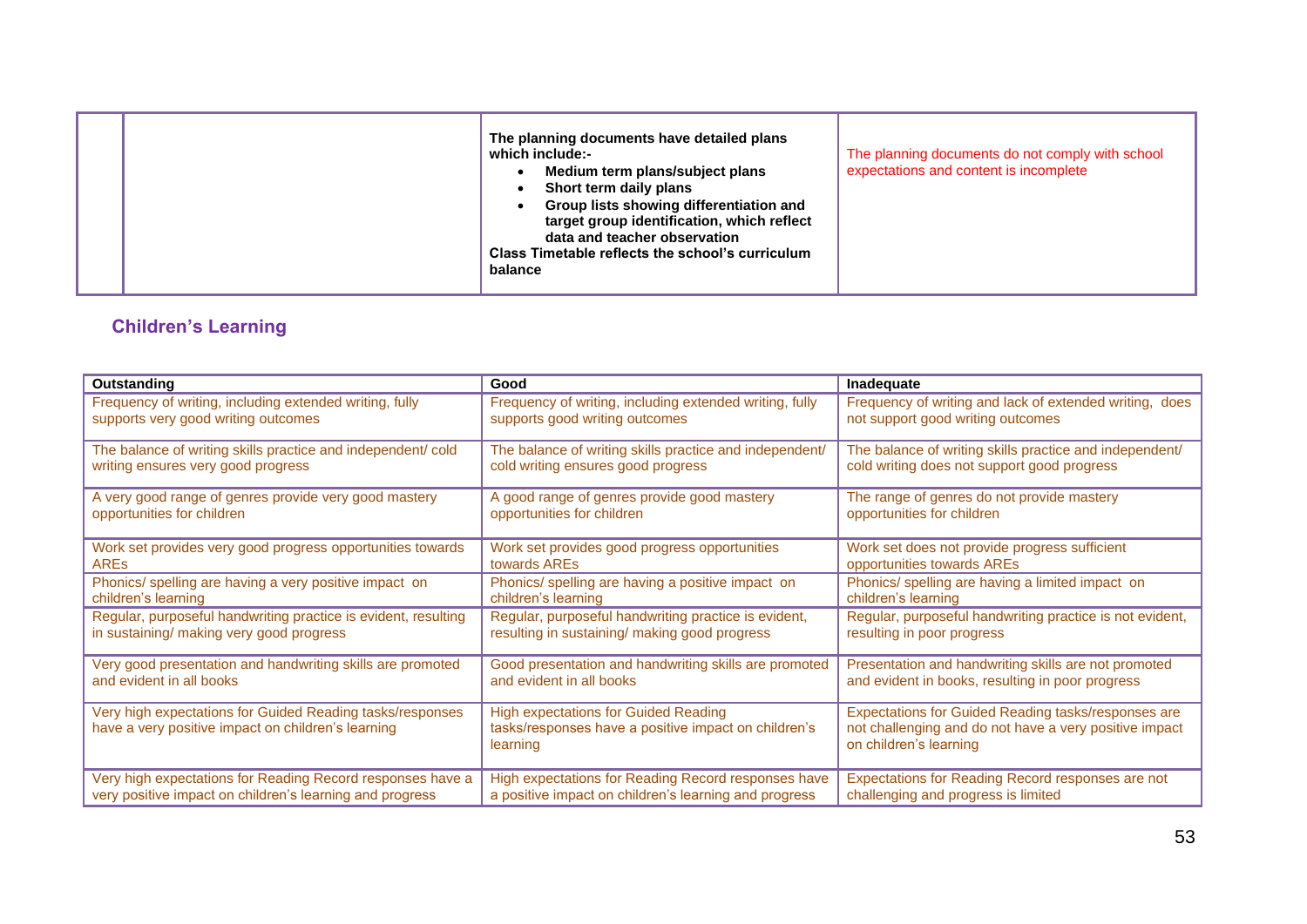| | | | |
|---|---|---|---|
| | | **The planning documents have detailed plans which include:-**<br>• **Medium term plans/subject plans**<br>• **Short term daily plans**<br>• **Group lists showing differentiation and target group identification, which reflect data and teacher observation**<br>**Class Timetable reflects the school's curriculum balance** | The planning documents do not comply with school expectations and content is incomplete |

## Children's Learning

| Outstanding | Good | Inadequate |
|---|---|---|
| Frequency of writing, including extended writing, fully supports very good writing outcomes | Frequency of writing, including extended writing, fully supports good writing outcomes | Frequency of writing and lack of extended writing, does not support good writing outcomes |
| The balance of writing skills practice and independent/ cold writing ensures very good progress | The balance of writing skills practice and independent/ cold writing ensures good progress | The balance of writing skills practice and independent/ cold writing does not support good progress |
| A very good range of genres provide very good mastery opportunities for children | A good range of genres provide good mastery opportunities for children | The range of genres do not provide mastery opportunities for children |
| Work set provides very good progress opportunities towards AREs | Work set provides good progress opportunities towards AREs | Work set does not provide progress sufficient opportunities towards AREs |
| Phonics/ spelling are having a very positive impact on children's learning | Phonics/ spelling are having a positive impact on children's learning | Phonics/ spelling are having a limited impact on children's learning |
| Regular, purposeful handwriting practice is evident, resulting in sustaining/ making very good progress | Regular, purposeful handwriting practice is evident, resulting in sustaining/ making good progress | Regular, purposeful handwriting practice is not evident, resulting in poor progress |
| Very good presentation and handwriting skills are promoted and evident in all books | Good presentation and handwriting skills are promoted and evident in all books | Presentation and handwriting skills are not promoted and evident in books, resulting in poor progress |
| Very high expectations for Guided Reading tasks/responses have a very positive impact on children's learning | High expectations for Guided Reading tasks/responses have a positive impact on children's learning | Expectations for Guided Reading tasks/responses are not challenging and do not have a very positive impact on children's learning |
| Very high expectations for Reading Record responses have a very positive impact on children's learning and progress | High expectations for Reading Record responses have a positive impact on children's learning and progress | Expectations for Reading Record responses are not challenging and progress is limited |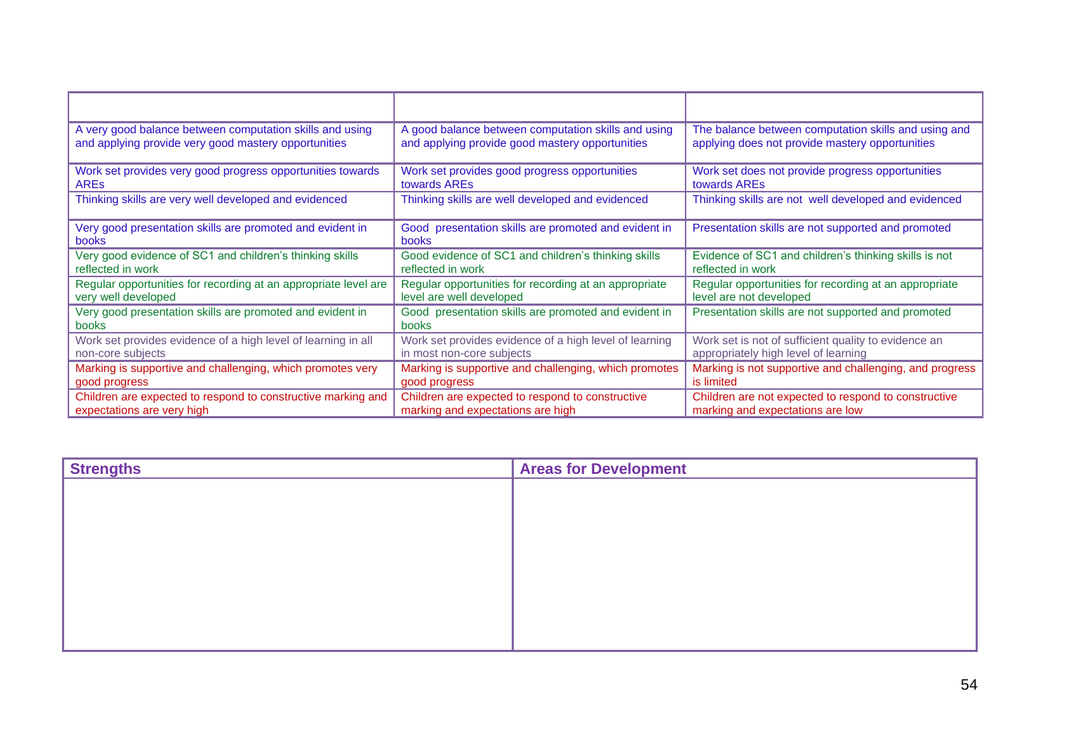| | | |
|---|---|---|
| A very good balance between computation skills and using and applying provide very good mastery opportunities | A good balance between computation skills and using and applying provide good mastery opportunities | The balance between computation skills and using and applying does not provide mastery opportunities |
| Work set provides very good progress opportunities towards AREs | Work set provides good progress opportunities towards AREs | Work set does not provide progress opportunities towards AREs |
| Thinking skills are very well developed and evidenced | Thinking skills are well developed and evidenced | Thinking skills are not well developed and evidenced |
| Very good presentation skills are promoted and evident in books | Good presentation skills are promoted and evident in books | Presentation skills are not supported and promoted |
| Very good evidence of SC1 and children's thinking skills reflected in work | Good evidence of SC1 and children's thinking skills reflected in work | Evidence of SC1 and children's thinking skills is not reflected in work |
| Regular opportunities for recording at an appropriate level are very well developed | Regular opportunities for recording at an appropriate level are well developed | Regular opportunities for recording at an appropriate level are not developed |
| Very good presentation skills are promoted and evident in books | Good presentation skills are promoted and evident in books | Presentation skills are not supported and promoted |
| Work set provides evidence of a high level of learning in all non-core subjects | Work set provides evidence of a high level of learning in most non-core subjects | Work set is not of sufficient quality to evidence an appropriately high level of learning |
| Marking is supportive and challenging, which promotes very good progress | Marking is supportive and challenging, which promotes good progress | Marking is not supportive and challenging, and progress is limited |
| Children are expected to respond to constructive marking and expectations are very high | Children are expected to respond to constructive marking and expectations are high | Children are not expected to respond to constructive marking and expectations are low |

| **Strengths** | **Areas for Development** |
|---|---|
| | |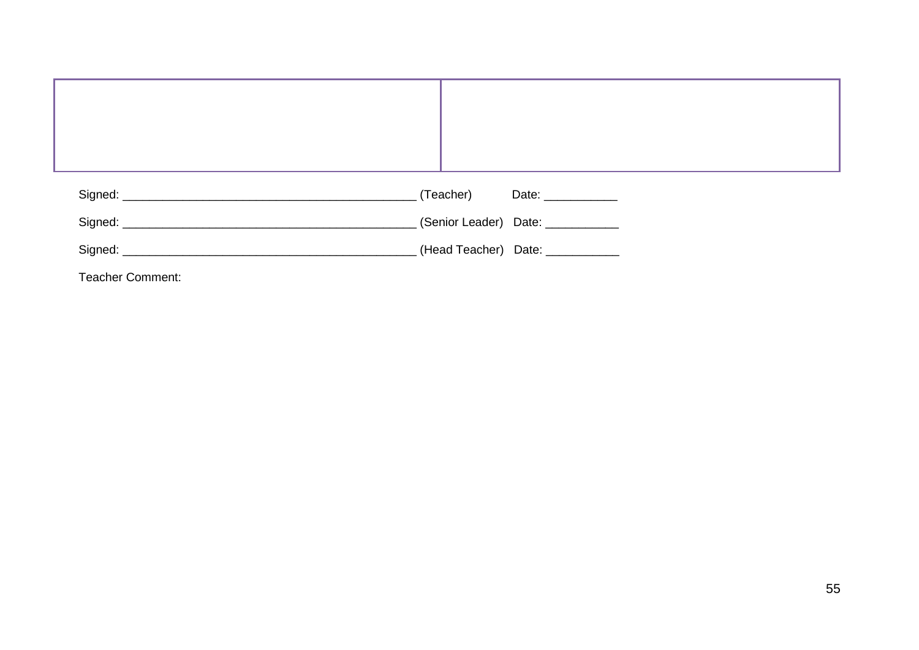| | |
|---|---|
| | |

Signed: ____________________________________________ (Teacher) Date: ___________

Signed: ____________________________________________ (Senior Leader) Date: ___________

Signed: ____________________________________________ (Head Teacher) Date: ___________

Teacher Comment: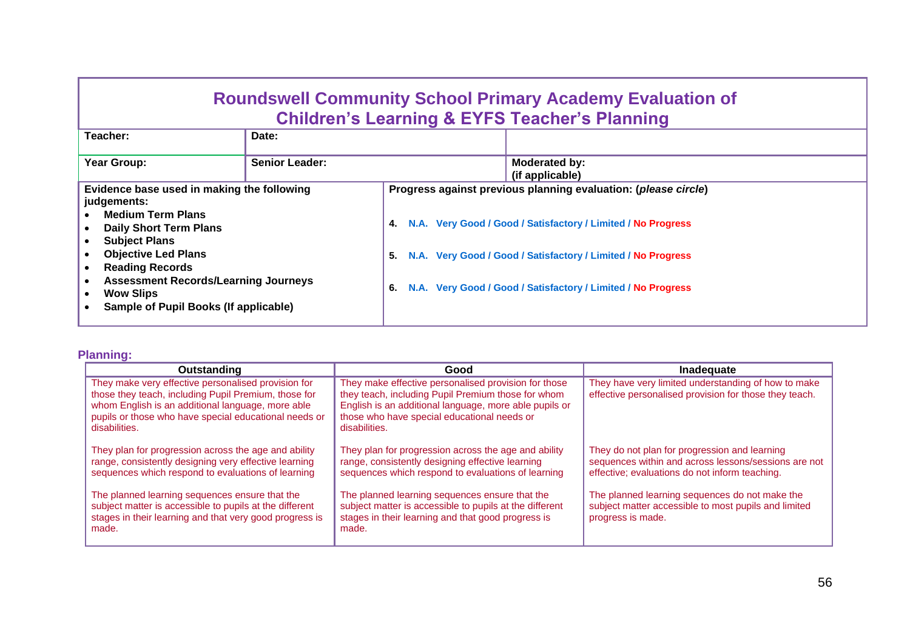# Roundswell Community School Primary Academy Evaluation of Children's Learning & EYFS Teacher's Planning

| Teacher: | Date: | |
|---|---|---|
| **Year Group:** | **Senior Leader:** | **Moderated by:** (if applicable) |

| Evidence base used in making the following judgements: | Progress against previous planning evaluation: (*please circle*) |
|---|---|
| • Medium Term Plans<br>• Daily Short Term Plans<br>• Subject Plans<br>• Objective Led Plans<br>• Reading Records<br>• Assessment Records/Learning Journeys<br>• Wow Slips<br>• Sample of Pupil Books (If applicable) | 4. N.A. Very Good / Good / Satisfactory / Limited / No Progress<br>5. N.A. Very Good / Good / Satisfactory / Limited / No Progress<br>6. N.A. Very Good / Good / Satisfactory / Limited / No Progress |

## Planning:

| Outstanding | Good | Inadequate |
|---|---|---|
| They make very effective personalised provision for those they teach, including Pupil Premium, those for whom English is an additional language, more able pupils or those who have special educational needs or disabilities.<br><br>They plan for progression across the age and ability range, consistently designing very effective learning sequences which respond to evaluations of learning<br><br>The planned learning sequences ensure that the subject matter is accessible to pupils at the different stages in their learning and that very good progress is made. | They make effective personalised provision for those they teach, including Pupil Premium those for whom English is an additional language, more able pupils or those who have special educational needs or disabilities.<br><br>They plan for progression across the age and ability range, consistently designing effective learning sequences which respond to evaluations of learning<br><br>The planned learning sequences ensure that the subject matter is accessible to pupils at the different stages in their learning and that good progress is made. | They have very limited understanding of how to make effective personalised provision for those they teach.<br><br>They do not plan for progression and learning sequences within and across lessons/sessions are not effective; evaluations do not inform teaching.<br><br>The planned learning sequences do not make the subject matter accessible to most pupils and limited progress is made. |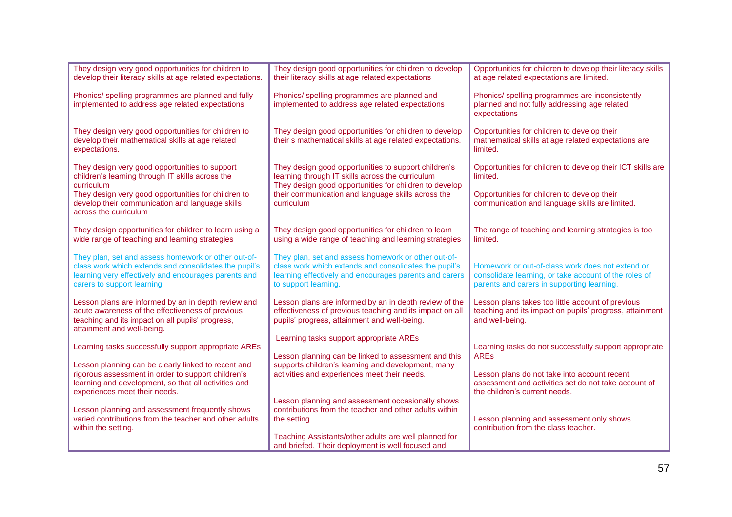| | | |
|---|---|---|
| They design very good opportunities for children to develop their literacy skills at age related expectations.<br><br>Phonics/ spelling programmes are planned and fully implemented to address age related expectations<br><br>They design very good opportunities for children to develop their mathematical skills at age related expectations.<br><br>They design very good opportunities to support children's learning through IT skills across the curriculum<br>They design very good opportunities for children to develop their communication and language skills across the curriculum<br><br>They design opportunities for children to learn using a wide range of teaching and learning strategies<br><br>They plan, set and assess homework or other out-of-class work which extends and consolidates the pupil's learning very effectively and encourages parents and carers to support learning.<br><br>Lesson plans are informed by an in depth review and acute awareness of the effectiveness of previous teaching and its impact on all pupils' progress, attainment and well-being.<br><br>Learning tasks successfully support appropriate AREs<br><br>Lesson planning can be clearly linked to recent and rigorous assessment in order to support children's learning and development, so that all activities and experiences meet their needs.<br><br>Lesson planning and assessment frequently shows varied contributions from the teacher and other adults within the setting. | They design good opportunities for children to develop their literacy skills at age related expectations<br><br>Phonics/ spelling programmes are planned and implemented to address age related expectations<br><br>They design good opportunities for children to develop their s mathematical skills at age related expectations.<br><br>They design good opportunities to support children's learning through IT skills across the curriculum<br>They design good opportunities for children to develop their communication and language skills across the curriculum<br><br>They design good opportunities for children to learn using a wide range of teaching and learning strategies<br><br>They plan, set and assess homework or other out-of-class work which extends and consolidates the pupil's learning effectively and encourages parents and carers to support learning.<br><br>Lesson plans are informed by an in depth review of the effectiveness of previous teaching and its impact on all pupils' progress, attainment and well-being.<br><br>Learning tasks support appropriate AREs<br><br>Lesson planning can be linked to assessment and this supports children's learning and development, many activities and experiences meet their needs.<br><br>Lesson planning and assessment occasionally shows contributions from the teacher and other adults within the setting.<br><br>Teaching Assistants/other adults are well planned for and briefed. Their deployment is well focused and | Opportunities for children to develop their literacy skills at age related expectations are limited.<br><br>Phonics/ spelling programmes are inconsistently planned and not fully addressing age related expectations<br><br>Opportunities for children to develop their mathematical skills at age related expectations are limited.<br><br>Opportunities for children to develop their ICT skills are limited.<br><br>Opportunities for children to develop their communication and language skills are limited.<br><br>The range of teaching and learning strategies is too limited.<br><br>Homework or out-of-class work does not extend or consolidate learning, or take account of the roles of parents and carers in supporting learning.<br><br>Lesson plans takes too little account of previous teaching and its impact on pupils' progress, attainment and well-being.<br><br>Learning tasks do not successfully support appropriate AREs<br><br>Lesson plans do not take into account recent assessment and activities set do not take account of the children's current needs.<br><br>Lesson planning and assessment only shows contribution from the class teacher. |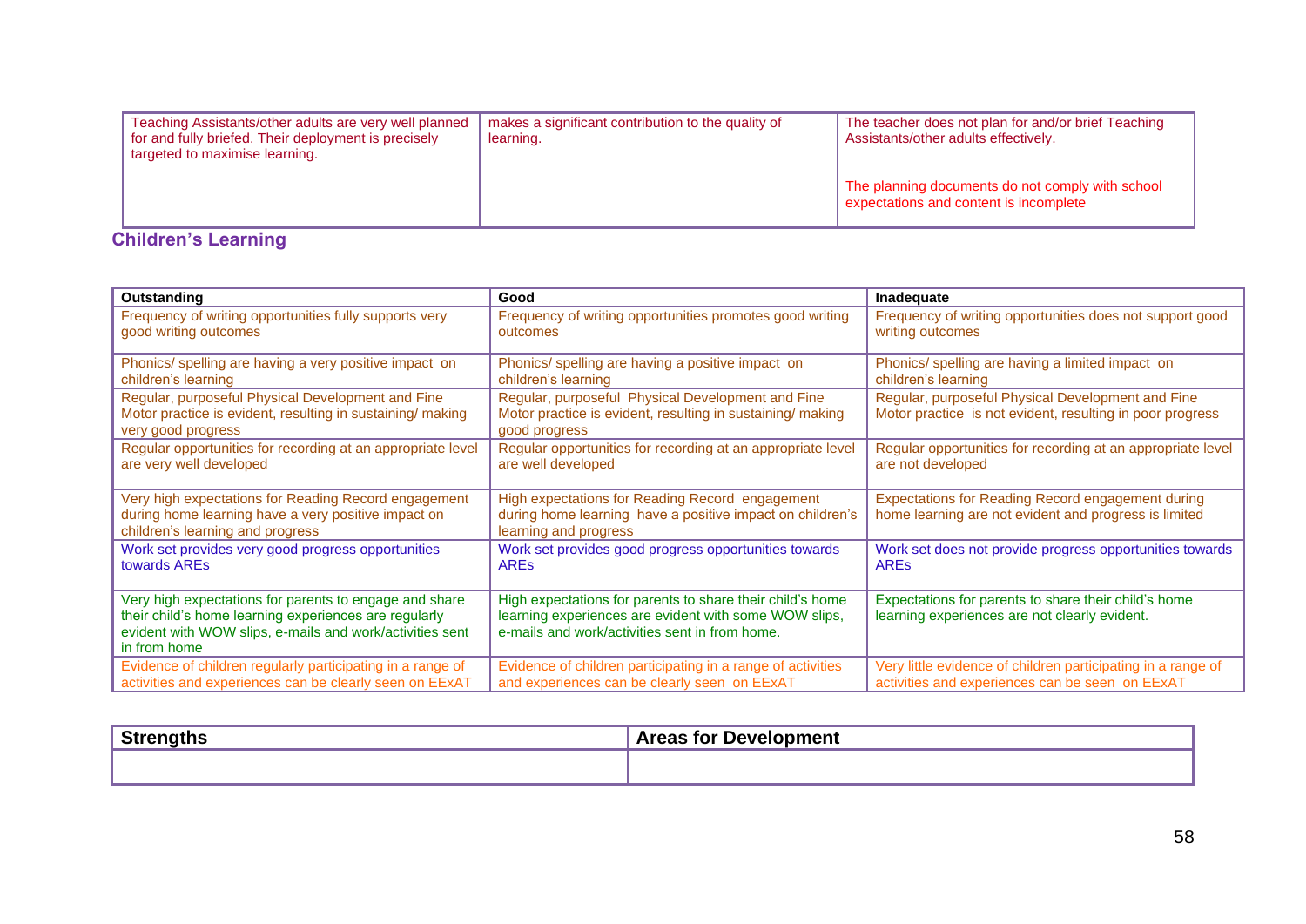| | | |
|---|---|---|
| Teaching Assistants/other adults are very well planned for and fully briefed. Their deployment is precisely targeted to maximise learning. | makes a significant contribution to the quality of learning. | The teacher does not plan for and/or brief Teaching Assistants/other adults effectively.<br><br>The planning documents do not comply with school expectations and content is incomplete |

## Children's Learning

| Outstanding | Good | Inadequate |
|---|---|---|
| Frequency of writing opportunities fully supports very good writing outcomes | Frequency of writing opportunities promotes good writing outcomes | Frequency of writing opportunities does not support good writing outcomes |
| Phonics/ spelling are having a very positive impact on children's learning | Phonics/ spelling are having a positive impact on children's learning | Phonics/ spelling are having a limited impact on children's learning |
| Regular, purposeful Physical Development and Fine Motor practice is evident, resulting in sustaining/ making very good progress | Regular, purposeful Physical Development and Fine Motor practice is evident, resulting in sustaining/ making good progress | Regular, purposeful Physical Development and Fine Motor practice is not evident, resulting in poor progress |
| Regular opportunities for recording at an appropriate level are very well developed | Regular opportunities for recording at an appropriate level are well developed | Regular opportunities for recording at an appropriate level are not developed |
| Very high expectations for Reading Record engagement during home learning have a very positive impact on children's learning and progress | High expectations for Reading Record engagement during home learning have a positive impact on children's learning and progress | Expectations for Reading Record engagement during home learning are not evident and progress is limited |
| Work set provides very good progress opportunities towards AREs | Work set provides good progress opportunities towards AREs | Work set does not provide progress opportunities towards AREs |
| Very high expectations for parents to engage and share their child's home learning experiences are regularly evident with WOW slips, e-mails and work/activities sent in from home | High expectations for parents to share their child's home learning experiences are evident with some WOW slips, e-mails and work/activities sent in from home. | Expectations for parents to share their child's home learning experiences are not clearly evident. |
| Evidence of children regularly participating in a range of activities and experiences can be clearly seen on EExAT | Evidence of children participating in a range of activities and experiences can be clearly seen on EExAT | Very little evidence of children participating in a range of activities and experiences can be seen on EExAT |

| Strengths | Areas for Development |
|---|---|
| | |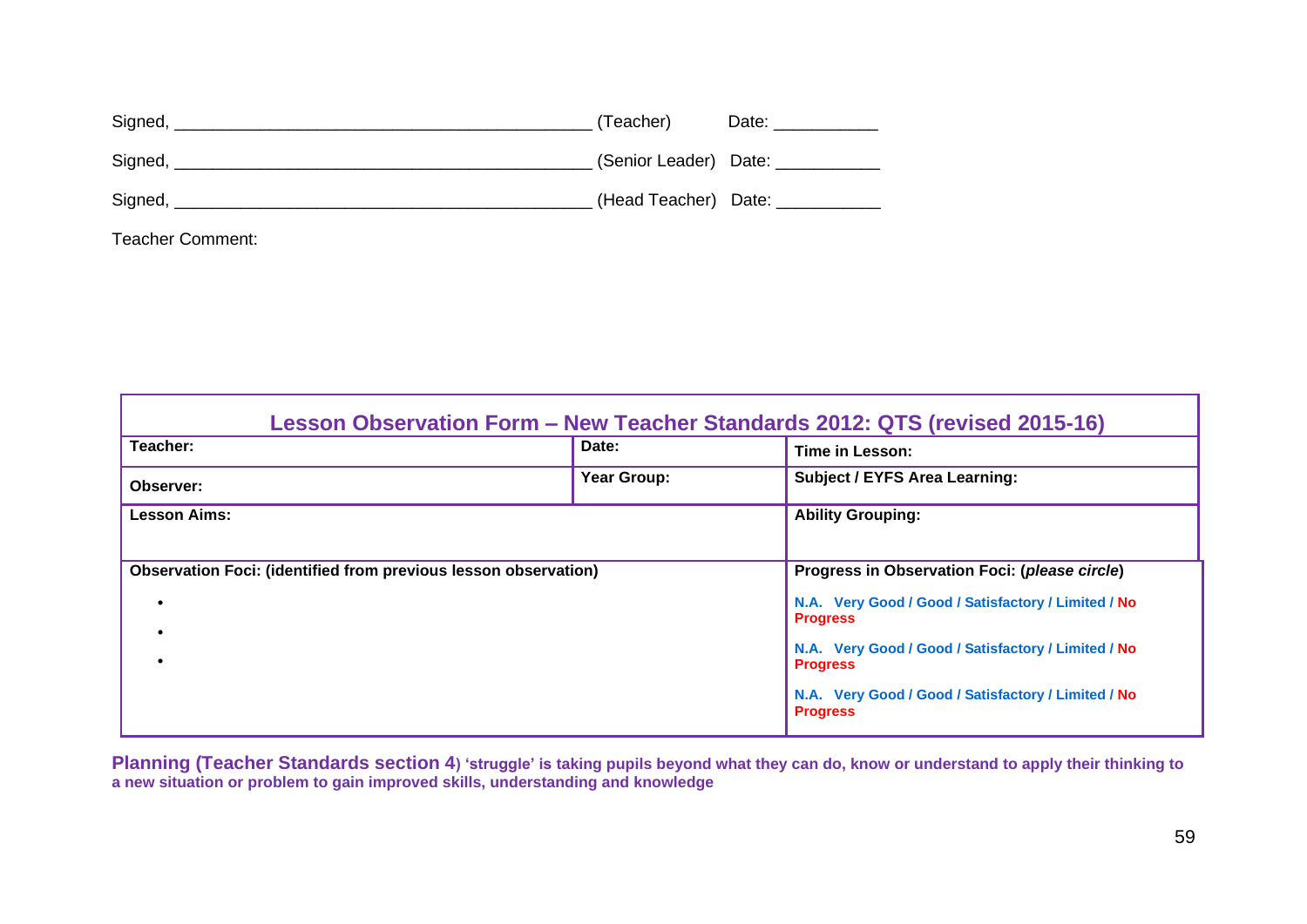Signed, ___________________________________________ (Teacher) Date: ___________

Signed, ___________________________________________ (Senior Leader) Date: ___________

Signed, ___________________________________________ (Head Teacher) Date: ___________

Teacher Comment:

## Lesson Observation Form – New Teacher Standards 2012: QTS (revised 2015-16)

| **Teacher:** | **Date:** | **Time in Lesson:** |
| --- | --- | --- |
| **Observer:** | **Year Group:** | **Subject / EYFS Area Learning:** |
| **Lesson Aims:** | | **Ability Grouping:** |
| **Observation Foci: (identified from previous lesson observation)**<br>•<br>•<br>• | | **Progress in Observation Foci: (*please circle*)**<br>N.A. Very Good / Good / Satisfactory / Limited / No Progress<br>N.A. Very Good / Good / Satisfactory / Limited / No Progress<br>N.A. Very Good / Good / Satisfactory / Limited / No Progress |

**Planning (Teacher Standards section 4) 'struggle' is taking pupils beyond what they can do, know or understand to apply their thinking to a new situation or problem to gain improved skills, understanding and knowledge**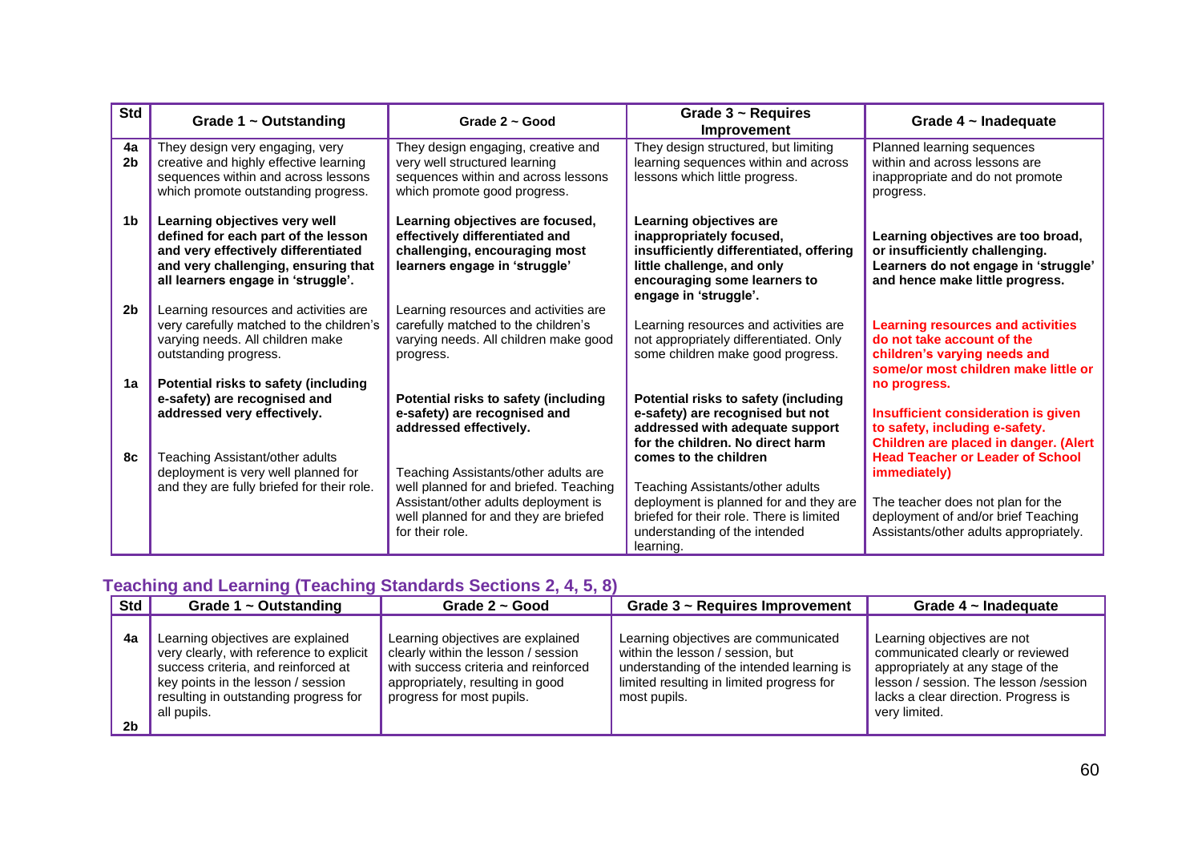| Std | Grade 1 ~ Outstanding | Grade 2 ~ Good | Grade 3 ~ Requires Improvement | Grade 4 ~ Inadequate |
|---|---|---|---|---|
| 4a 2b | They design very engaging, very creative and highly effective learning sequences within and across lessons which promote outstanding progress. | They design engaging, creative and very well structured learning sequences within and across lessons which promote good progress. | They design structured, but limiting learning sequences within and across lessons which little progress. | Planned learning sequences within and across lessons are inappropriate and do not promote progress. |
| 1b | **Learning objectives very well defined for each part of the lesson and very effectively differentiated and very challenging, ensuring that all learners engage in 'struggle'.** | **Learning objectives are focused, effectively differentiated and challenging, encouraging most learners engage in 'struggle'** | **Learning objectives are inappropriately focused, insufficiently differentiated, offering little challenge, and only encouraging some learners to engage in 'struggle'.** | **Learning objectives are too broad, or insufficiently challenging. Learners do not engage in 'struggle' and hence make little progress.** |
| 2b | Learning resources and activities are very carefully matched to the children's varying needs. All children make outstanding progress. | Learning resources and activities are carefully matched to the children's varying needs. All children make good progress. | Learning resources and activities are not appropriately differentiated. Only some children make good progress. | **Learning resources and activities do not take account of the children's varying needs and some/or most children make little or no progress.** |
| 1a | **Potential risks to safety (including e-safety) are recognised and addressed very effectively.** | **Potential risks to safety (including e-safety) are recognised and addressed effectively.** | **Potential risks to safety (including e-safety) are recognised but not addressed with adequate support for the children. No direct harm comes to the children** | **Insufficient consideration is given to safety, including e-safety. Children are placed in danger. (Alert Head Teacher or Leader of School immediately)** |
| 8c | Teaching Assistant/other adults deployment is very well planned for and they are fully briefed for their role. | Teaching Assistants/other adults are well planned for and briefed. Teaching Assistant/other adults deployment is well planned for and they are briefed for their role. | Teaching Assistants/other adults deployment is planned for and they are briefed for their role. There is limited understanding of the intended learning. | The teacher does not plan for the deployment of and/or brief Teaching Assistants/other adults appropriately. |

## Teaching and Learning (Teaching Standards Sections 2, 4, 5, 8)

| Std | Grade 1 ~ Outstanding | Grade 2 ~ Good | Grade 3 ~ Requires Improvement | Grade 4 ~ Inadequate |
|---|---|---|---|---|
| 4a 2b | Learning objectives are explained very clearly, with reference to explicit success criteria, and reinforced at key points in the lesson / session resulting in outstanding progress for all pupils. | Learning objectives are explained clearly within the lesson / session with success criteria and reinforced appropriately, resulting in good progress for most pupils. | Learning objectives are communicated within the lesson / session, but understanding of the intended learning is limited resulting in limited progress for most pupils. | Learning objectives are not communicated clearly or reviewed appropriately at any stage of the lesson / session. The lesson /session lacks a clear direction. Progress is very limited. |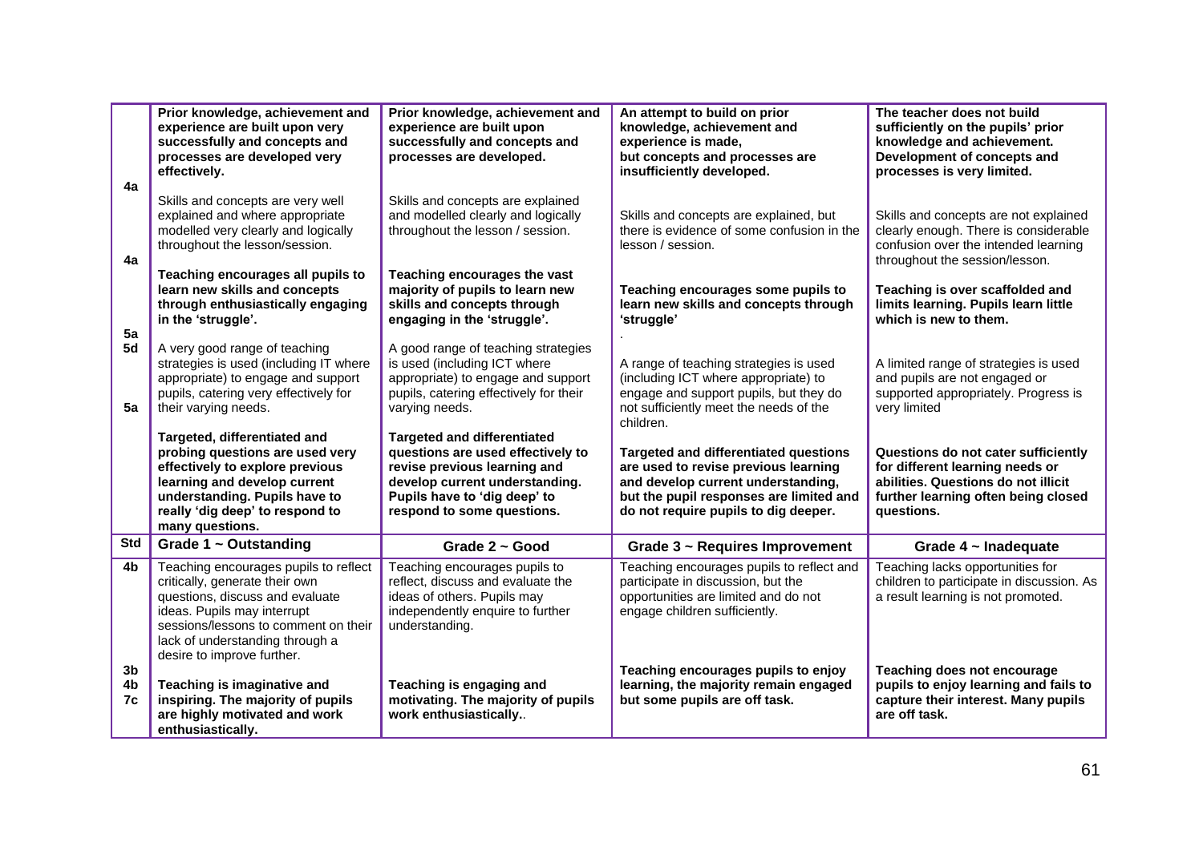| | | | | |
|---|---|---|---|---|
| 4a<br><br>4a<br><br>5a<br>5d<br><br>5a | **Prior knowledge, achievement and experience are built upon very successfully and concepts and processes are developed very effectively.**<br><br>Skills and concepts are very well explained and where appropriate modelled very clearly and logically throughout the lesson/session.<br><br>**Teaching encourages all pupils to learn new skills and concepts through enthusiastically engaging in the 'struggle'.**<br><br>A very good range of teaching strategies is used (including IT where appropriate) to engage and support pupils, catering very effectively for their varying needs.<br><br>**Targeted, differentiated and probing questions are used very effectively to explore previous learning and develop current understanding. Pupils have to really 'dig deep' to respond to many questions.** | **Prior knowledge, achievement and experience are built upon successfully and concepts and processes are developed.**<br><br>Skills and concepts are explained and modelled clearly and logically throughout the lesson / session.<br><br>**Teaching encourages the vast majority of pupils to learn new skills and concepts through engaging in the 'struggle'.**<br><br>A good range of teaching strategies is used (including ICT where appropriate) to engage and support pupils, catering effectively for their varying needs.<br><br>**Targeted and differentiated questions are used effectively to revise previous learning and develop current understanding. Pupils have to 'dig deep' to respond to some questions.** | **An attempt to build on prior knowledge, achievement and experience is made, but concepts and processes are insufficiently developed.**<br><br>Skills and concepts are explained, but there is evidence of some confusion in the lesson / session.<br><br>**Teaching encourages some pupils to learn new skills and concepts through 'struggle'**<br>.<br><br>A range of teaching strategies is used (including ICT where appropriate) to engage and support pupils, but they do not sufficiently meet the needs of the children.<br><br>**Targeted and differentiated questions are used to revise previous learning and develop current understanding, but the pupil responses are limited and do not require pupils to dig deeper.** | **The teacher does not build sufficiently on the pupils' prior knowledge and achievement. Development of concepts and processes is very limited.**<br><br>Skills and concepts are not explained clearly enough. There is considerable confusion over the intended learning throughout the session/lesson.<br><br>**Teaching is over scaffolded and limits learning. Pupils learn little which is new to them.**<br><br>A limited range of strategies is used and pupils are not engaged or supported appropriately. Progress is very limited<br><br>**Questions do not cater sufficiently for different learning needs or abilities. Questions do not illicit further learning often being closed questions.** |
| **Std** | **Grade 1 ~ Outstanding** | **Grade 2 ~ Good** | **Grade 3 ~ Requires Improvement** | **Grade 4 ~ Inadequate** |
| **4b**<br><br>**3b**<br>**4b**<br>**7c** | Teaching encourages pupils to reflect critically, generate their own questions, discuss and evaluate ideas. Pupils may interrupt sessions/lessons to comment on their lack of understanding through a desire to improve further.<br><br>**Teaching is imaginative and inspiring. The majority of pupils are highly motivated and work enthusiastically.** | Teaching encourages pupils to reflect, discuss and evaluate the ideas of others. Pupils may independently enquire to further understanding.<br><br>**Teaching is engaging and motivating. The majority of pupils work enthusiastically.**. | Teaching encourages pupils to reflect and participate in discussion, but the opportunities are limited and do not engage children sufficiently.<br><br>**Teaching encourages pupils to enjoy learning, the majority remain engaged but some pupils are off task.** | Teaching lacks opportunities for children to participate in discussion. As a result learning is not promoted.<br><br>**Teaching does not encourage pupils to enjoy learning and fails to capture their interest. Many pupils are off task.** |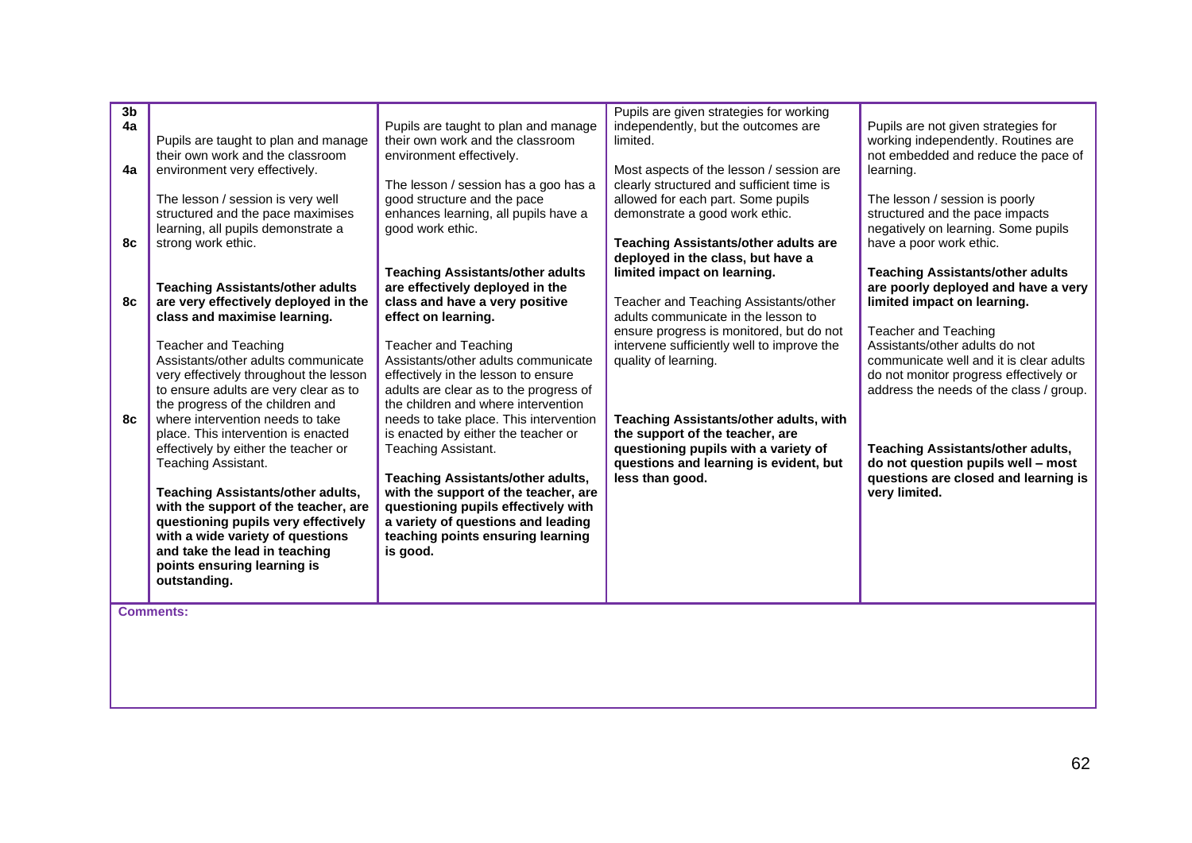| | | | | |
|---|---|---|---|---|
| 3b<br>4a<br><br>4a<br><br><br><br>8c<br><br><br>8c<br><br><br><br><br><br><br>8c | Pupils are taught to plan and manage their own work and the classroom environment very effectively.<br><br>The lesson / session is very well structured and the pace maximises learning, all pupils demonstrate a strong work ethic.<br><br>**Teaching Assistants/other adults are very effectively deployed in the class and maximise learning.**<br><br>Teacher and Teaching Assistants/other adults communicate very effectively throughout the lesson to ensure adults are very clear as to the progress of the children and where intervention needs to take place. This intervention is enacted effectively by either the teacher or Teaching Assistant.<br><br>**Teaching Assistants/other adults, with the support of the teacher, are questioning pupils very effectively with a wide variety of questions and take the lead in teaching points ensuring learning is outstanding.** | Pupils are taught to plan and manage their own work and the classroom environment effectively.<br><br>The lesson / session has a goo has a good structure and the pace enhances learning, all pupils have a good work ethic.<br><br>**Teaching Assistants/other adults are effectively deployed in the class and have a very positive effect on learning.**<br><br>Teacher and Teaching Assistants/other adults communicate effectively in the lesson to ensure adults are clear as to the progress of the children and where intervention needs to take place. This intervention is enacted by either the teacher or Teaching Assistant.<br><br>**Teaching Assistants/other adults, with the support of the teacher, are questioning pupils effectively with a variety of questions and leading teaching points ensuring learning is good.** | Pupils are given strategies for working independently, but the outcomes are limited.<br><br>Most aspects of the lesson / session are clearly structured and sufficient time is allowed for each part. Some pupils demonstrate a good work ethic.<br><br>**Teaching Assistants/other adults are deployed in the class, but have a limited impact on learning.**<br><br>Teacher and Teaching Assistants/other adults communicate in the lesson to ensure progress is monitored, but do not intervene sufficiently well to improve the quality of learning.<br><br>**Teaching Assistants/other adults, with the support of the teacher, are questioning pupils with a variety of questions and learning is evident, but less than good.** | Pupils are not given strategies for working independently. Routines are not embedded and reduce the pace of learning.<br><br>The lesson / session is poorly structured and the pace impacts negatively on learning. Some pupils have a poor work ethic.<br><br>**Teaching Assistants/other adults are poorly deployed and have a very limited impact on learning.**<br><br>Teacher and Teaching Assistants/other adults do not communicate well and it is clear adults do not monitor progress effectively or address the needs of the class / group.<br><br>**Teaching Assistants/other adults, do not question pupils well – most questions are closed and learning is very limited.** |

**Comments:**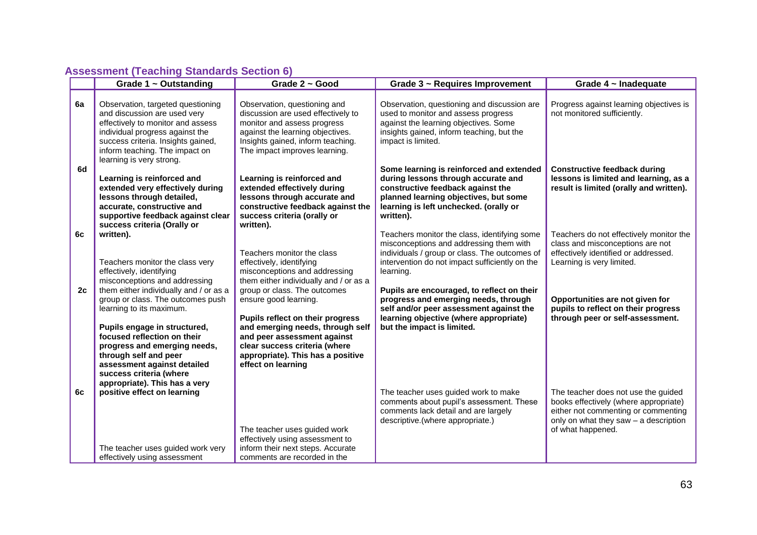## Assessment (Teaching Standards Section 6)

| | Grade 1 ~ Outstanding | Grade 2 ~ Good | Grade 3 ~ Requires Improvement | Grade 4 ~ Inadequate |
|---|---|---|---|---|
| 6a | Observation, targeted questioning and discussion are used very effectively to monitor and assess individual progress against the success criteria. Insights gained, inform teaching. The impact on learning is very strong. | Observation, questioning and discussion are used effectively to monitor and assess progress against the learning objectives. Insights gained, inform teaching. The impact improves learning. | Observation, questioning and discussion are used to monitor and assess progress against the learning objectives. Some insights gained, inform teaching, but the impact is limited. | Progress against learning objectives is not monitored sufficiently. |
| 6d | **Learning is reinforced and extended very effectively during lessons through detailed, accurate, constructive and supportive feedback against clear success criteria (Orally or written).** | **Learning is reinforced and extended effectively during lessons through accurate and constructive feedback against the success criteria (orally or written).** | **Some learning is reinforced and extended during lessons through accurate and constructive feedback against the planned learning objectives, but some learning is left unchecked. (orally or written).** | **Constructive feedback during lessons is limited and learning, as a result is limited (orally and written).** |
| 6c | Teachers monitor the class very effectively, identifying misconceptions and addressing them either individually and / or as a group or class. The outcomes push learning to its maximum. | Teachers monitor the class effectively, identifying misconceptions and addressing them either individually and / or as a group or class. The outcomes ensure good learning. | Teachers monitor the class, identifying some misconceptions and addressing them with individuals / group or class. The outcomes of intervention do not impact sufficiently on the learning. | Teachers do not effectively monitor the class and misconceptions are not effectively identified or addressed. Learning is very limited. |
| 2c | **Pupils engage in structured, focused reflection on their progress and emerging needs, through self and peer assessment against detailed success criteria (where appropriate). This has a very positive effect on learning** | **Pupils reflect on their progress and emerging needs, through self and peer assessment against clear success criteria (where appropriate). This has a positive effect on learning** | **Pupils are encouraged, to reflect on their progress and emerging needs, through self and/or peer assessment against the learning objective (where appropriate) but the impact is limited.** | **Opportunities are not given for pupils to reflect on their progress through peer or self-assessment.** |
| 6c | The teacher uses guided work very effectively using assessment | The teacher uses guided work effectively using assessment to inform their next steps. Accurate comments are recorded in the | The teacher uses guided work to make comments about pupil's assessment. These comments lack detail and are largely descriptive.(where appropriate.) | The teacher does not use the guided books effectively (where appropriate) either not commenting or commenting only on what they saw – a description of what happened. |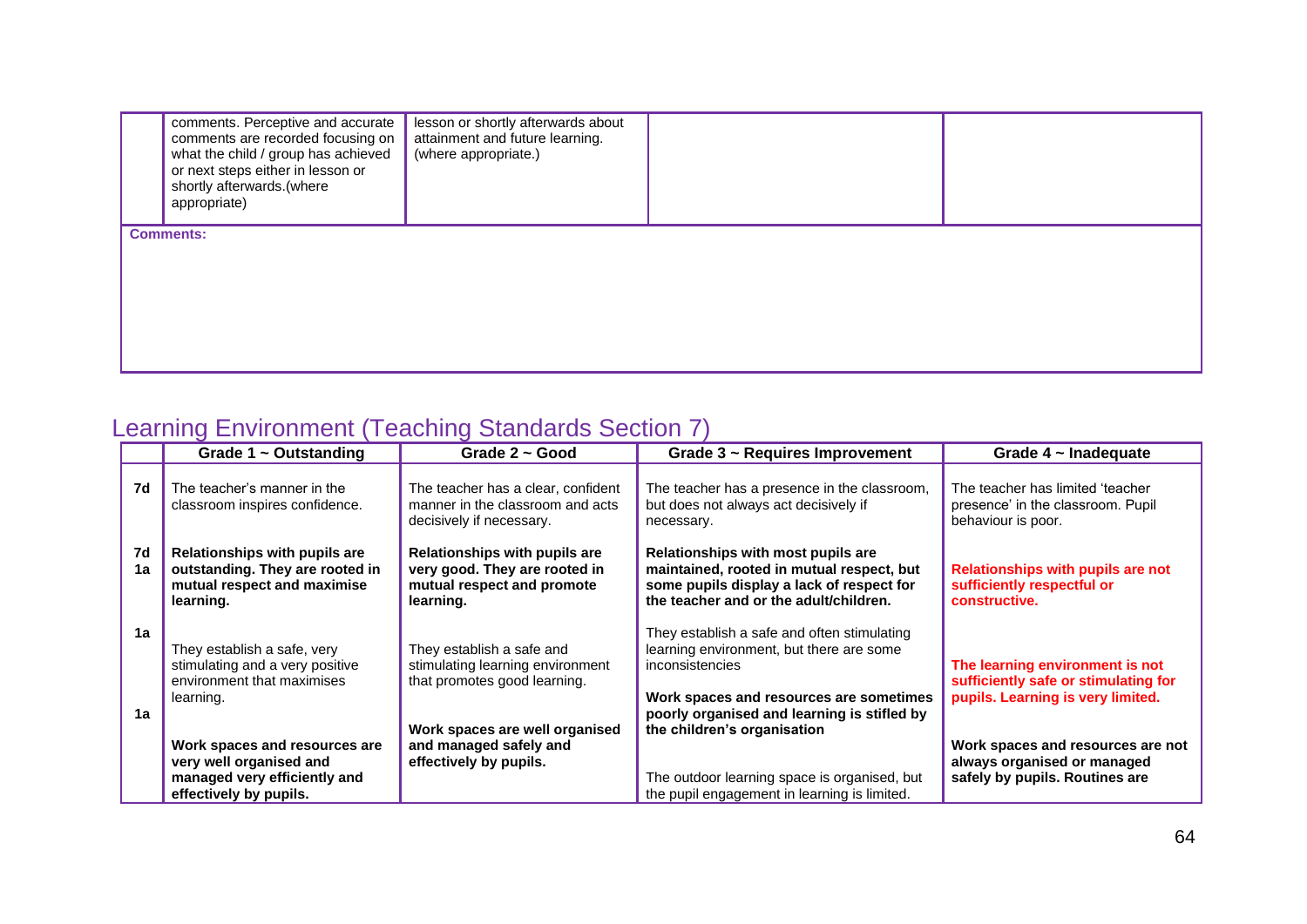| | | | | |
|---|---|---|---|---|
| | comments. Perceptive and accurate comments are recorded focusing on what the child / group has achieved or next steps either in lesson or shortly afterwards.(where appropriate) | lesson or shortly afterwards about attainment and future learning. (where appropriate.) | | |

**Comments:**

## Learning Environment (Teaching Standards Section 7)

| | Grade 1 ~ Outstanding | Grade 2 ~ Good | Grade 3 ~ Requires Improvement | Grade 4 ~ Inadequate |
|---|---|---|---|---|
| 7d | The teacher's manner in the classroom inspires confidence. | The teacher has a clear, confident manner in the classroom and acts decisively if necessary. | The teacher has a presence in the classroom, but does not always act decisively if necessary. | The teacher has limited 'teacher presence' in the classroom. Pupil behaviour is poor. |
| 7d 1a | **Relationships with pupils are outstanding. They are rooted in mutual respect and maximise learning.** | **Relationships with pupils are very good. They are rooted in mutual respect and promote learning.** | **Relationships with most pupils are maintained, rooted in mutual respect, but some pupils display a lack of respect for the teacher and or the adult/children.** | **Relationships with pupils are not sufficiently respectful or constructive.** |
| 1a | They establish a safe, very stimulating and a very positive environment that maximises learning. | They establish a safe and stimulating learning environment that promotes good learning. | They establish a safe and often stimulating learning environment, but there are some inconsistencies | **The learning environment is not sufficiently safe or stimulating for pupils. Learning is very limited.** |
| 1a | **Work spaces and resources are very well organised and managed very efficiently and effectively by pupils.** | **Work spaces are well organised and managed safely and effectively by pupils.** | **Work spaces and resources are sometimes poorly organised and learning is stifled by the children's organisation**<br><br>The outdoor learning space is organised, but the pupil engagement in learning is limited. | **Work spaces and resources are not always organised or managed safely by pupils. Routines are** |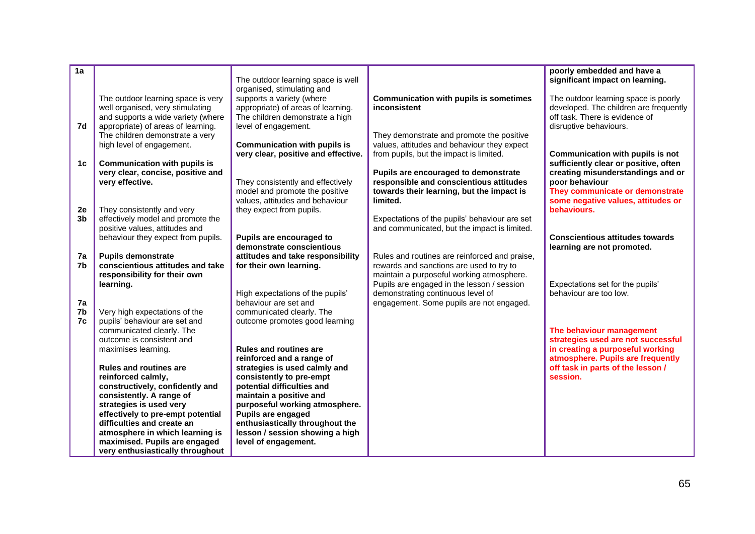| | | | | |
|---|---|---|---|---|
| 1a<br><br>7d<br><br>1c<br><br>2e<br>3b<br><br>7a<br>7b<br><br>7a<br>7b<br>7c | The outdoor learning space is very well organised, very stimulating and supports a wide variety (where appropriate) of areas of learning. The children demonstrate a very high level of engagement.<br><br>**Communication with pupils is very clear, concise, positive and very effective.**<br><br>They consistently and very effectively model and promote the positive values, attitudes and behaviour they expect from pupils.<br><br>**Pupils demonstrate conscientious attitudes and take responsibility for their own learning.**<br><br>Very high expectations of the pupils' behaviour are set and communicated clearly. The outcome is consistent and maximises learning.<br><br>**Rules and routines are reinforced calmly, constructively, confidently and consistently. A range of strategies is used very effectively to pre-empt potential difficulties and create an atmosphere in which learning is maximised. Pupils are engaged very enthusiastically throughout** | The outdoor learning space is well organised, stimulating and supports a variety (where appropriate) of areas of learning. The children demonstrate a high level of engagement.<br><br>**Communication with pupils is very clear, positive and effective.**<br><br>They consistently and effectively model and promote the positive values, attitudes and behaviour they expect from pupils.<br><br>**Pupils are encouraged to demonstrate conscientious attitudes and take responsibility for their own learning.**<br><br>High expectations of the pupils' behaviour are set and communicated clearly. The outcome promotes good learning<br><br>**Rules and routines are reinforced and a range of strategies is used calmly and consistently to pre-empt potential difficulties and maintain a positive and purposeful working atmosphere. Pupils are engaged enthusiastically throughout the lesson / session showing a high level of engagement.** | **Communication with pupils is sometimes inconsistent**<br><br>They demonstrate and promote the positive values, attitudes and behaviour they expect from pupils, but the impact is limited.<br><br>**Pupils are encouraged to demonstrate responsible and conscientious attitudes towards their learning, but the impact is limited.**<br><br>Expectations of the pupils' behaviour are set and communicated, but the impact is limited.<br><br>Rules and routines are reinforced and praise, rewards and sanctions are used to try to maintain a purposeful working atmosphere. Pupils are engaged in the lesson / session demonstrating continuous level of engagement. Some pupils are not engaged. | **poorly embedded and have a significant impact on learning.**<br><br>The outdoor learning space is poorly developed. The children are frequently off task. There is evidence of disruptive behaviours.<br><br>**Communication with pupils is not sufficiently clear or positive, often creating misunderstandings and or poor behaviour**<br>**They communicate or demonstrate some negative values, attitudes or behaviours.**<br><br>**Conscientious attitudes towards learning are not promoted.**<br><br>Expectations set for the pupils' behaviour are too low.<br><br>**The behaviour management strategies used are not successful in creating a purposeful working atmosphere. Pupils are frequently off task in parts of the lesson / session.** |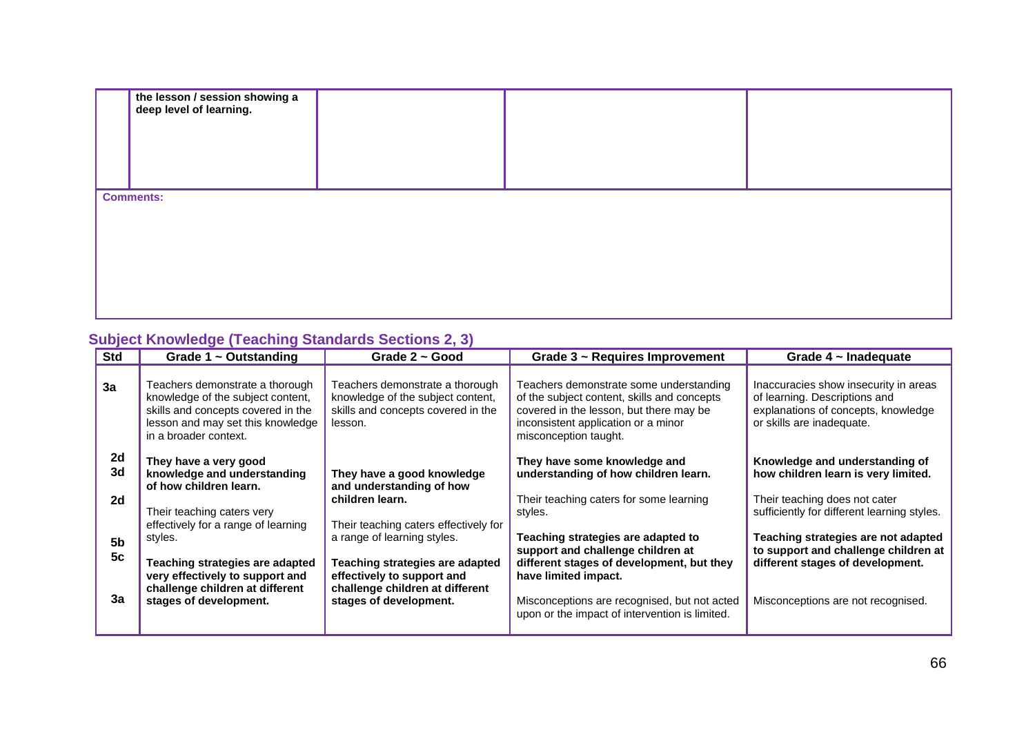| | | | | |
|---|---|---|---|---|
| | **the lesson / session showing a deep level of learning.** | | | |

**Comments:**

## Subject Knowledge (Teaching Standards Sections 2, 3)

| Std | Grade 1 ~ Outstanding | Grade 2 ~ Good | Grade 3 ~ Requires Improvement | Grade 4 ~ Inadequate |
|---|---|---|---|---|
| 3a | Teachers demonstrate a thorough knowledge of the subject content, skills and concepts covered in the lesson and may set this knowledge in a broader context. | Teachers demonstrate a thorough knowledge of the subject content, skills and concepts covered in the lesson. | Teachers demonstrate some understanding of the subject content, skills and concepts covered in the lesson, but there may be inconsistent application or a minor misconception taught. | Inaccuracies show insecurity in areas of learning. Descriptions and explanations of concepts, knowledge or skills are inadequate. |
| 2d 3d | **They have a very good knowledge and understanding of how children learn.** | **They have a good knowledge and understanding of how children learn.** | **They have some knowledge and understanding of how children learn.** | **Knowledge and understanding of how children learn is very limited.** |
| 2d | Their teaching caters very effectively for a range of learning styles. | Their teaching caters effectively for a range of learning styles. | Their teaching caters for some learning styles. | Their teaching does not cater sufficiently for different learning styles. |
| 5b 5c | **Teaching strategies are adapted very effectively to support and challenge children at different stages of development.** | **Teaching strategies are adapted effectively to support and challenge children at different stages of development.** | **Teaching strategies are adapted to support and challenge children at different stages of development, but they have limited impact.** | **Teaching strategies are not adapted to support and challenge children at different stages of development.** |
| 3a | | | Misconceptions are recognised, but not acted upon or the impact of intervention is limited. | Misconceptions are not recognised. |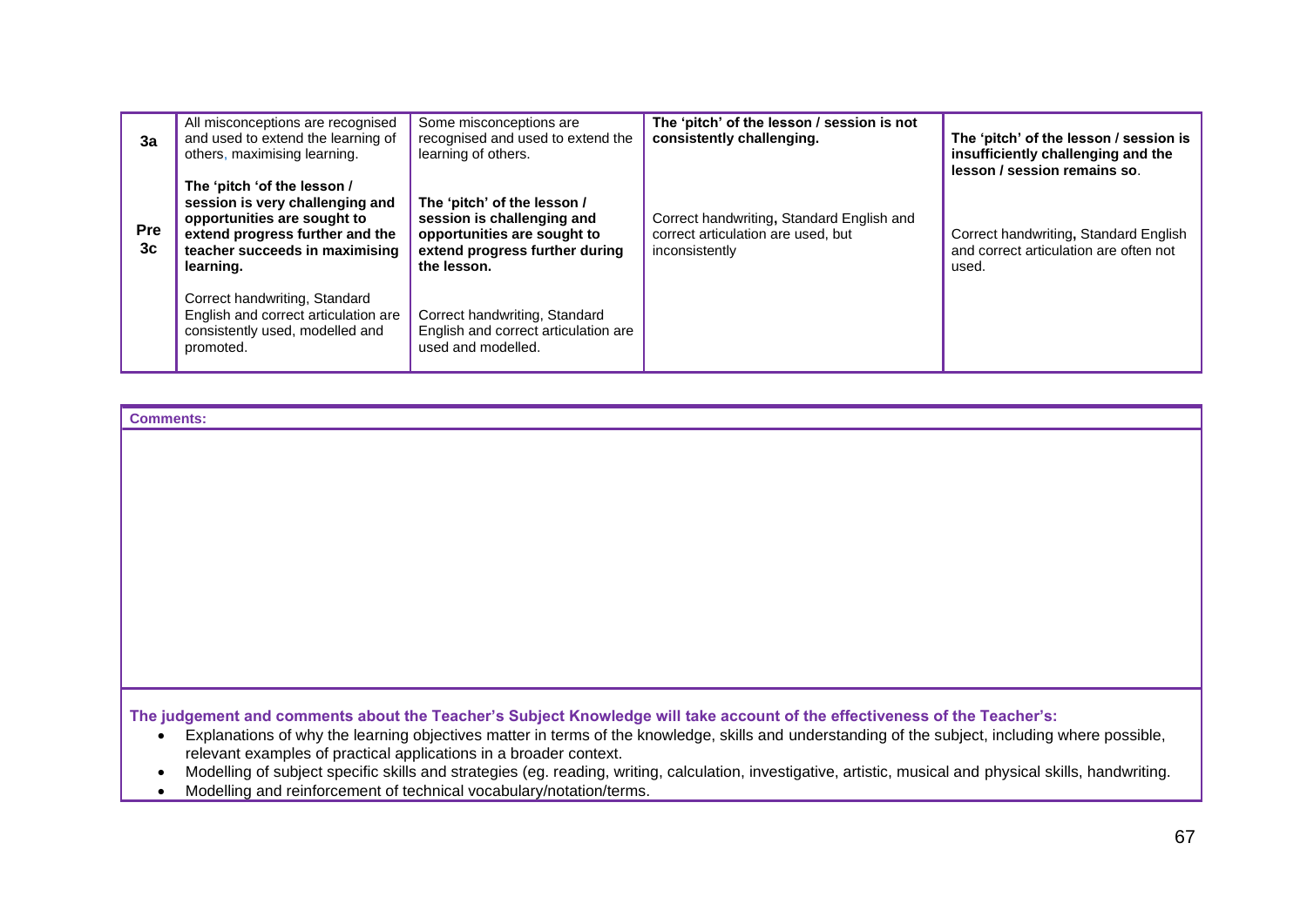| | | | | |
|---|---|---|---|---|
| **3a**<br><br>**Pre 3c** | All misconceptions are recognised and used to extend the learning of others, maximising learning.<br><br>**The 'pitch 'of the lesson / session is very challenging and opportunities are sought to extend progress further and the teacher succeeds in maximising learning.**<br><br>Correct handwriting, Standard English and correct articulation are consistently used, modelled and promoted. | Some misconceptions are recognised and used to extend the learning of others.<br><br>**The 'pitch' of the lesson / session is challenging and opportunities are sought to extend progress further during the lesson.**<br><br>Correct handwriting, Standard English and correct articulation are used and modelled. | **The 'pitch' of the lesson / session is not consistently challenging.**<br><br>Correct handwriting**,** Standard English and correct articulation are used, but inconsistently | **The 'pitch' of the lesson / session is insufficiently challenging and the lesson / session remains so**.<br><br>Correct handwriting**,** Standard English and correct articulation are often not used. |

| **Comments:** |
|---|
| |

**The judgement and comments about the Teacher's Subject Knowledge will take account of the effectiveness of the Teacher's:**

- Explanations of why the learning objectives matter in terms of the knowledge, skills and understanding of the subject, including where possible, relevant examples of practical applications in a broader context.
- Modelling of subject specific skills and strategies (eg. reading, writing, calculation, investigative, artistic, musical and physical skills, handwriting.
- Modelling and reinforcement of technical vocabulary/notation/terms.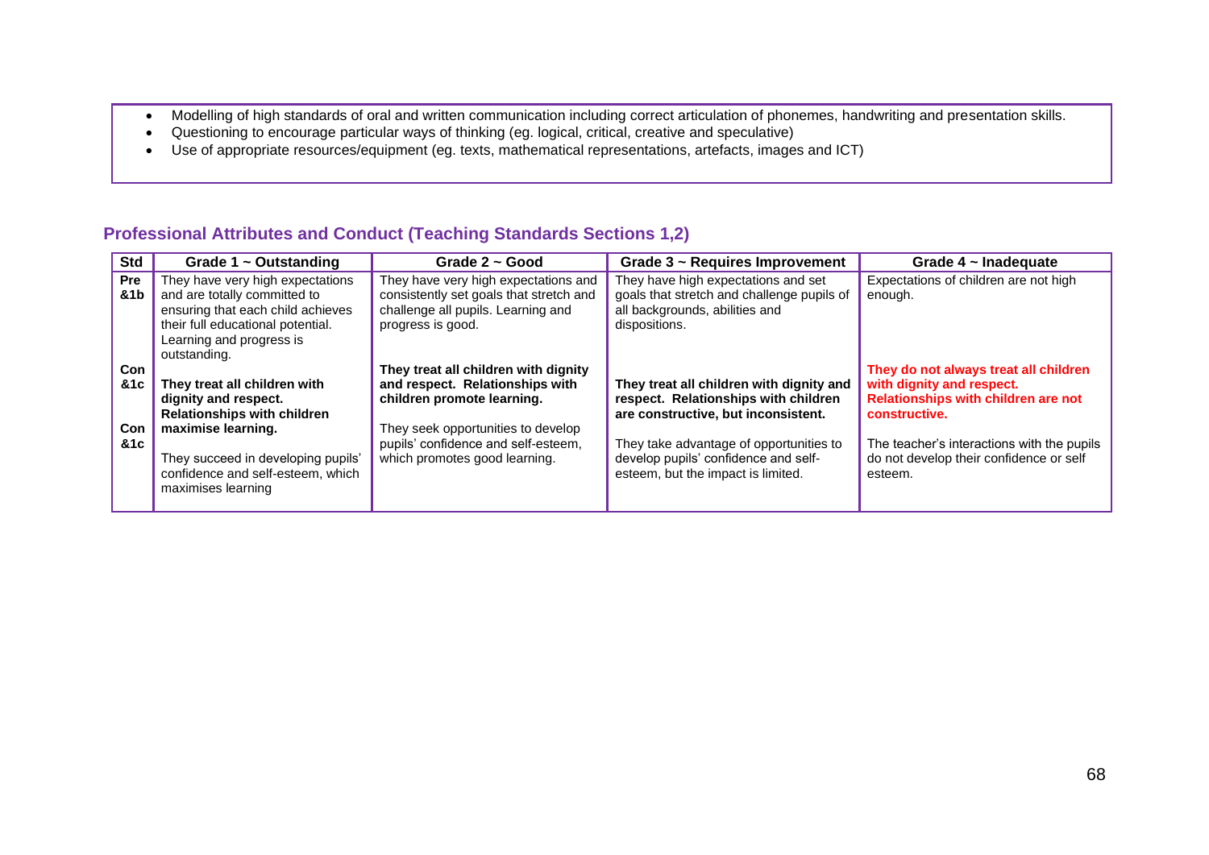- Modelling of high standards of oral and written communication including correct articulation of phonemes, handwriting and presentation skills.
- Questioning to encourage particular ways of thinking (eg. logical, critical, creative and speculative)
- Use of appropriate resources/equipment (eg. texts, mathematical representations, artefacts, images and ICT)

## Professional Attributes and Conduct (Teaching Standards Sections 1,2)

| Std | Grade 1 ~ Outstanding | Grade 2 ~ Good | Grade 3 ~ Requires Improvement | Grade 4 ~ Inadequate |
|---|---|---|---|---|
| Pre &1b | They have very high expectations and are totally committed to ensuring that each child achieves their full educational potential. Learning and progress is outstanding. | They have very high expectations and consistently set goals that stretch and challenge all pupils. Learning and progress is good. | They have high expectations and set goals that stretch and challenge pupils of all backgrounds, abilities and dispositions. | Expectations of children are not high enough. |
| Con &1c | **They treat all children with dignity and respect. Relationships with children maximise learning.** | **They treat all children with dignity and respect. Relationships with children promote learning.** | **They treat all children with dignity and respect. Relationships with children are constructive, but inconsistent.** | **They do not always treat all children with dignity and respect. Relationships with children are not constructive.** |
| Con &1c | They succeed in developing pupils' confidence and self-esteem, which maximises learning | They seek opportunities to develop pupils' confidence and self-esteem, which promotes good learning. | They take advantage of opportunities to develop pupils' confidence and self-esteem, but the impact is limited. | The teacher's interactions with the pupils do not develop their confidence or self esteem. |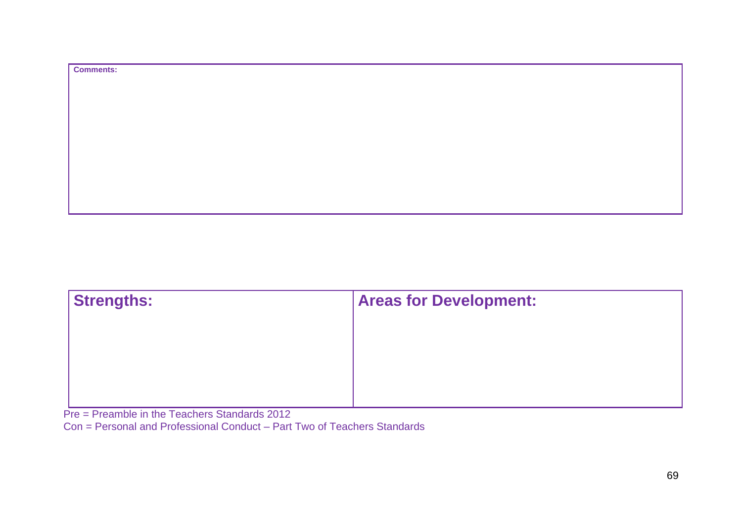| **Comments:** |
| --- |
| |

| **Strengths:** | **Areas for Development:** |
| --- | --- |
| | |

Pre = Preamble in the Teachers Standards 2012
Con = Personal and Professional Conduct – Part Two of Teachers Standards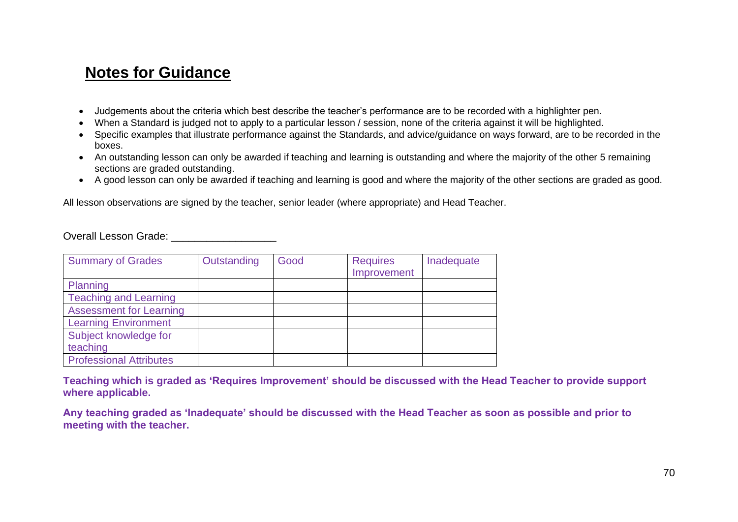## **Notes for Guidance**

- Judgements about the criteria which best describe the teacher's performance are to be recorded with a highlighter pen.
- When a Standard is judged not to apply to a particular lesson / session, none of the criteria against it will be highlighted.
- Specific examples that illustrate performance against the Standards, and advice/guidance on ways forward, are to be recorded in the boxes.
- An outstanding lesson can only be awarded if teaching and learning is outstanding and where the majority of the other 5 remaining sections are graded outstanding.
- A good lesson can only be awarded if teaching and learning is good and where the majority of the other sections are graded as good.

All lesson observations are signed by the teacher, senior leader (where appropriate) and Head Teacher.

Overall Lesson Grade: __________________

| Summary of Grades | Outstanding | Good | Requires Improvement | Inadequate |
|---|---|---|---|---|
| Planning | | | | |
| Teaching and Learning | | | | |
| Assessment for Learning | | | | |
| Learning Environment | | | | |
| Subject knowledge for teaching | | | | |
| Professional Attributes | | | | |

**Teaching which is graded as 'Requires Improvement' should be discussed with the Head Teacher to provide support where applicable.**

**Any teaching graded as 'Inadequate' should be discussed with the Head Teacher as soon as possible and prior to meeting with the teacher.**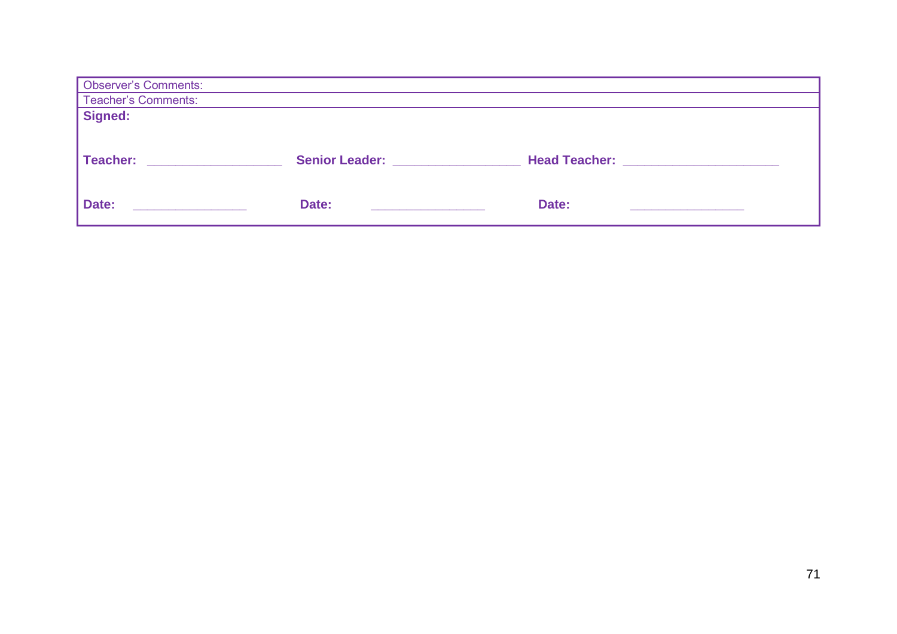| Observer's Comments: |
|---|
| Teacher's Comments: |
| **Signed:** |

**Teacher:** ___________________ **Senior Leader:** __________________ **Head Teacher:** ______________________

**Date:** ________________ **Date:** ________________ **Date:** ________________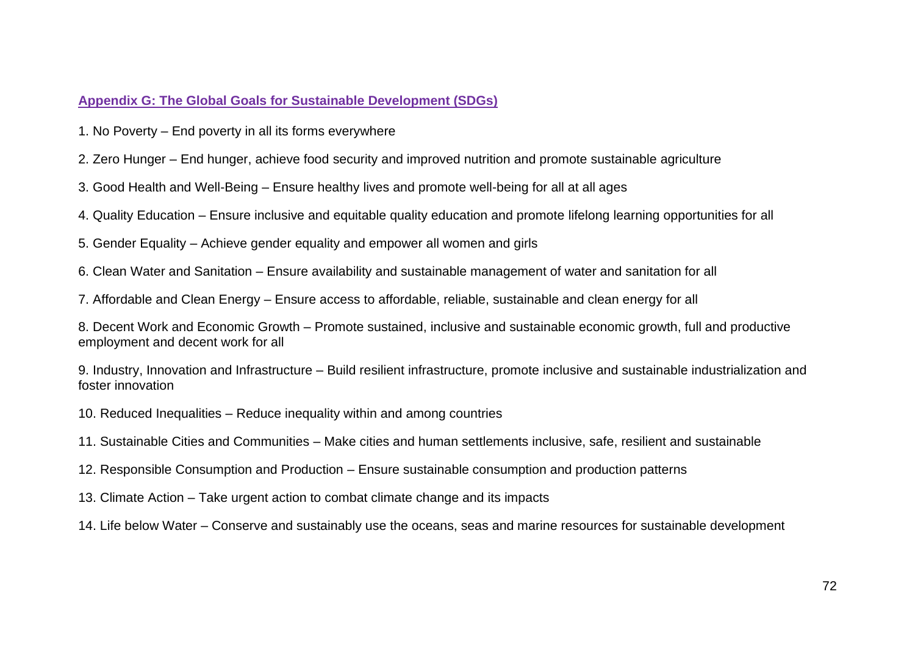## Appendix G: The Global Goals for Sustainable Development (SDGs)

1. No Poverty – End poverty in all its forms everywhere

2. Zero Hunger – End hunger, achieve food security and improved nutrition and promote sustainable agriculture

3. Good Health and Well-Being – Ensure healthy lives and promote well-being for all at all ages

4. Quality Education – Ensure inclusive and equitable quality education and promote lifelong learning opportunities for all

5. Gender Equality – Achieve gender equality and empower all women and girls

6. Clean Water and Sanitation – Ensure availability and sustainable management of water and sanitation for all

7. Affordable and Clean Energy – Ensure access to affordable, reliable, sustainable and clean energy for all

8. Decent Work and Economic Growth – Promote sustained, inclusive and sustainable economic growth, full and productive employment and decent work for all

9. Industry, Innovation and Infrastructure – Build resilient infrastructure, promote inclusive and sustainable industrialization and foster innovation

10. Reduced Inequalities – Reduce inequality within and among countries

11. Sustainable Cities and Communities – Make cities and human settlements inclusive, safe, resilient and sustainable

12. Responsible Consumption and Production – Ensure sustainable consumption and production patterns

13. Climate Action – Take urgent action to combat climate change and its impacts

14. Life below Water – Conserve and sustainably use the oceans, seas and marine resources for sustainable development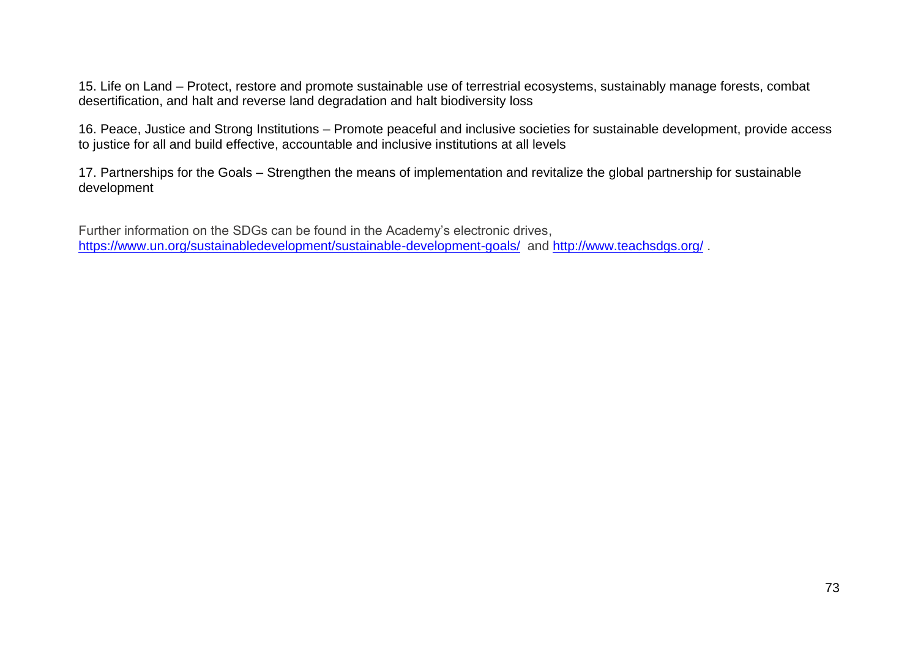15. Life on Land – Protect, restore and promote sustainable use of terrestrial ecosystems, sustainably manage forests, combat desertification, and halt and reverse land degradation and halt biodiversity loss

16. Peace, Justice and Strong Institutions – Promote peaceful and inclusive societies for sustainable development, provide access to justice for all and build effective, accountable and inclusive institutions at all levels

17. Partnerships for the Goals – Strengthen the means of implementation and revitalize the global partnership for sustainable development

Further information on the SDGs can be found in the Academy's electronic drives, [https://www.un.org/sustainabledevelopment/sustainable-development-goals/](https://www.un.org/sustainabledevelopment/sustainable-development-goals/) and [http://www.teachsdgs.org/](http://www.teachsdgs.org/) .